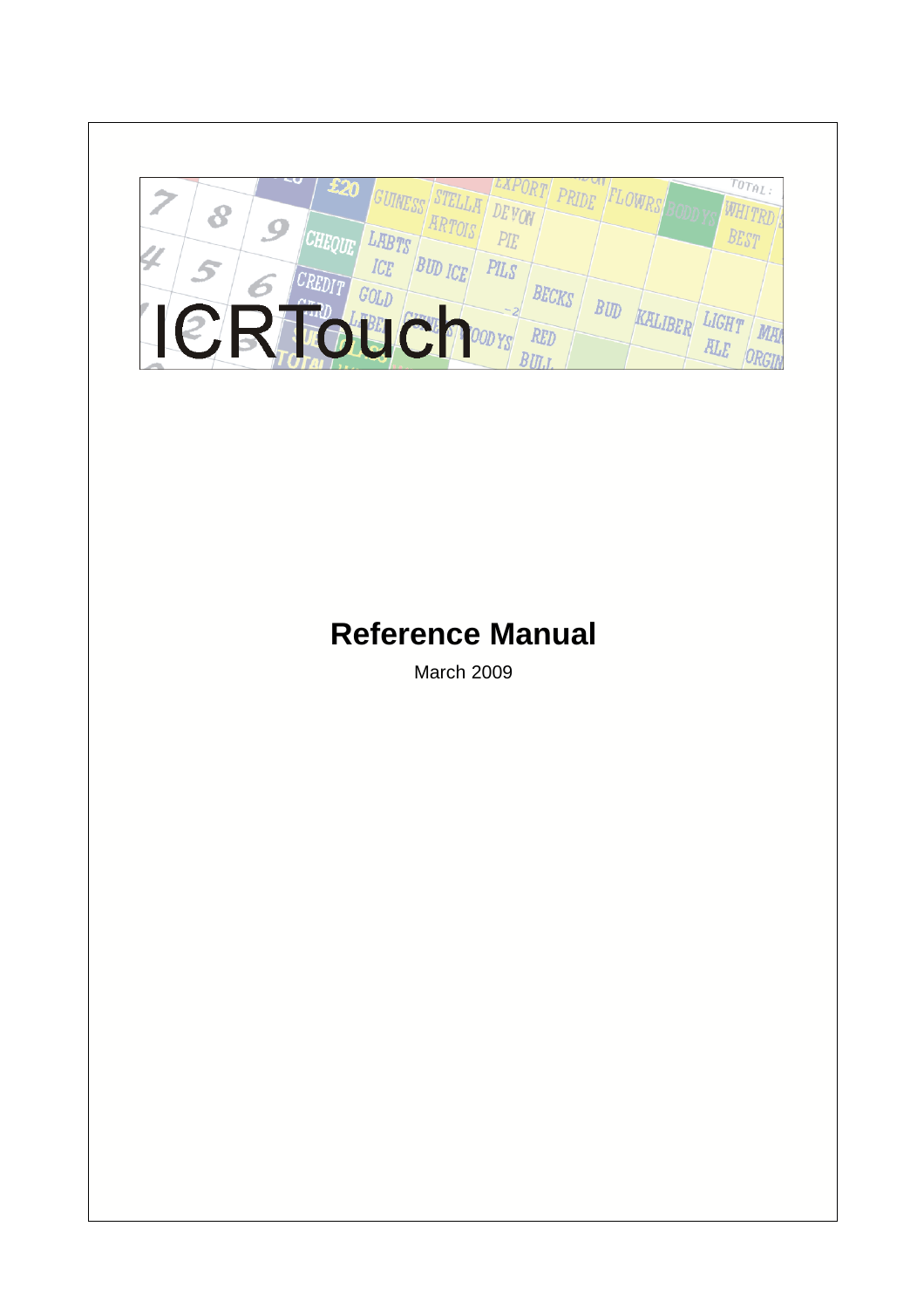# ICRTouch

## Reference Manual

March 2009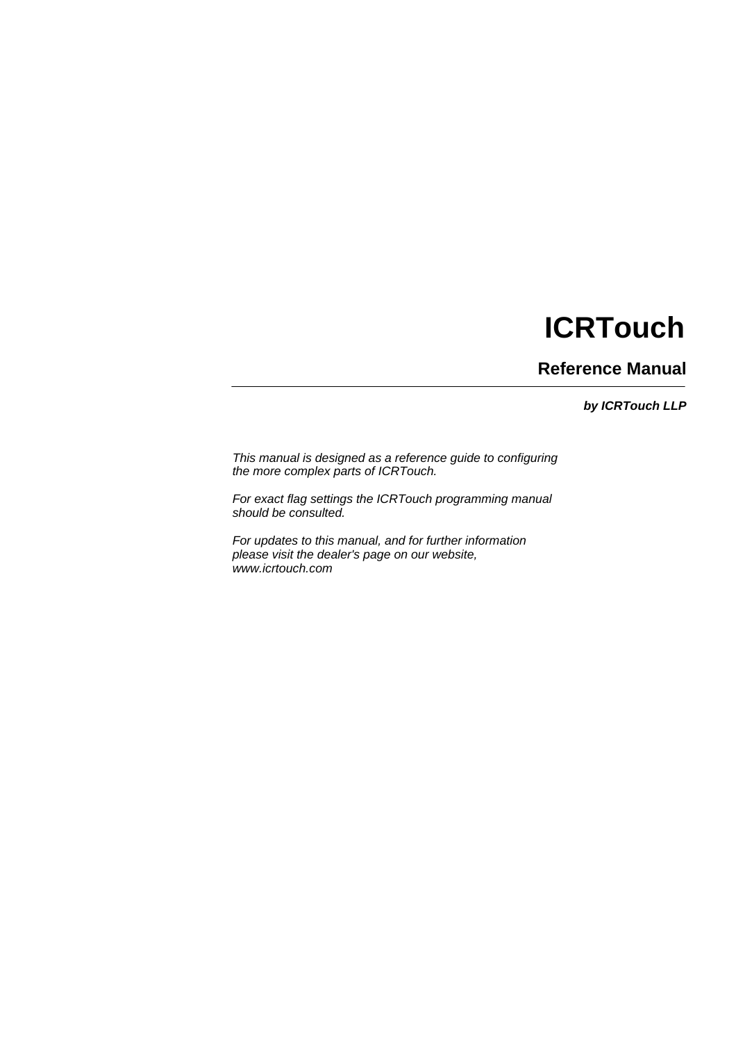# ICRTouch

## Reference Manual

***by ICRTouch LLP***

*This manual is designed as a reference guide to configuring the more complex parts of ICRTouch.*

*For exact flag settings the ICRTouch programming manual should be consulted.*

*For updates to this manual, and for further information please visit the dealer's page on our website, www.icrtouch.com*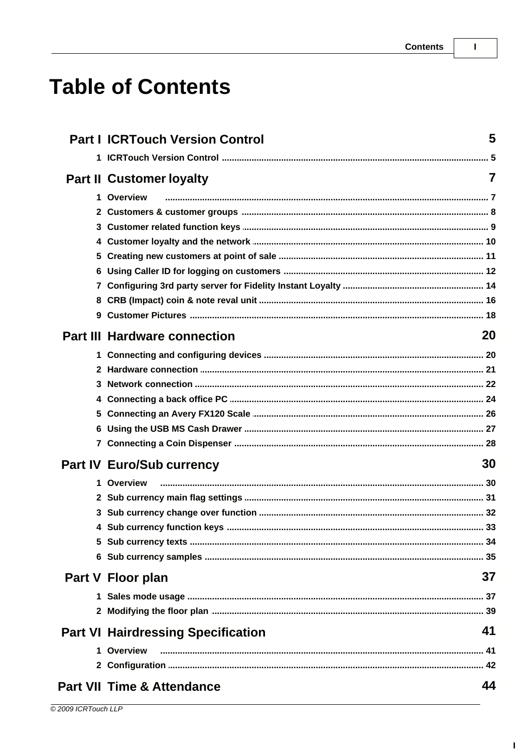# Table of Contents

**Part I ICRTouch Version Control** **5**

1 ICRTouch Version Control ........................................................................................................... 5

**Part II Customer loyalty** **7**

1 Overview ................................................................................................................................ 7
2 Customers & customer groups .................................................................................................. 8
3 Customer related function keys ................................................................................................. 9
4 Customer loyalty and the network ............................................................................................ 10
5 Creating new customers at point of sale ................................................................................. 11
6 Using Caller ID for logging on customers ................................................................................ 12
7 Configuring 3rd party server for Fidelity Instant Loyalty ......................................................... 14
8 CRB (Impact) coin & note reval unit ......................................................................................... 16
9 Customer Pictures ..................................................................................................................... 18

**Part III Hardware connection** **20**

1 Connecting and configuring devices ........................................................................................ 20
2 Hardware connection ................................................................................................................. 21
3 Network connection .................................................................................................................. 22
4 Connecting a back office PC ..................................................................................................... 24
5 Connecting an Avery FX120 Scale ............................................................................................ 26
6 Using the USB MS Cash Drawer ............................................................................................... 27
7 Connecting a Coin Dispenser ................................................................................................... 28

**Part IV Euro/Sub currency** **30**

1 Overview ................................................................................................................................ 30
2 Sub currency main flag settings ............................................................................................... 31
3 Sub currency change over function .......................................................................................... 32
4 Sub currency function keys ...................................................................................................... 33
5 Sub currency texts ..................................................................................................................... 34
6 Sub currency samples ............................................................................................................... 35

**Part V Floor plan** **37**

1 Sales mode usage ...................................................................................................................... 37
2 Modifying the floor plan ............................................................................................................ 39

**Part VI Hairdressing Specification** **41**

1 Overview ................................................................................................................................ 41
2 Configuration ............................................................................................................................. 42

**Part VII Time & Attendance** **44**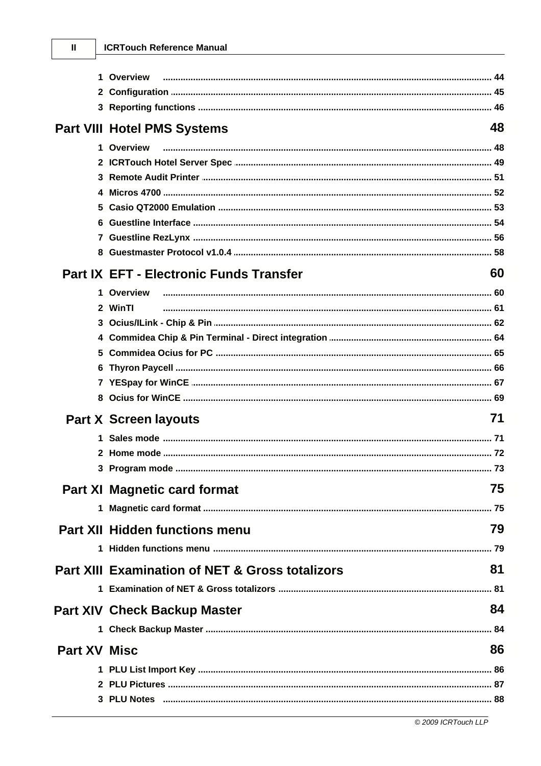1 Overview ..... 44
2 Configuration ..... 45
3 Reporting functions ..... 46

**Part VIII Hotel PMS Systems** **48**

1 Overview ..... 48
2 ICRTouch Hotel Server Spec ..... 49
3 Remote Audit Printer ..... 51
4 Micros 4700 ..... 52
5 Casio QT2000 Emulation ..... 53
6 Guestline Interface ..... 54
7 Guestline RezLynx ..... 56
8 Guestmaster Protocol v1.0.4 ..... 58

**Part IX EFT - Electronic Funds Transfer** **60**

1 Overview ..... 60
2 WinTI ..... 61
3 Ocius/ILink - Chip & Pin ..... 62
4 Commidea Chip & Pin Terminal - Direct integration ..... 64
5 Commidea Ocius for PC ..... 65
6 Thyron Paycell ..... 66
7 YESpay for WinCE ..... 67
8 Ocius for WinCE ..... 69

**Part X Screen layouts** **71**

1 Sales mode ..... 71
2 Home mode ..... 72
3 Program mode ..... 73

**Part XI Magnetic card format** **75**

1 Magnetic card format ..... 75

**Part XII Hidden functions menu** **79**

1 Hidden functions menu ..... 79

**Part XIII Examination of NET & Gross totalizors** **81**

1 Examination of NET & Gross totalizors ..... 81

**Part XIV Check Backup Master** **84**

1 Check Backup Master ..... 84

**Part XV Misc** **86**

1 PLU List Import Key ..... 86
2 PLU Pictures ..... 87
3 PLU Notes ..... 88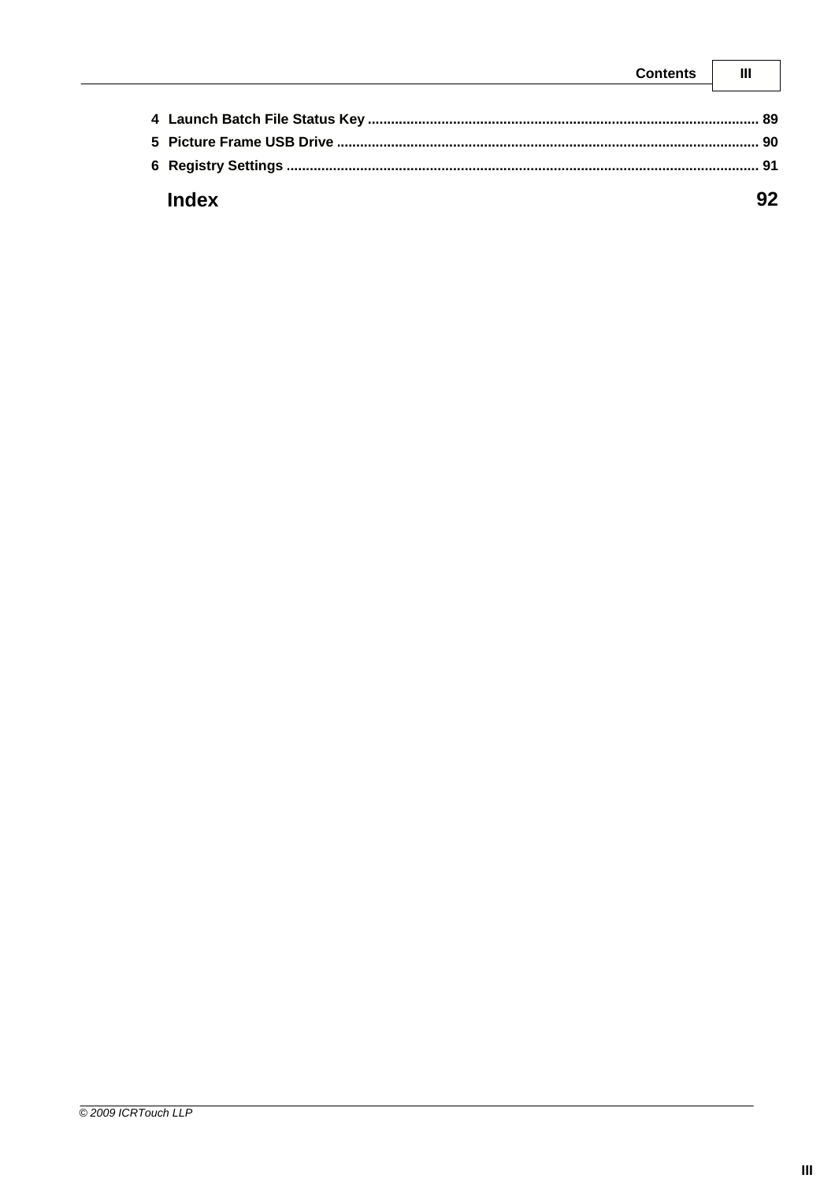4 Launch Batch File Status Key ................................................................................................... 89

5 Picture Frame USB Drive .......................................................................................................... 90

6 Registry Settings ....................................................................................................................... 91

**Index** **92**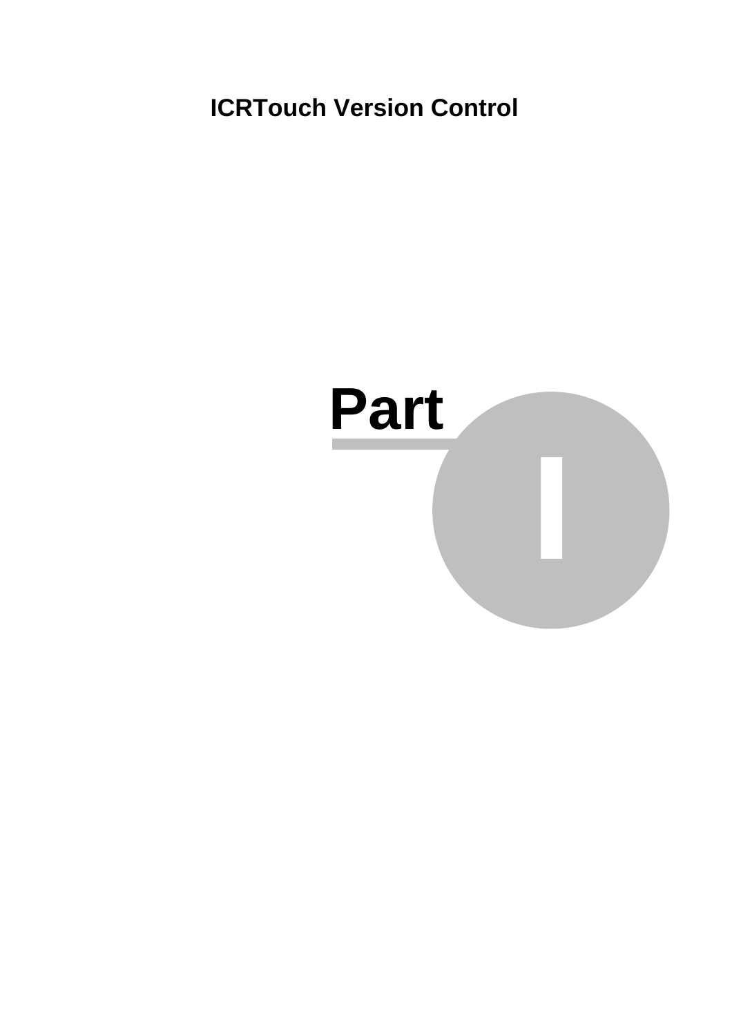# Part I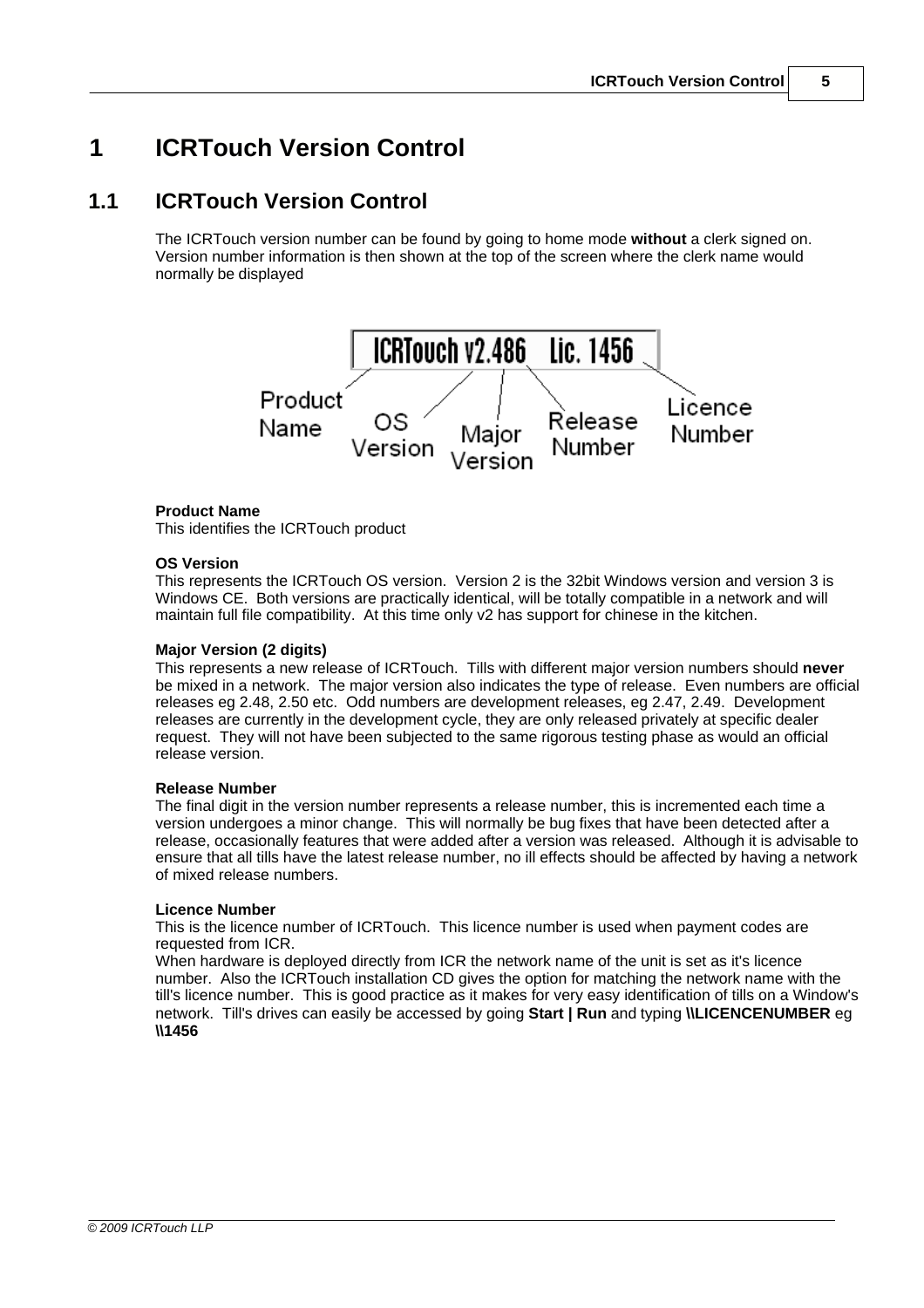# 1 ICRTouch Version Control

## 1.1 ICRTouch Version Control

The ICRTouch version number can be found by going to home mode **without** a clerk signed on. Version number information is then shown at the top of the screen where the clerk name would normally be displayed

ICRTouch v2.486 Lic. 1456

Product Name | OS Version | Major Version | Release Number | Licence Number

**Product Name**
This identifies the ICRTouch product

**OS Version**
This represents the ICRTouch OS version. Version 2 is the 32bit Windows version and version 3 is Windows CE. Both versions are practically identical, will be totally compatible in a network and will maintain full file compatibility. At this time only v2 has support for chinese in the kitchen.

**Major Version (2 digits)**
This represents a new release of ICRTouch. Tills with different major version numbers should **never** be mixed in a network. The major version also indicates the type of release. Even numbers are official releases eg 2.48, 2.50 etc. Odd numbers are development releases, eg 2.47, 2.49. Development releases are currently in the development cycle, they are only released privately at specific dealer request. They will not have been subjected to the same rigorous testing phase as would an official release version.

**Release Number**
The final digit in the version number represents a release number, this is incremented each time a version undergoes a minor change. This will normally be bug fixes that have been detected after a release, occasionally features that were added after a version was released. Although it is advisable to ensure that all tills have the latest release number, no ill effects should be affected by having a network of mixed release numbers.

**Licence Number**
This is the licence number of ICRTouch. This licence number is used when payment codes are requested from ICR.
When hardware is deployed directly from ICR the network name of the unit is set as it's licence number. Also the ICRTouch installation CD gives the option for matching the network name with the till's licence number. This is good practice as it makes for very easy identification of tills on a Window's network. Till's drives can easily be accessed by going **Start | Run** and typing **\\LICENCENUMBER** eg **\\1456**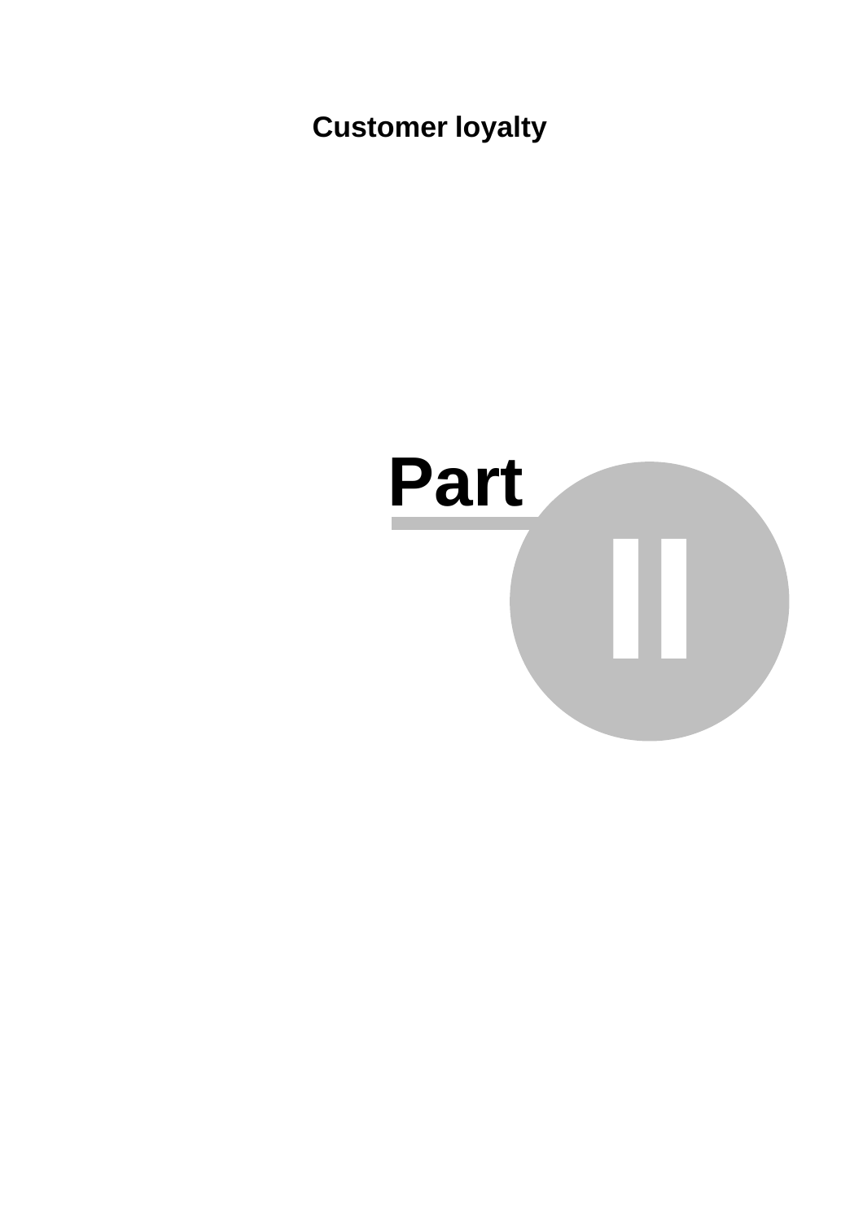# Part II

## Customer loyalty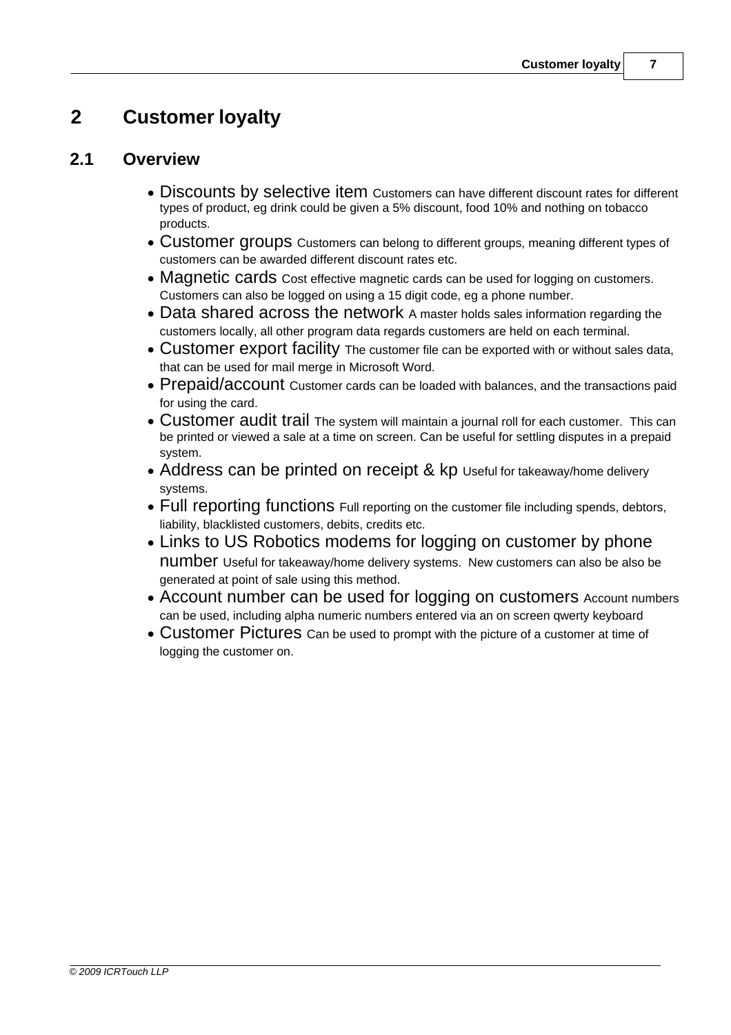# 2 Customer loyalty

## 2.1 Overview

- Discounts by selective item Customers can have different discount rates for different types of product, eg drink could be given a 5% discount, food 10% and nothing on tobacco products.
- Customer groups Customers can belong to different groups, meaning different types of customers can be awarded different discount rates etc.
- Magnetic cards Cost effective magnetic cards can be used for logging on customers. Customers can also be logged on using a 15 digit code, eg a phone number.
- Data shared across the network A master holds sales information regarding the customers locally, all other program data regards customers are held on each terminal.
- Customer export facility The customer file can be exported with or without sales data, that can be used for mail merge in Microsoft Word.
- Prepaid/account Customer cards can be loaded with balances, and the transactions paid for using the card.
- Customer audit trail The system will maintain a journal roll for each customer. This can be printed or viewed a sale at a time on screen. Can be useful for settling disputes in a prepaid system.
- Address can be printed on receipt & kp Useful for takeaway/home delivery systems.
- Full reporting functions Full reporting on the customer file including spends, debtors, liability, blacklisted customers, debits, credits etc.
- Links to US Robotics modems for logging on customer by phone number Useful for takeaway/home delivery systems. New customers can also be also be generated at point of sale using this method.
- Account number can be used for logging on customers Account numbers can be used, including alpha numeric numbers entered via an on screen qwerty keyboard
- Customer Pictures Can be used to prompt with the picture of a customer at time of logging the customer on.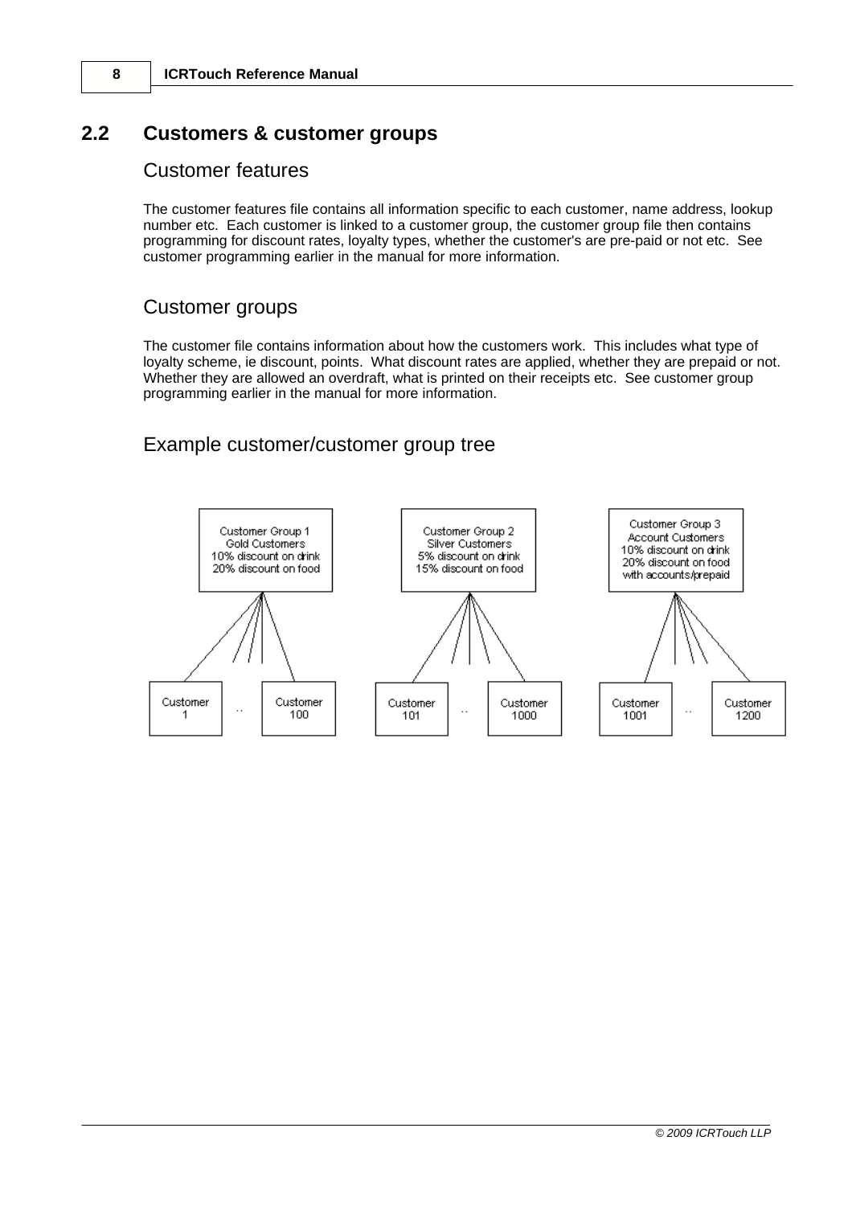## 2.2 Customers & customer groups

### Customer features

The customer features file contains all information specific to each customer, name address, lookup number etc. Each customer is linked to a customer group, the customer group file then contains programming for discount rates, loyalty types, whether the customer's are pre-paid or not etc. See customer programming earlier in the manual for more information.

### Customer groups

The customer file contains information about how the customers work. This includes what type of loyalty scheme, ie discount, points. What discount rates are applied, whether they are prepaid or not. Whether they are allowed an overdraft, what is printed on their receipts etc. See customer group programming earlier in the manual for more information.

### Example customer/customer group tree

Customer Group 1
Gold Customers
10% discount on drink
20% discount on food

- Customer 1 .. Customer 100

Customer Group 2
Silver Customers
5% discount on drink
15% discount on food

- Customer 101 .. Customer 1000

Customer Group 3
Account Customers
10% discount on drink
20% discount on food
with accounts/prepaid

- Customer 1001 .. Customer 1200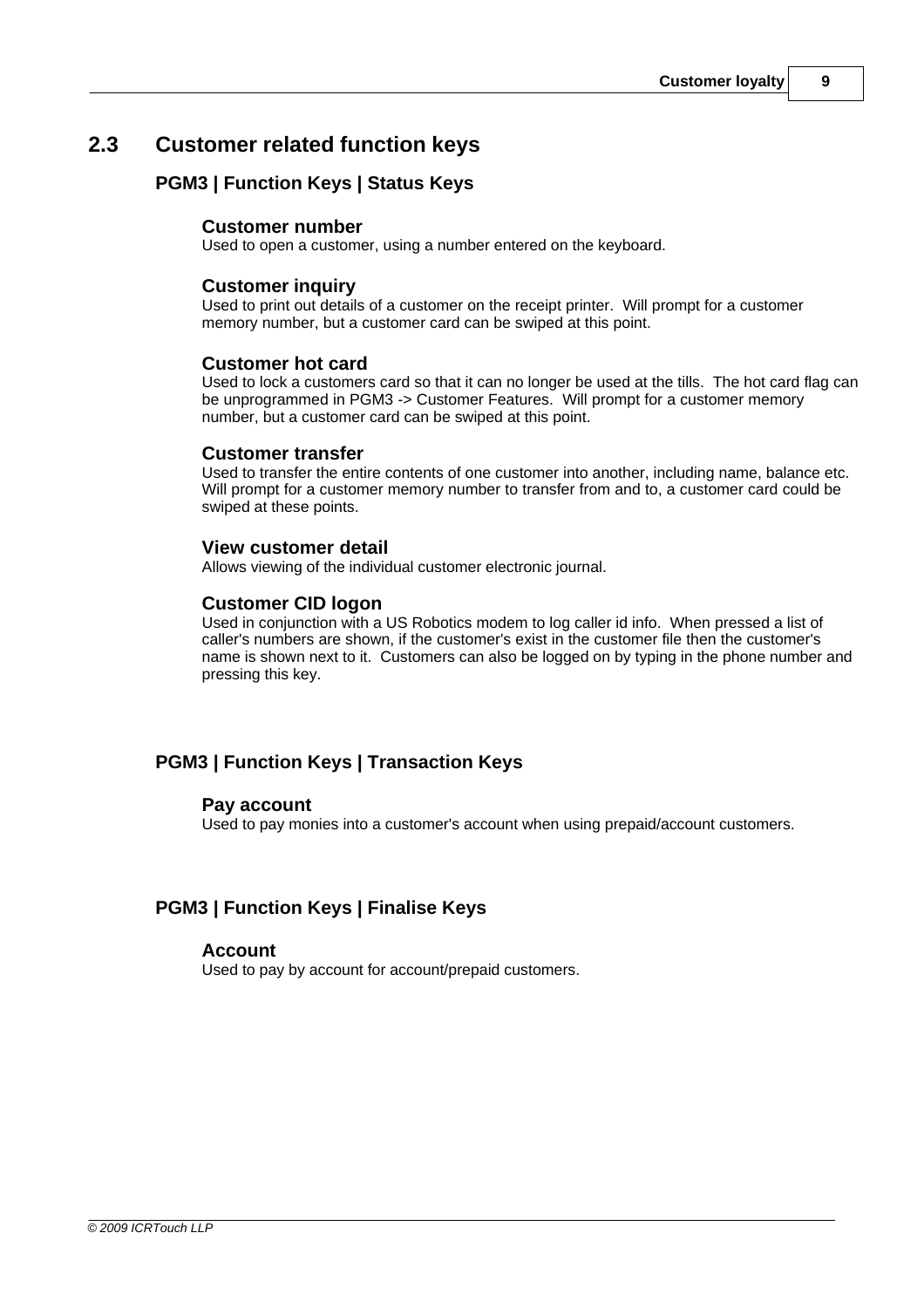## 2.3 Customer related function keys

### PGM3 | Function Keys | Status Keys

#### Customer number

Used to open a customer, using a number entered on the keyboard.

#### Customer inquiry

Used to print out details of a customer on the receipt printer. Will prompt for a customer memory number, but a customer card can be swiped at this point.

#### Customer hot card

Used to lock a customers card so that it can no longer be used at the tills. The hot card flag can be unprogrammed in PGM3 -> Customer Features. Will prompt for a customer memory number, but a customer card can be swiped at this point.

#### Customer transfer

Used to transfer the entire contents of one customer into another, including name, balance etc. Will prompt for a customer memory number to transfer from and to, a customer card could be swiped at these points.

#### View customer detail

Allows viewing of the individual customer electronic journal.

#### Customer CID logon

Used in conjunction with a US Robotics modem to log caller id info. When pressed a list of caller's numbers are shown, if the customer's exist in the customer file then the customer's name is shown next to it. Customers can also be logged on by typing in the phone number and pressing this key.

### PGM3 | Function Keys | Transaction Keys

#### Pay account

Used to pay monies into a customer's account when using prepaid/account customers.

### PGM3 | Function Keys | Finalise Keys

#### Account

Used to pay by account for account/prepaid customers.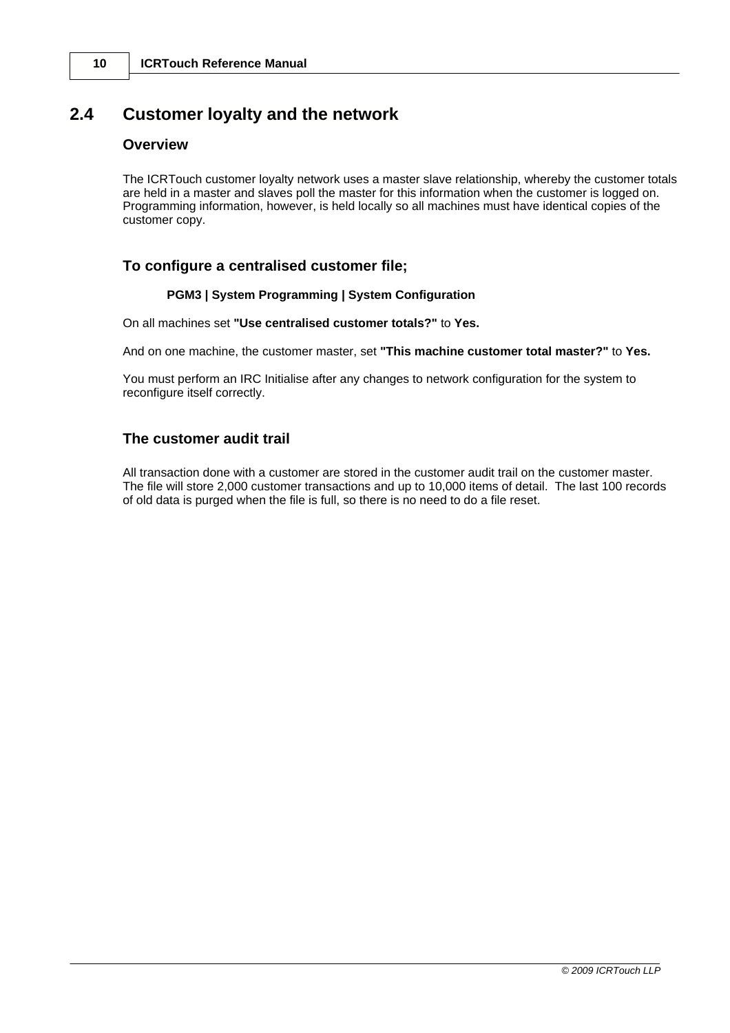## 2.4 Customer loyalty and the network

### Overview

The ICRTouch customer loyalty network uses a master slave relationship, whereby the customer totals are held in a master and slaves poll the master for this information when the customer is logged on. Programming information, however, is held locally so all machines must have identical copies of the customer copy.

### To configure a centralised customer file;

**PGM3 | System Programming | System Configuration**

On all machines set **"Use centralised customer totals?"** to **Yes.**

And on one machine, the customer master, set **"This machine customer total master?"** to **Yes.**

You must perform an IRC Initialise after any changes to network configuration for the system to reconfigure itself correctly.

### The customer audit trail

All transaction done with a customer are stored in the customer audit trail on the customer master. The file will store 2,000 customer transactions and up to 10,000 items of detail. The last 100 records of old data is purged when the file is full, so there is no need to do a file reset.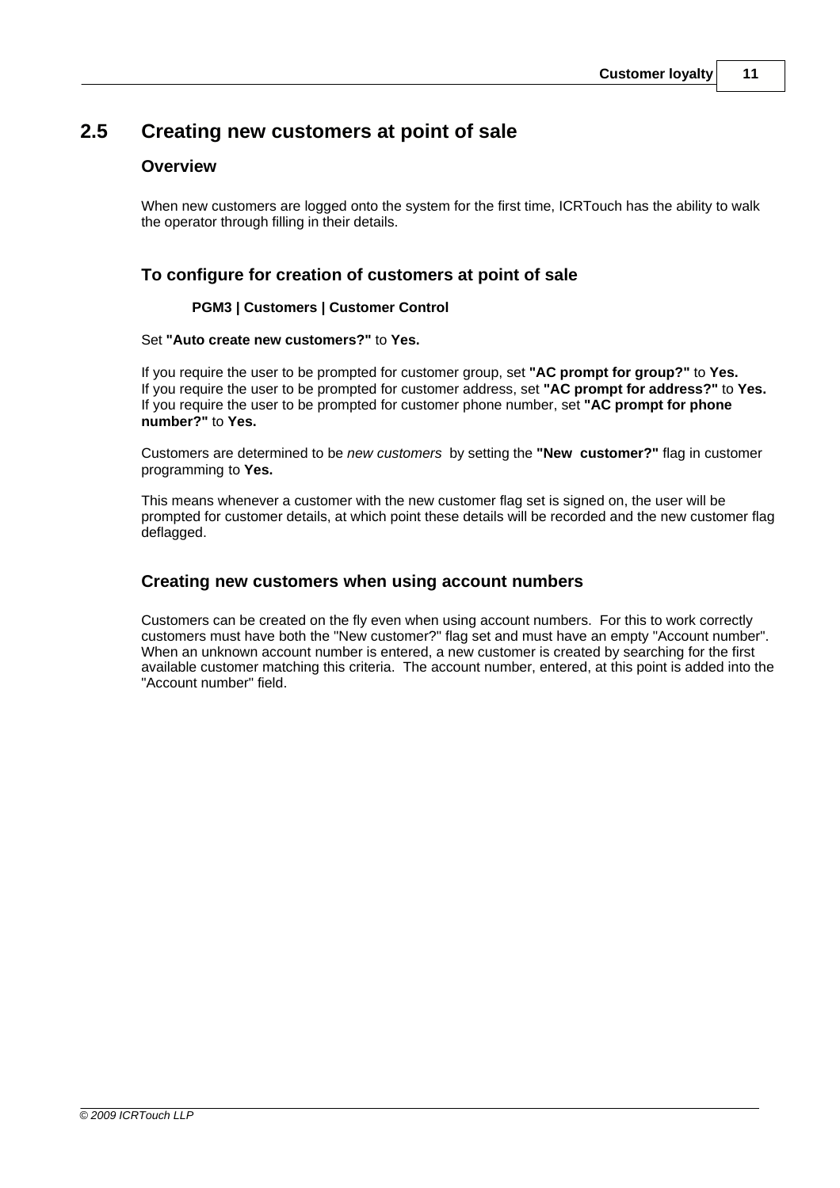## 2.5 Creating new customers at point of sale

### Overview

When new customers are logged onto the system for the first time, ICRTouch has the ability to walk the operator through filling in their details.

### To configure for creation of customers at point of sale

**PGM3 | Customers | Customer Control**

Set **"Auto create new customers?"** to **Yes.**

If you require the user to be prompted for customer group, set **"AC prompt for group?"** to **Yes.**
If you require the user to be prompted for customer address, set **"AC prompt for address?"** to **Yes.**
If you require the user to be prompted for customer phone number, set **"AC prompt for phone number?"** to **Yes.**

Customers are determined to be *new customers* by setting the **"New customer?"** flag in customer programming to **Yes.**

This means whenever a customer with the new customer flag set is signed on, the user will be prompted for customer details, at which point these details will be recorded and the new customer flag deflagged.

### Creating new customers when using account numbers

Customers can be created on the fly even when using account numbers. For this to work correctly customers must have both the "New customer?" flag set and must have an empty "Account number". When an unknown account number is entered, a new customer is created by searching for the first available customer matching this criteria. The account number, entered, at this point is added into the "Account number" field.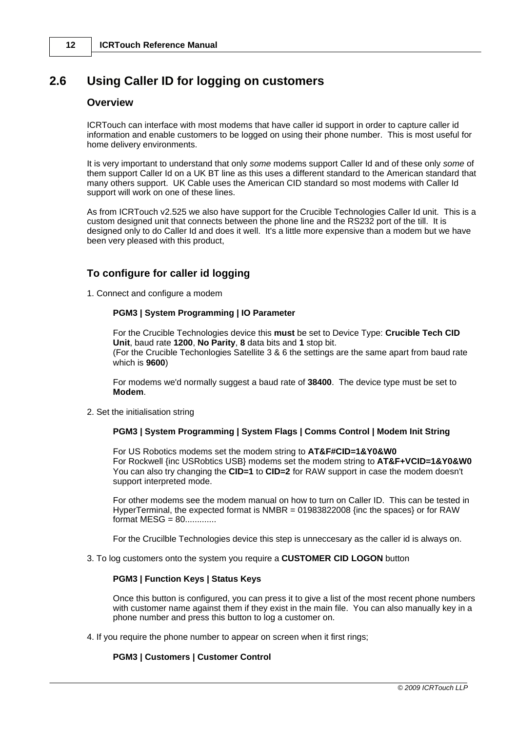## 2.6 Using Caller ID for logging on customers

### Overview

ICRTouch can interface with most modems that have caller id support in order to capture caller id information and enable customers to be logged on using their phone number. This is most useful for home delivery environments.

It is very important to understand that only *some* modems support Caller Id and of these only *some* of them support Caller Id on a UK BT line as this uses a different standard to the American standard that many others support. UK Cable uses the American CID standard so most modems with Caller Id support will work on one of these lines.

As from ICRTouch v2.525 we also have support for the Crucible Technologies Caller Id unit. This is a custom designed unit that connects between the phone line and the RS232 port of the till. It is designed only to do Caller Id and does it well. It's a little more expensive than a modem but we have been very pleased with this product,

### To configure for caller id logging

1. Connect and configure a modem

   **PGM3 | System Programming | IO Parameter**

   For the Crucible Technologies device this **must** be set to Device Type: **Crucible Tech CID Unit**, baud rate **1200**, **No Parity**, **8** data bits and **1** stop bit.
   (For the Crucible Techonlogies Satellite 3 & 6 the settings are the same apart from baud rate which is **9600**)

   For modems we'd normally suggest a baud rate of **38400**. The device type must be set to **Modem**.

2. Set the initialisation string

   **PGM3 | System Programming | System Flags | Comms Control | Modem Init String**

   For US Robotics modems set the modem string to **AT&F#CID=1&Y0&W0**
   For Rockwell {inc USRobtics USB} modems set the modem string to **AT&F+VCID=1&Y0&W0**
   You can also try changing the **CID=1** to **CID=2** for RAW support in case the modem doesn't support interpreted mode.

   For other modems see the modem manual on how to turn on Caller ID. This can be tested in HyperTerminal, the expected format is NMBR = 01983822008 {inc the spaces} or for RAW format MESG = 80............

   For the Crucilble Technologies device this step is unneccesary as the caller id is always on.

3. To log customers onto the system you require a **CUSTOMER CID LOGON** button

   **PGM3 | Function Keys | Status Keys**

   Once this button is configured, you can press it to give a list of the most recent phone numbers with customer name against them if they exist in the main file. You can also manually key in a phone number and press this button to log a customer on.

4. If you require the phone number to appear on screen when it first rings;

   **PGM3 | Customers | Customer Control**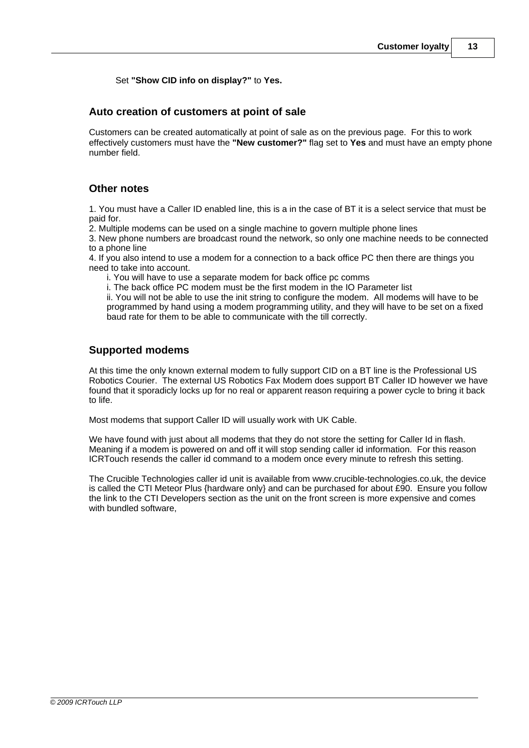Set **"Show CID info on display?"** to **Yes.**

## Auto creation of customers at point of sale

Customers can be created automatically at point of sale as on the previous page. For this to work effectively customers must have the **"New customer?"** flag set to **Yes** and must have an empty phone number field.

## Other notes

1. You must have a Caller ID enabled line, this is a in the case of BT it is a select service that must be paid for.
2. Multiple modems can be used on a single machine to govern multiple phone lines
3. New phone numbers are broadcast round the network, so only one machine needs to be connected to a phone line
4. If you also intend to use a modem for a connection to a back office PC then there are things you need to take into account.
   - i. You will have to use a separate modem for back office pc comms
   - i. The back office PC modem must be the first modem in the IO Parameter list
   - ii. You will not be able to use the init string to configure the modem. All modems will have to be programmed by hand using a modem programming utility, and they will have to be set on a fixed baud rate for them to be able to communicate with the till correctly.

## Supported modems

At this time the only known external modem to fully support CID on a BT line is the Professional US Robotics Courier. The external US Robotics Fax Modem does support BT Caller ID however we have found that it sporadicly locks up for no real or apparent reason requiring a power cycle to bring it back to life.

Most modems that support Caller ID will usually work with UK Cable.

We have found with just about all modems that they do not store the setting for Caller Id in flash. Meaning if a modem is powered on and off it will stop sending caller id information. For this reason ICRTouch resends the caller id command to a modem once every minute to refresh this setting.

The Crucible Technologies caller id unit is available from www.crucible-technologies.co.uk, the device is called the CTI Meteor Plus {hardware only} and can be purchased for about £90. Ensure you follow the link to the CTI Developers section as the unit on the front screen is more expensive and comes with bundled software,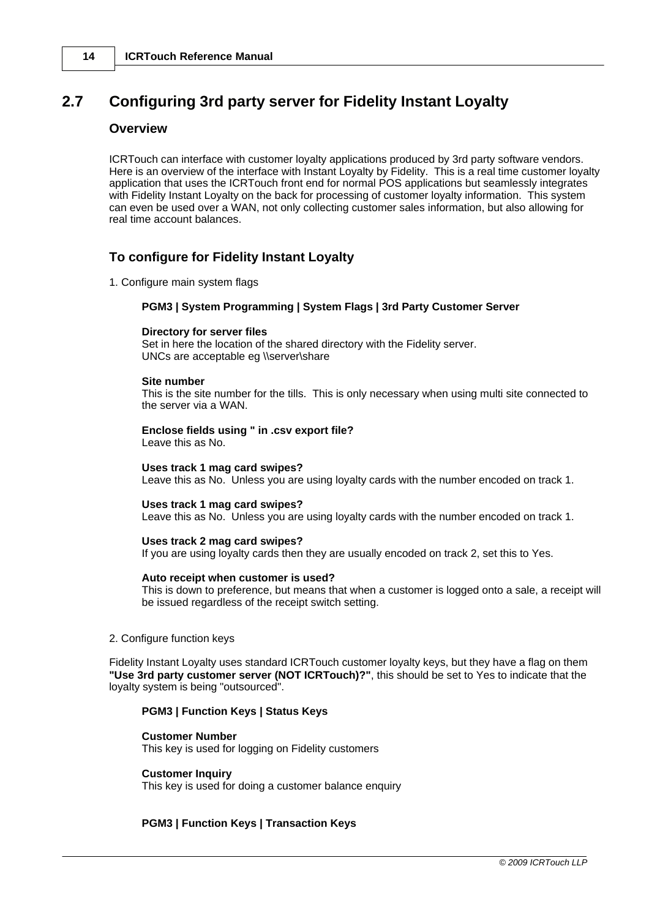## 2.7 Configuring 3rd party server for Fidelity Instant Loyalty

### Overview

ICRTouch can interface with customer loyalty applications produced by 3rd party software vendors. Here is an overview of the interface with Instant Loyalty by Fidelity. This is a real time customer loyalty application that uses the ICRTouch front end for normal POS applications but seamlessly integrates with Fidelity Instant Loyalty on the back for processing of customer loyalty information. This system can even be used over a WAN, not only collecting customer sales information, but also allowing for real time account balances.

### To configure for Fidelity Instant Loyalty

1. Configure main system flags

**PGM3 | System Programming | System Flags | 3rd Party Customer Server**

**Directory for server files**
Set in here the location of the shared directory with the Fidelity server.
UNCs are acceptable eg \\server\share

**Site number**
This is the site number for the tills. This is only necessary when using multi site connected to the server via a WAN.

**Enclose fields using " in .csv export file?**
Leave this as No.

**Uses track 1 mag card swipes?**
Leave this as No. Unless you are using loyalty cards with the number encoded on track 1.

**Uses track 1 mag card swipes?**
Leave this as No. Unless you are using loyalty cards with the number encoded on track 1.

**Uses track 2 mag card swipes?**
If you are using loyalty cards then they are usually encoded on track 2, set this to Yes.

**Auto receipt when customer is used?**
This is down to preference, but means that when a customer is logged onto a sale, a receipt will be issued regardless of the receipt switch setting.

2. Configure function keys

Fidelity Instant Loyalty uses standard ICRTouch customer loyalty keys, but they have a flag on them **"Use 3rd party customer server (NOT ICRTouch)?"**, this should be set to Yes to indicate that the loyalty system is being "outsourced".

**PGM3 | Function Keys | Status Keys**

**Customer Number**
This key is used for logging on Fidelity customers

**Customer Inquiry**
This key is used for doing a customer balance enquiry

**PGM3 | Function Keys | Transaction Keys**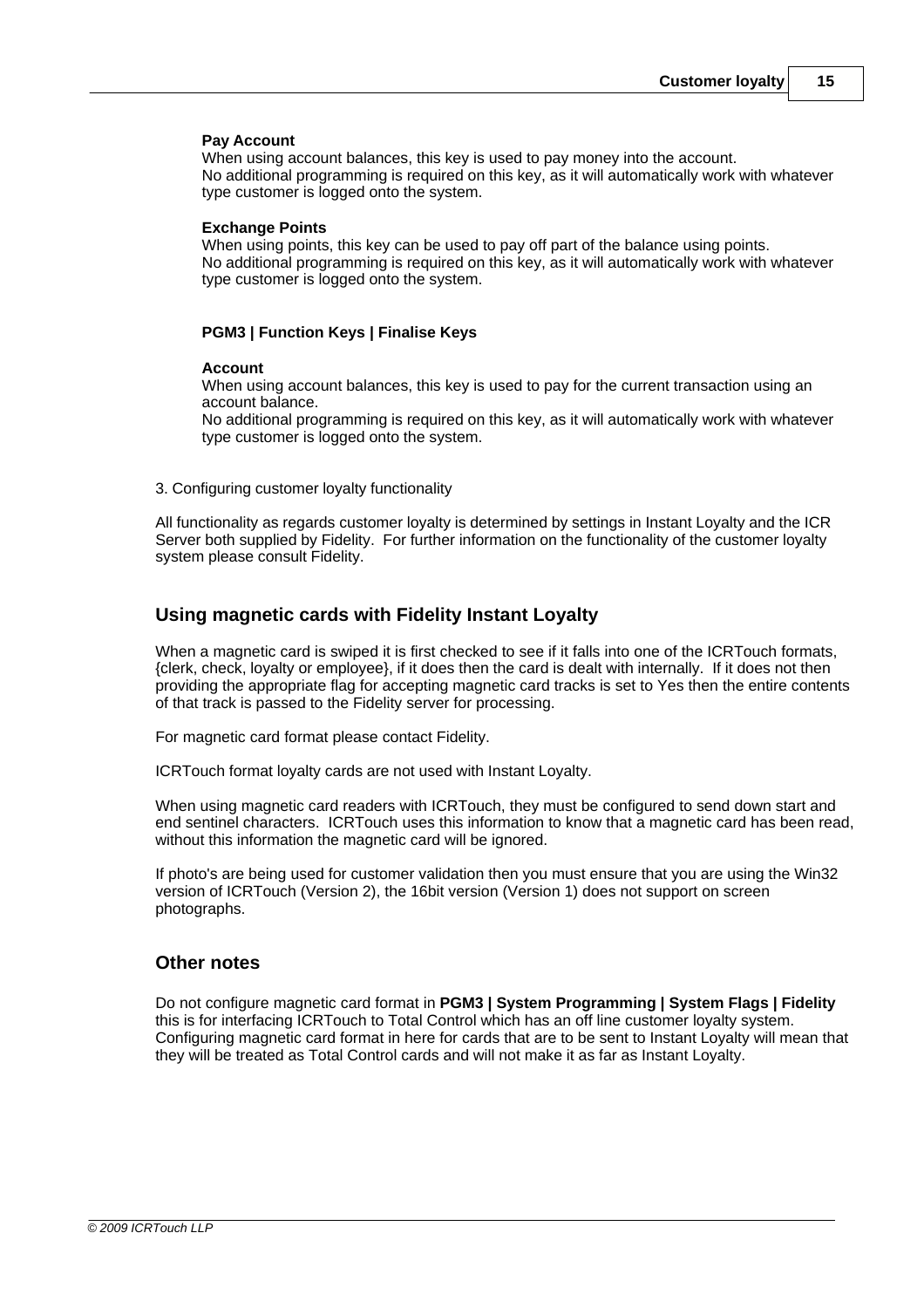**Pay Account**
When using account balances, this key is used to pay money into the account.
No additional programming is required on this key, as it will automatically work with whatever type customer is logged onto the system.

**Exchange Points**
When using points, this key can be used to pay off part of the balance using points.
No additional programming is required on this key, as it will automatically work with whatever type customer is logged onto the system.

**PGM3 | Function Keys | Finalise Keys**

**Account**
When using account balances, this key is used to pay for the current transaction using an account balance.
No additional programming is required on this key, as it will automatically work with whatever type customer is logged onto the system.

3. Configuring customer loyalty functionality

All functionality as regards customer loyalty is determined by settings in Instant Loyalty and the ICR Server both supplied by Fidelity. For further information on the functionality of the customer loyalty system please consult Fidelity.

## Using magnetic cards with Fidelity Instant Loyalty

When a magnetic card is swiped it is first checked to see if it falls into one of the ICRTouch formats, {clerk, check, loyalty or employee}, if it does then the card is dealt with internally. If it does not then providing the appropriate flag for accepting magnetic card tracks is set to Yes then the entire contents of that track is passed to the Fidelity server for processing.

For magnetic card format please contact Fidelity.

ICRTouch format loyalty cards are not used with Instant Loyalty.

When using magnetic card readers with ICRTouch, they must be configured to send down start and end sentinel characters. ICRTouch uses this information to know that a magnetic card has been read, without this information the magnetic card will be ignored.

If photo's are being used for customer validation then you must ensure that you are using the Win32 version of ICRTouch (Version 2), the 16bit version (Version 1) does not support on screen photographs.

## Other notes

Do not configure magnetic card format in **PGM3 | System Programming | System Flags | Fidelity** this is for interfacing ICRTouch to Total Control which has an off line customer loyalty system. Configuring magnetic card format in here for cards that are to be sent to Instant Loyalty will mean that they will be treated as Total Control cards and will not make it as far as Instant Loyalty.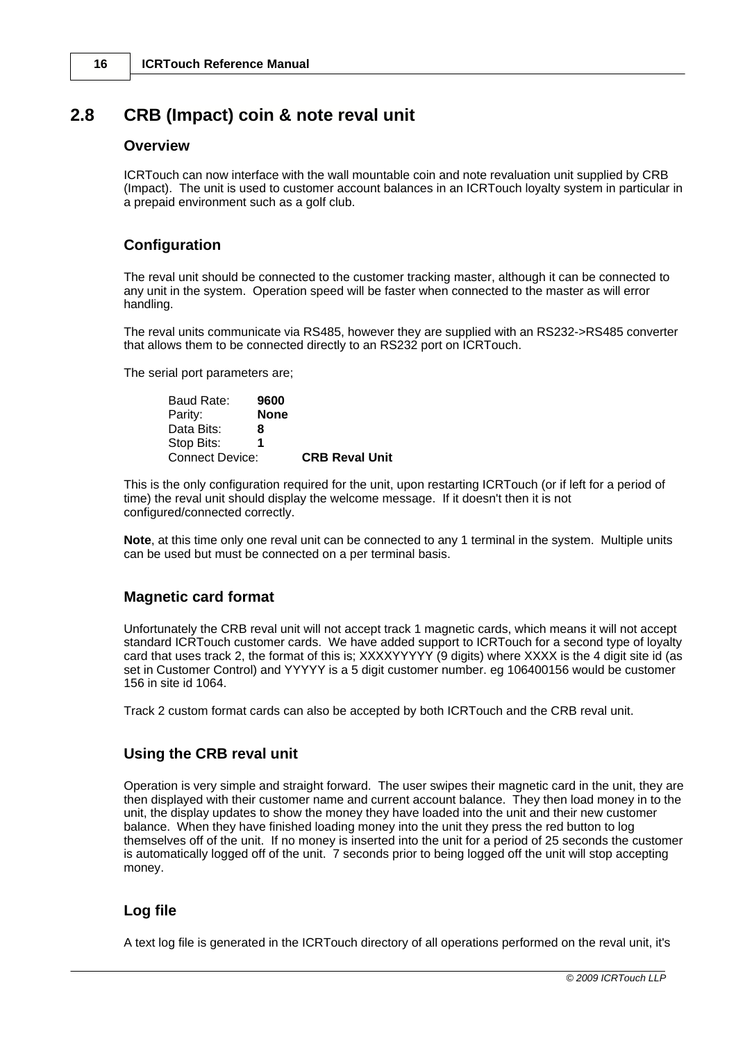## 2.8 CRB (Impact) coin & note reval unit

### Overview

ICRTouch can now interface with the wall mountable coin and note revaluation unit supplied by CRB (Impact). The unit is used to customer account balances in an ICRTouch loyalty system in particular in a prepaid environment such as a golf club.

### Configuration

The reval unit should be connected to the customer tracking master, although it can be connected to any unit in the system. Operation speed will be faster when connected to the master as will error handling.

The reval units communicate via RS485, however they are supplied with an RS232->RS485 converter that allows them to be connected directly to an RS232 port on ICRTouch.

The serial port parameters are;

Baud Rate: **9600**
Parity: **None**
Data Bits: **8**
Stop Bits: **1**
Connect Device: **CRB Reval Unit**

This is the only configuration required for the unit, upon restarting ICRTouch (or if left for a period of time) the reval unit should display the welcome message. If it doesn't then it is not configured/connected correctly.

**Note**, at this time only one reval unit can be connected to any 1 terminal in the system. Multiple units can be used but must be connected on a per terminal basis.

### Magnetic card format

Unfortunately the CRB reval unit will not accept track 1 magnetic cards, which means it will not accept standard ICRTouch customer cards. We have added support to ICRTouch for a second type of loyalty card that uses track 2, the format of this is; XXXXYYYYY (9 digits) where XXXX is the 4 digit site id (as set in Customer Control) and YYYYY is a 5 digit customer number. eg 106400156 would be customer 156 in site id 1064.

Track 2 custom format cards can also be accepted by both ICRTouch and the CRB reval unit.

### Using the CRB reval unit

Operation is very simple and straight forward. The user swipes their magnetic card in the unit, they are then displayed with their customer name and current account balance. They then load money in to the unit, the display updates to show the money they have loaded into the unit and their new customer balance. When they have finished loading money into the unit they press the red button to log themselves off of the unit. If no money is inserted into the unit for a period of 25 seconds the customer is automatically logged off of the unit. 7 seconds prior to being logged off the unit will stop accepting money.

### Log file

A text log file is generated in the ICRTouch directory of all operations performed on the reval unit, it's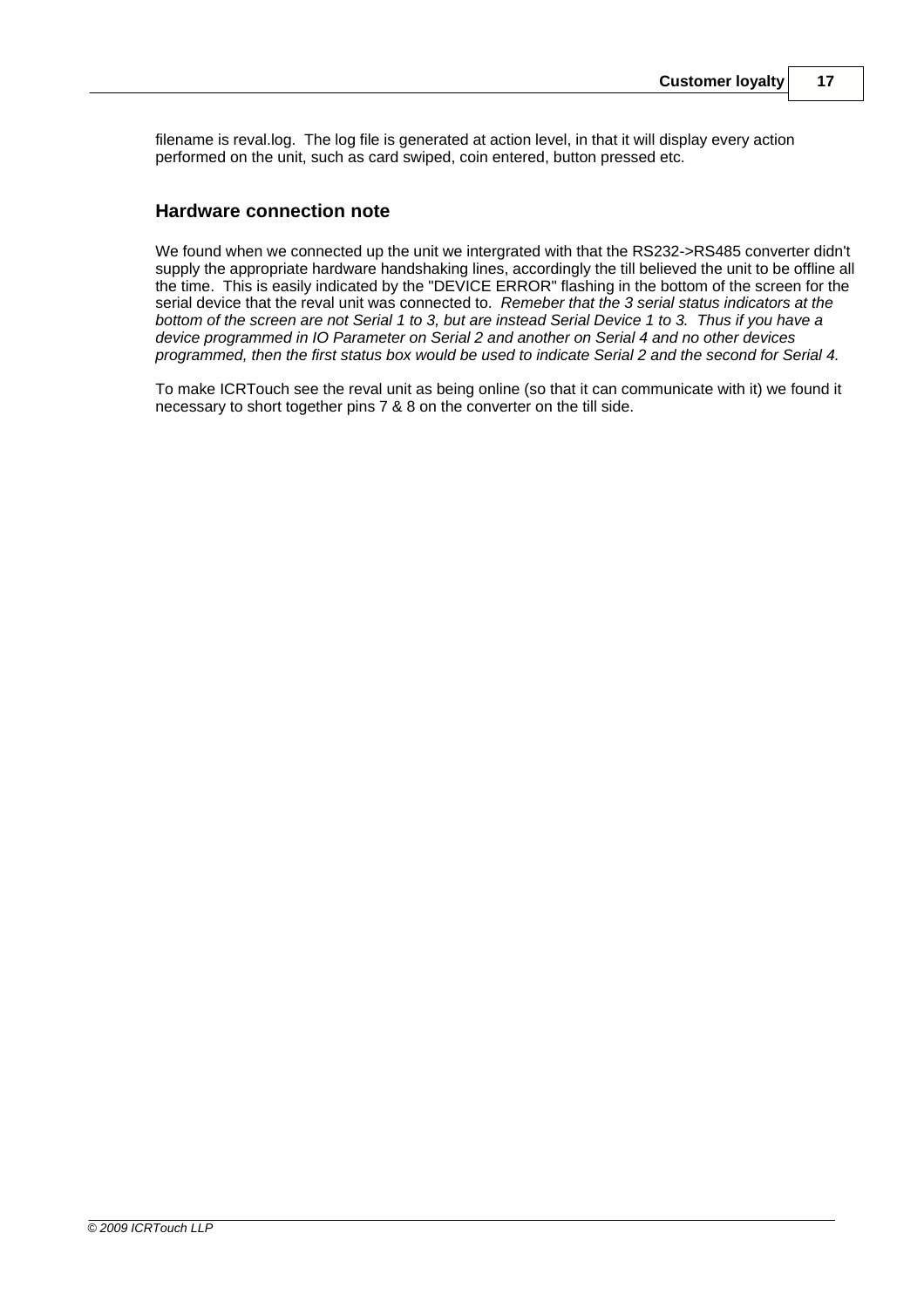filename is reval.log. The log file is generated at action level, in that it will display every action performed on the unit, such as card swiped, coin entered, button pressed etc.

## Hardware connection note

We found when we connected up the unit we intergrated with that the RS232->RS485 converter didn't supply the appropriate hardware handshaking lines, accordingly the till believed the unit to be offline all the time. This is easily indicated by the "DEVICE ERROR" flashing in the bottom of the screen for the serial device that the reval unit was connected to. *Remeber that the 3 serial status indicators at the bottom of the screen are not Serial 1 to 3, but are instead Serial Device 1 to 3. Thus if you have a device programmed in IO Parameter on Serial 2 and another on Serial 4 and no other devices programmed, then the first status box would be used to indicate Serial 2 and the second for Serial 4.*

To make ICRTouch see the reval unit as being online (so that it can communicate with it) we found it necessary to short together pins 7 & 8 on the converter on the till side.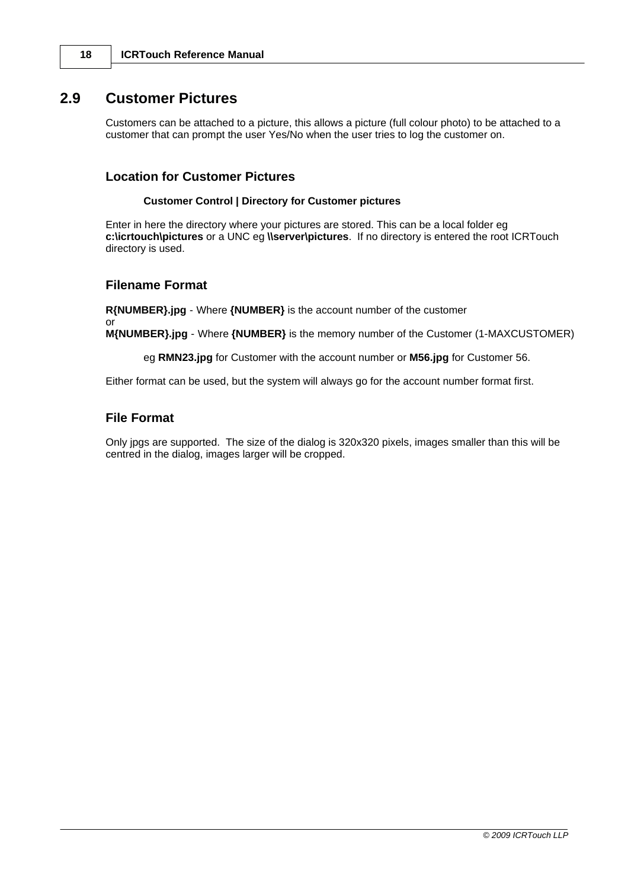## 2.9 Customer Pictures

Customers can be attached to a picture, this allows a picture (full colour photo) to be attached to a customer that can prompt the user Yes/No when the user tries to log the customer on.

### Location for Customer Pictures

**Customer Control | Directory for Customer pictures**

Enter in here the directory where your pictures are stored. This can be a local folder eg **c:\icrtouch\pictures** or a UNC eg **\\server\pictures**. If no directory is entered the root ICRTouch directory is used.

### Filename Format

**R{NUMBER}.jpg** - Where **{NUMBER}** is the account number of the customer
or
**M{NUMBER}.jpg** - Where **{NUMBER}** is the memory number of the Customer (1-MAXCUSTOMER)

eg **RMN23.jpg** for Customer with the account number or **M56.jpg** for Customer 56.

Either format can be used, but the system will always go for the account number format first.

### File Format

Only jpgs are supported. The size of the dialog is 320x320 pixels, images smaller than this will be centred in the dialog, images larger will be cropped.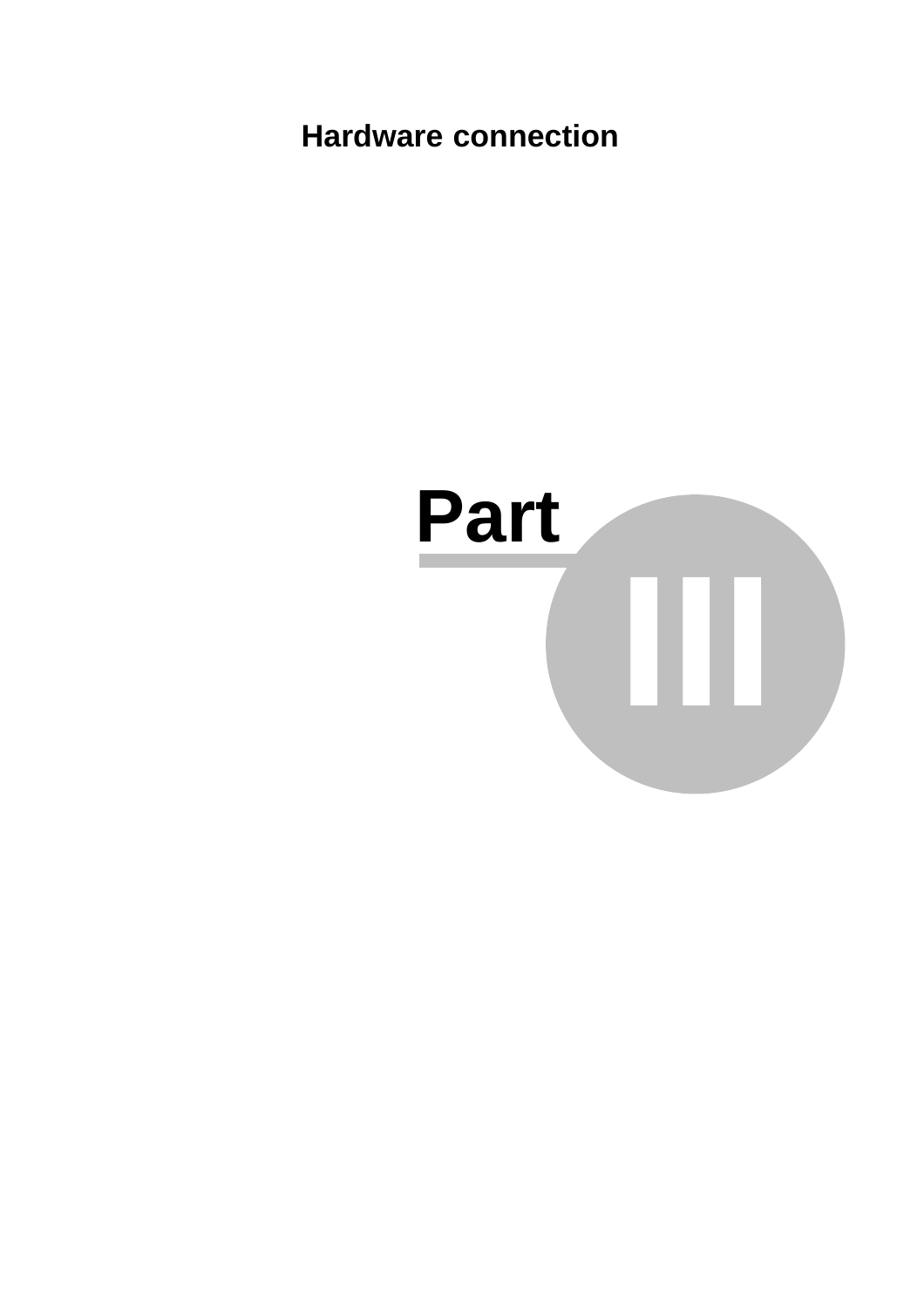# Hardware connection

# Part III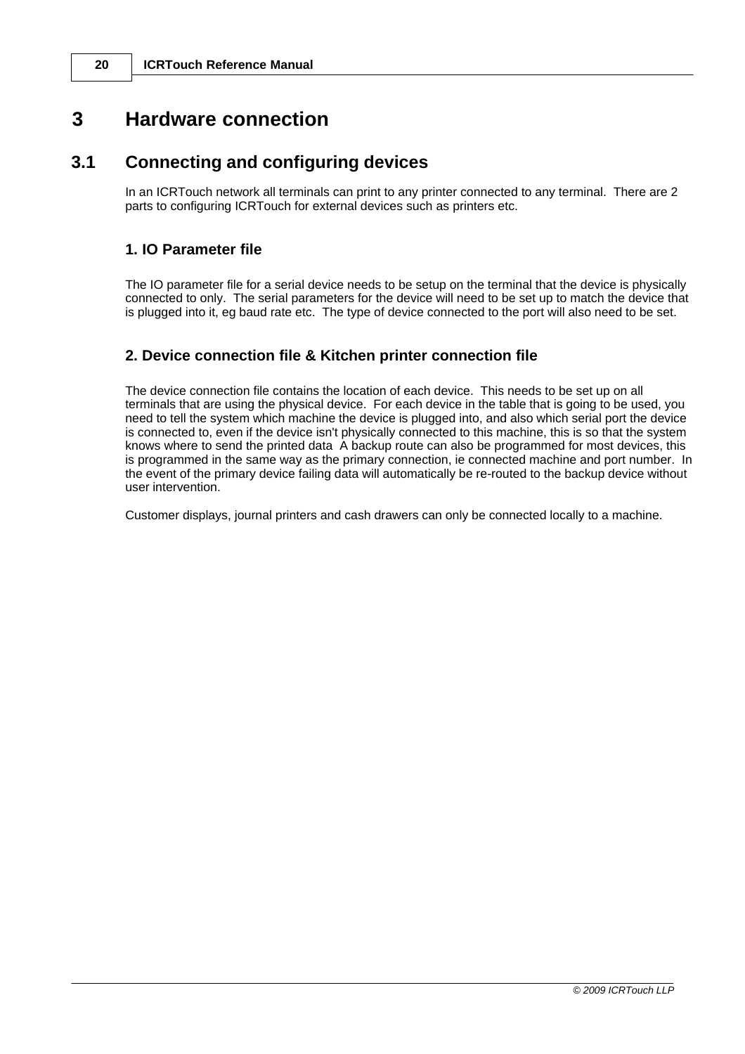# 3 Hardware connection

## 3.1 Connecting and configuring devices

In an ICRTouch network all terminals can print to any printer connected to any terminal. There are 2 parts to configuring ICRTouch for external devices such as printers etc.

### 1. IO Parameter file

The IO parameter file for a serial device needs to be setup on the terminal that the device is physically connected to only. The serial parameters for the device will need to be set up to match the device that is plugged into it, eg baud rate etc. The type of device connected to the port will also need to be set.

### 2. Device connection file & Kitchen printer connection file

The device connection file contains the location of each device. This needs to be set up on all terminals that are using the physical device. For each device in the table that is going to be used, you need to tell the system which machine the device is plugged into, and also which serial port the device is connected to, even if the device isn't physically connected to this machine, this is so that the system knows where to send the printed data A backup route can also be programmed for most devices, this is programmed in the same way as the primary connection, ie connected machine and port number. In the event of the primary device failing data will automatically be re-routed to the backup device without user intervention.

Customer displays, journal printers and cash drawers can only be connected locally to a machine.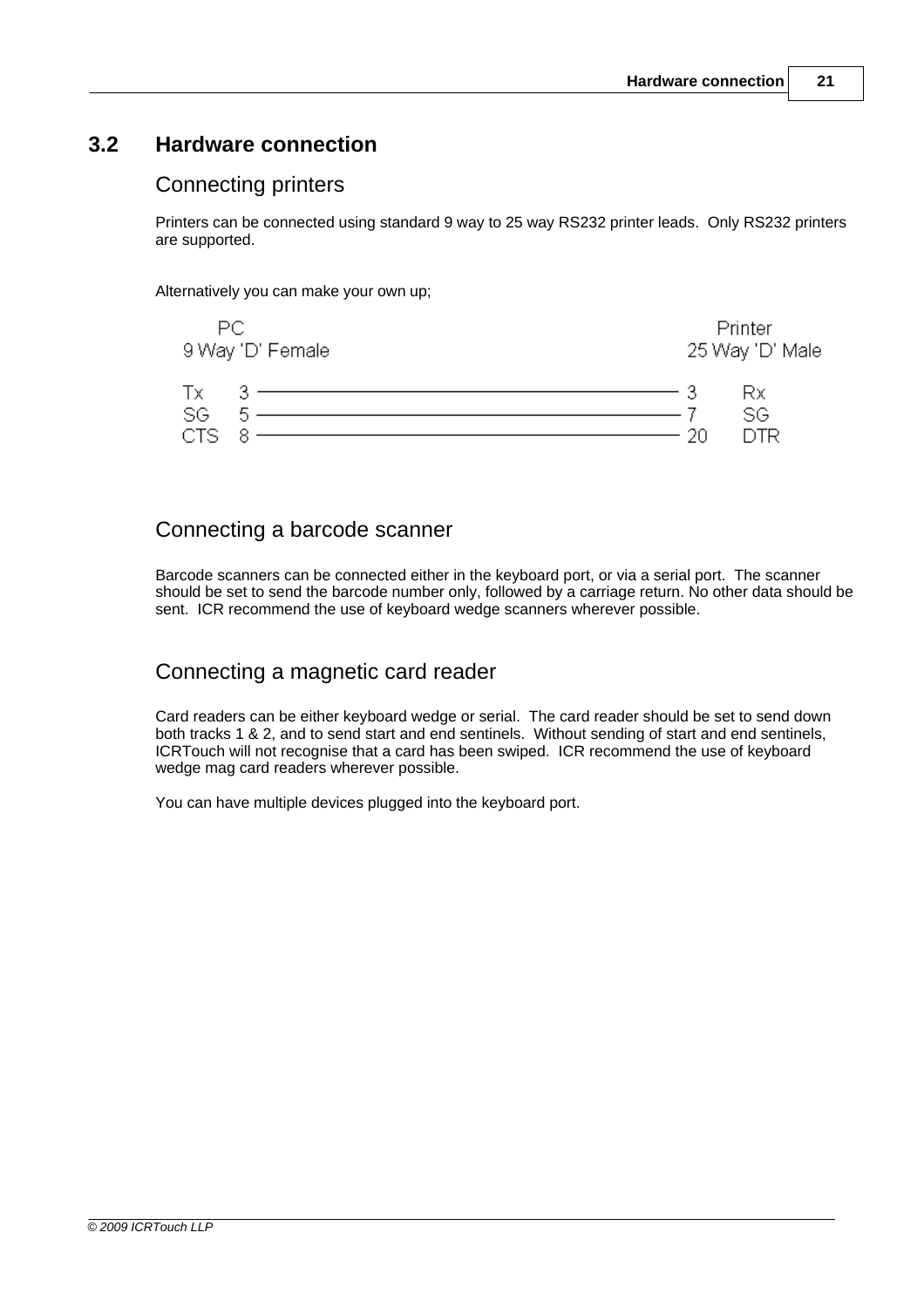## 3.2 Hardware connection

### Connecting printers

Printers can be connected using standard 9 way to 25 way RS232 printer leads. Only RS232 printers are supported.

Alternatively you can make your own up;

| PC<br>9 Way 'D' Female | | | Printer<br>25 Way 'D' Male | |
|---|---|---|---|---|
| Tx | 3 | ——— | 3 | Rx |
| SG | 5 | ——— | 7 | SG |
| CTS | 8 | ——— | 20 | DTR |

### Connecting a barcode scanner

Barcode scanners can be connected either in the keyboard port, or via a serial port. The scanner should be set to send the barcode number only, followed by a carriage return. No other data should be sent. ICR recommend the use of keyboard wedge scanners wherever possible.

### Connecting a magnetic card reader

Card readers can be either keyboard wedge or serial. The card reader should be set to send down both tracks 1 & 2, and to send start and end sentinels. Without sending of start and end sentinels, ICRTouch will not recognise that a card has been swiped. ICR recommend the use of keyboard wedge mag card readers wherever possible.

You can have multiple devices plugged into the keyboard port.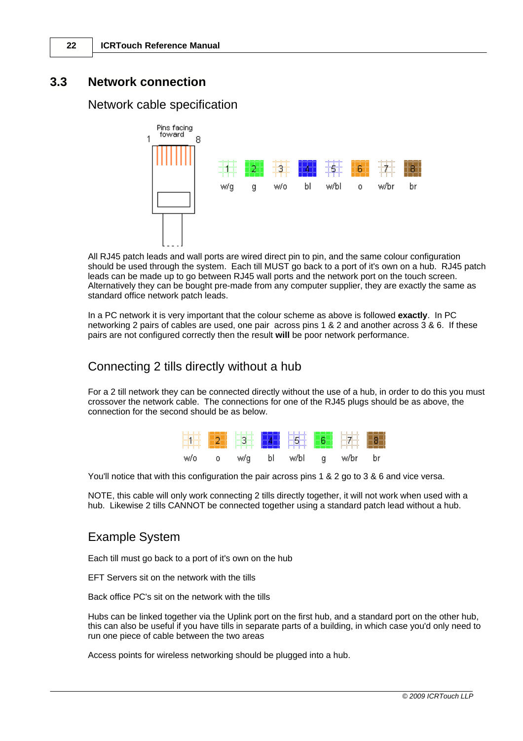## 3.3 Network connection

### Network cable specification

Pins facing foward

1 8

| 1 | 2 | 3 | 4 | 5 | 6 | 7 | 8 |
|---|---|---|---|---|---|---|---|
| w/g | g | w/o | bl | w/bl | o | w/br | br |

All RJ45 patch leads and wall ports are wired direct pin to pin, and the same colour configuration should be used through the system. Each till MUST go back to a port of it's own on a hub. RJ45 patch leads can be made up to go between RJ45 wall ports and the network port on the touch screen. Alternatively they can be bought pre-made from any computer supplier, they are exactly the same as standard office network patch leads.

In a PC network it is very important that the colour scheme as above is followed **exactly**. In PC networking 2 pairs of cables are used, one pair across pins 1 & 2 and another across 3 & 6. If these pairs are not configured correctly then the result **will** be poor network performance.

### Connecting 2 tills directly without a hub

For a 2 till network they can be connected directly without the use of a hub, in order to do this you must crossover the network cable. The connections for one of the RJ45 plugs should be as above, the connection for the second should be as below.

| 1 | 2 | 3 | 4 | 5 | 6 | 7 | 8 |
|---|---|---|---|---|---|---|---|
| w/o | o | w/g | bl | w/bl | g | w/br | br |

You'll notice that with this configuration the pair across pins 1 & 2 go to 3 & 6 and vice versa.

NOTE, this cable will only work connecting 2 tills directly together, it will not work when used with a hub. Likewise 2 tills CANNOT be connected together using a standard patch lead without a hub.

### Example System

Each till must go back to a port of it's own on the hub

EFT Servers sit on the network with the tills

Back office PC's sit on the network with the tills

Hubs can be linked together via the Uplink port on the first hub, and a standard port on the other hub, this can also be useful if you have tills in separate parts of a building, in which case you'd only need to run one piece of cable between the two areas

Access points for wireless networking should be plugged into a hub.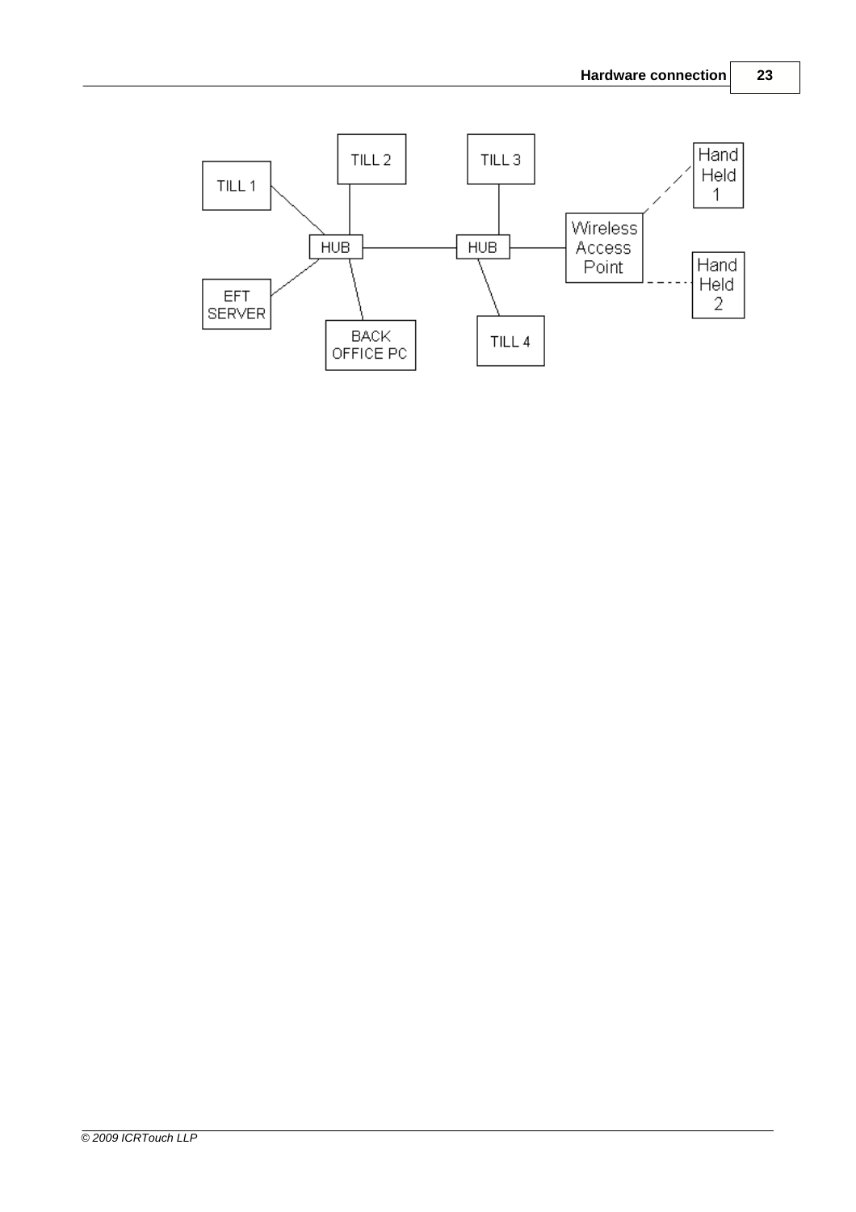TILL 1

TILL 2

TILL 3

Hand Held 1

HUB

HUB

Wireless Access Point

Hand Held 2

EFT SERVER

BACK OFFICE PC

TILL 4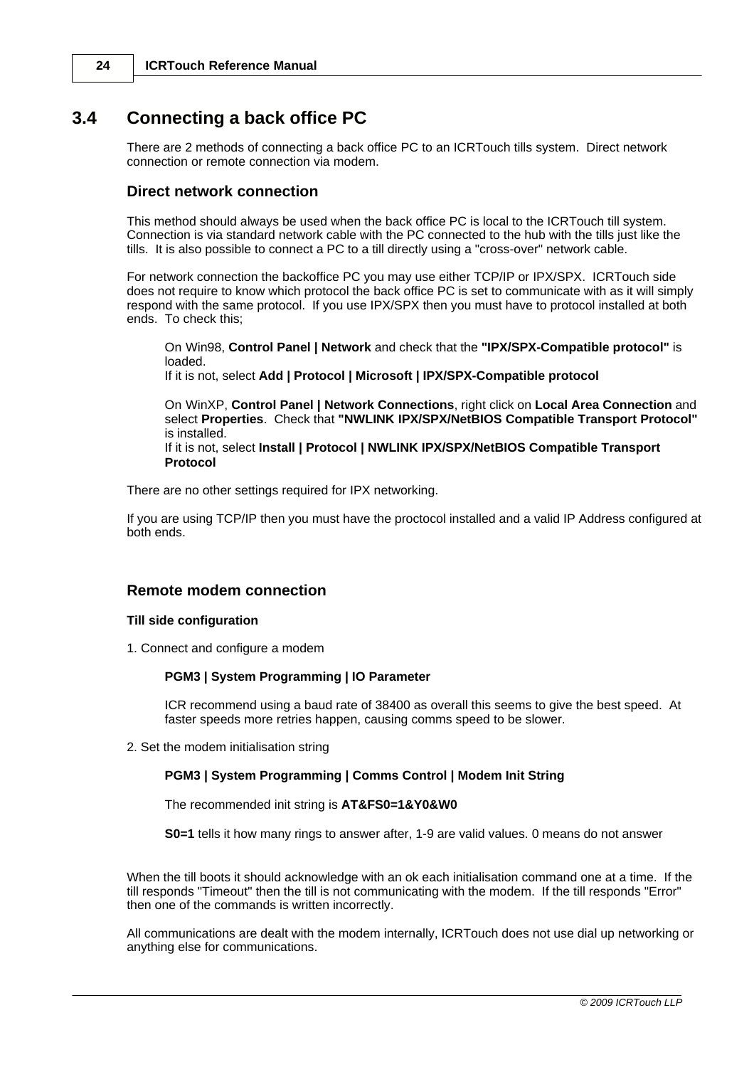## 3.4 Connecting a back office PC

There are 2 methods of connecting a back office PC to an ICRTouch tills system. Direct network connection or remote connection via modem.

### Direct network connection

This method should always be used when the back office PC is local to the ICRTouch till system. Connection is via standard network cable with the PC connected to the hub with the tills just like the tills. It is also possible to connect a PC to a till directly using a "cross-over" network cable.

For network connection the backoffice PC you may use either TCP/IP or IPX/SPX. ICRTouch side does not require to know which protocol the back office PC is set to communicate with as it will simply respond with the same protocol. If you use IPX/SPX then you must have to protocol installed at both ends. To check this;

On Win98, **Control Panel | Network** and check that the **"IPX/SPX-Compatible protocol"** is loaded.
If it is not, select **Add | Protocol | Microsoft | IPX/SPX-Compatible protocol**

On WinXP, **Control Panel | Network Connections**, right click on **Local Area Connection** and select **Properties**. Check that **"NWLINK IPX/SPX/NetBIOS Compatible Transport Protocol"** is installed.
If it is not, select **Install | Protocol | NWLINK IPX/SPX/NetBIOS Compatible Transport Protocol**

There are no other settings required for IPX networking.

If you are using TCP/IP then you must have the proctocol installed and a valid IP Address configured at both ends.

### Remote modem connection

**Till side configuration**

1. Connect and configure a modem

**PGM3 | System Programming | IO Parameter**

ICR recommend using a baud rate of 38400 as overall this seems to give the best speed. At faster speeds more retries happen, causing comms speed to be slower.

2. Set the modem initialisation string

**PGM3 | System Programming | Comms Control | Modem Init String**

The recommended init string is **AT&FS0=1&Y0&W0**

**S0=1** tells it how many rings to answer after, 1-9 are valid values. 0 means do not answer

When the till boots it should acknowledge with an ok each initialisation command one at a time. If the till responds "Timeout" then the till is not communicating with the modem. If the till responds "Error" then one of the commands is written incorrectly.

All communications are dealt with the modem internally, ICRTouch does not use dial up networking or anything else for communications.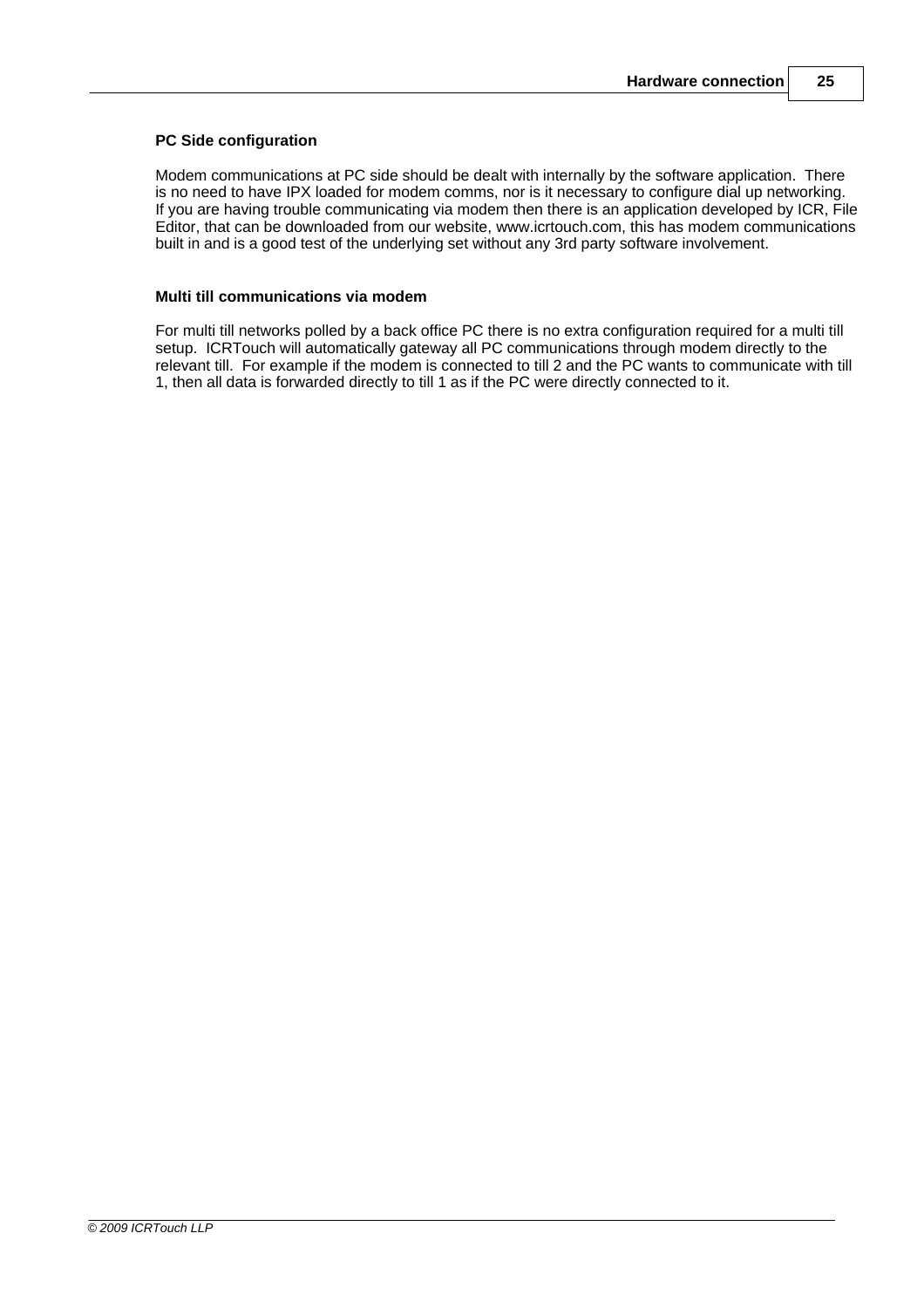### PC Side configuration

Modem communications at PC side should be dealt with internally by the software application.  There is no need to have IPX loaded for modem comms, nor is it necessary to configure dial up networking. If you are having trouble communicating via modem then there is an application developed by ICR, File Editor, that can be downloaded from our website, www.icrtouch.com, this has modem communications built in and is a good test of the underlying set without any 3rd party software involvement.

### Multi till communications via modem

For multi till networks polled by a back office PC there is no extra configuration required for a multi till setup.  ICRTouch will automatically gateway all PC communications through modem directly to the relevant till.  For example if the modem is connected to till 2 and the PC wants to communicate with till 1, then all data is forwarded directly to till 1 as if the PC were directly connected to it.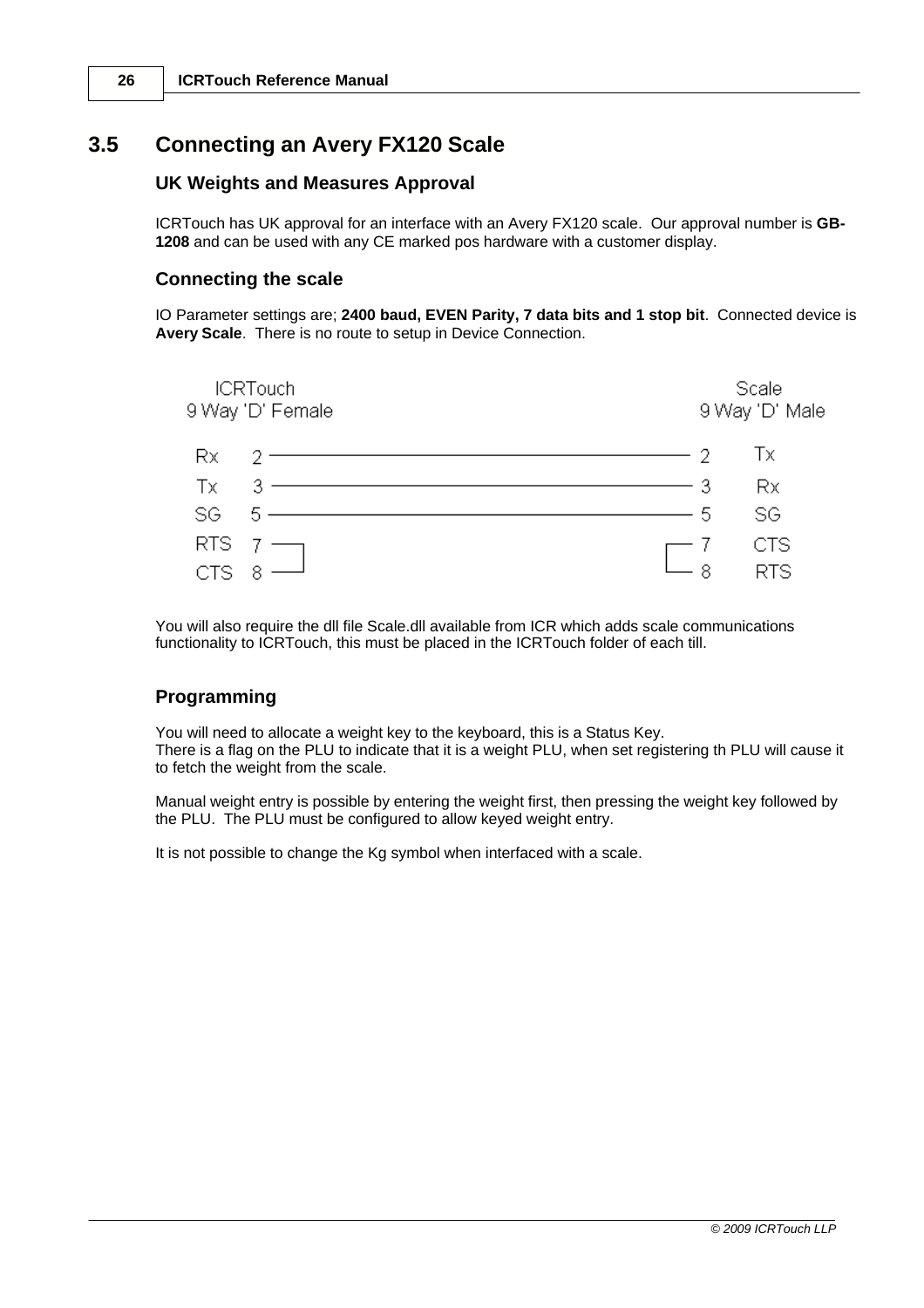## 3.5 Connecting an Avery FX120 Scale

### UK Weights and Measures Approval

ICRTouch has UK approval for an interface with an Avery FX120 scale. Our approval number is **GB-1208** and can be used with any CE marked pos hardware with a customer display.

### Connecting the scale

IO Parameter settings are; **2400 baud, EVEN Parity, 7 data bits and 1 stop bit**. Connected device is **Avery Scale**. There is no route to setup in Device Connection.

| ICRTouch 9 Way 'D' Female | | | Scale 9 Way 'D' Male | |
|---|---|---|---|---|
| Rx | 2 | ——— | 2 | Tx |
| Tx | 3 | ——— | 3 | Rx |
| SG | 5 | ——— | 5 | SG |
| RTS | 7 | linked to 8 | 7 | CTS |
| CTS | 8 | linked to 7 | 8 | RTS |

You will also require the dll file Scale.dll available from ICR which adds scale communications functionality to ICRTouch, this must be placed in the ICRTouch folder of each till.

### Programming

You will need to allocate a weight key to the keyboard, this is a Status Key.
There is a flag on the PLU to indicate that it is a weight PLU, when set registering th PLU will cause it to fetch the weight from the scale.

Manual weight entry is possible by entering the weight first, then pressing the weight key followed by the PLU. The PLU must be configured to allow keyed weight entry.

It is not possible to change the Kg symbol when interfaced with a scale.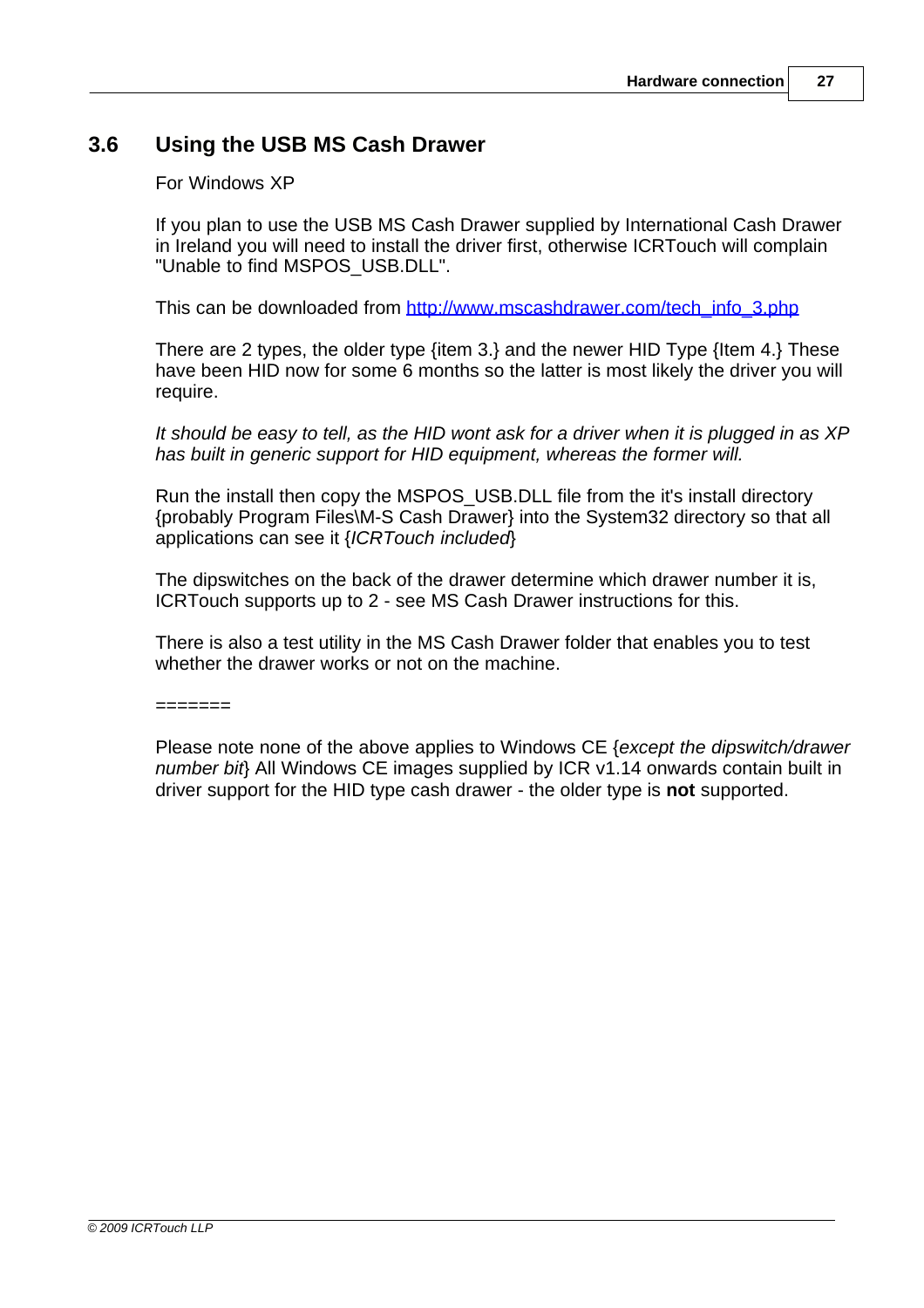## 3.6 Using the USB MS Cash Drawer

For Windows XP

If you plan to use the USB MS Cash Drawer supplied by International Cash Drawer in Ireland you will need to install the driver first, otherwise ICRTouch will complain "Unable to find MSPOS_USB.DLL".

This can be downloaded from [http://www.mscashdrawer.com/tech_info_3.php](http://www.mscashdrawer.com/tech_info_3.php)

There are 2 types, the older type {item 3.} and the newer HID Type {Item 4.} These have been HID now for some 6 months so the latter is most likely the driver you will require.

*It should be easy to tell, as the HID wont ask for a driver when it is plugged in as XP has built in generic support for HID equipment, whereas the former will.*

Run the install then copy the MSPOS_USB.DLL file from the it's install directory {probably Program Files\M-S Cash Drawer} into the System32 directory so that all applications can see it {*ICRTouch included*}

The dipswitches on the back of the drawer determine which drawer number it is, ICRTouch supports up to 2 - see MS Cash Drawer instructions for this.

There is also a test utility in the MS Cash Drawer folder that enables you to test whether the drawer works or not on the machine.

=======

Please note none of the above applies to Windows CE {*except the dipswitch/drawer number bit*} All Windows CE images supplied by ICR v1.14 onwards contain built in driver support for the HID type cash drawer - the older type is **not** supported.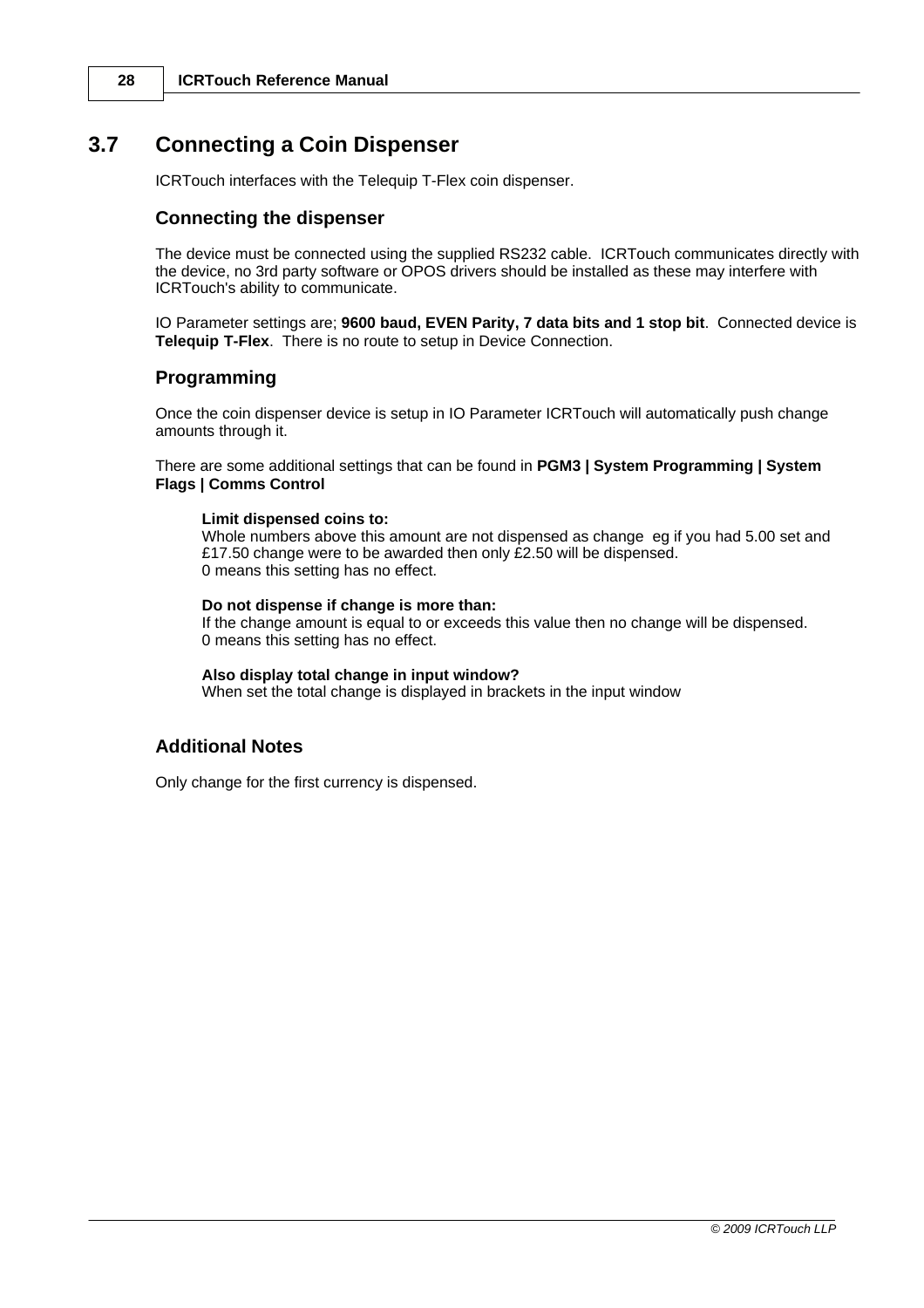## 3.7 Connecting a Coin Dispenser

ICRTouch interfaces with the Telequip T-Flex coin dispenser.

### Connecting the dispenser

The device must be connected using the supplied RS232 cable. ICRTouch communicates directly with the device, no 3rd party software or OPOS drivers should be installed as these may interfere with ICRTouch's ability to communicate.

IO Parameter settings are; **9600 baud, EVEN Parity, 7 data bits and 1 stop bit**. Connected device is **Telequip T-Flex**. There is no route to setup in Device Connection.

### Programming

Once the coin dispenser device is setup in IO Parameter ICRTouch will automatically push change amounts through it.

There are some additional settings that can be found in **PGM3 | System Programming | System Flags | Comms Control**

**Limit dispensed coins to:**
Whole numbers above this amount are not dispensed as change eg if you had 5.00 set and £17.50 change were to be awarded then only £2.50 will be dispensed.
0 means this setting has no effect.

**Do not dispense if change is more than:**
If the change amount is equal to or exceeds this value then no change will be dispensed.
0 means this setting has no effect.

**Also display total change in input window?**
When set the total change is displayed in brackets in the input window

### Additional Notes

Only change for the first currency is dispensed.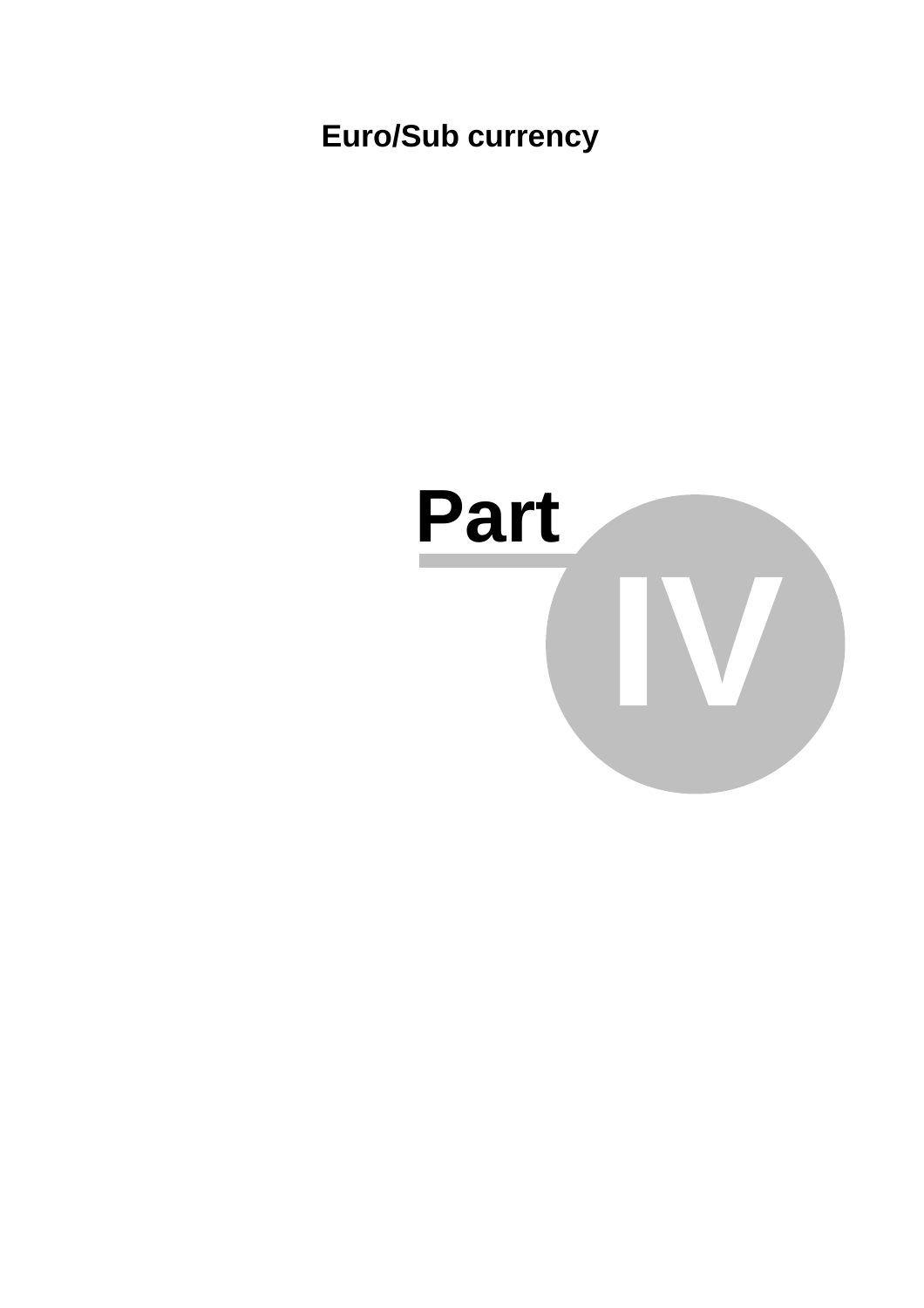# Part IV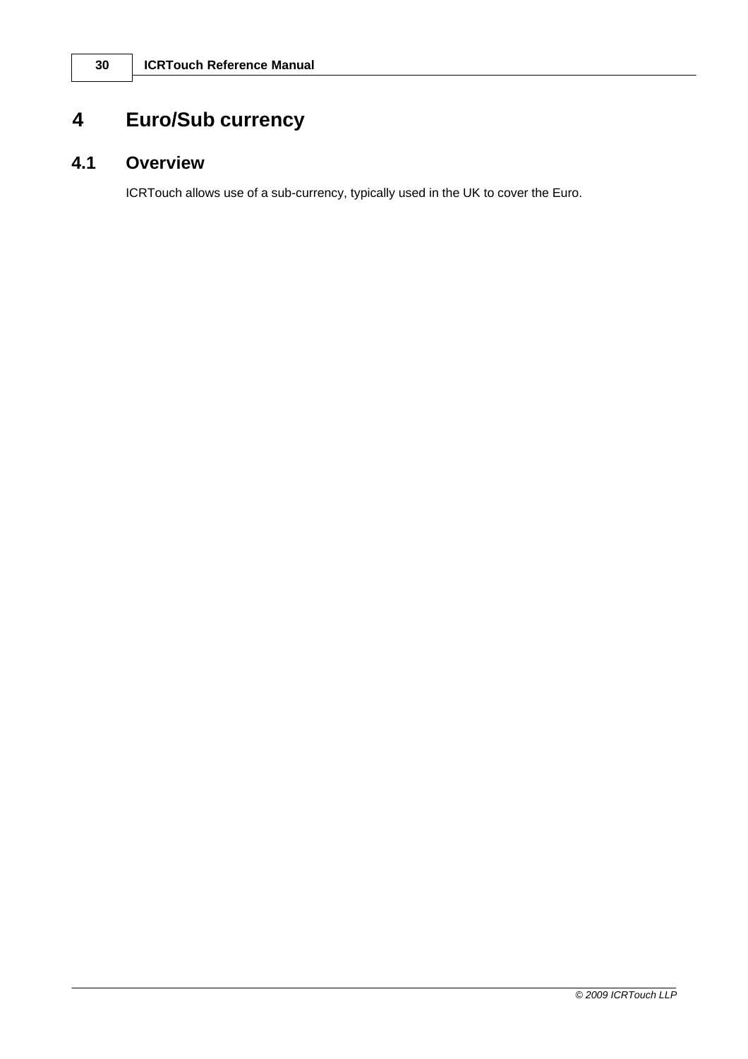# 4 Euro/Sub currency

## 4.1 Overview

ICRTouch allows use of a sub-currency, typically used in the UK to cover the Euro.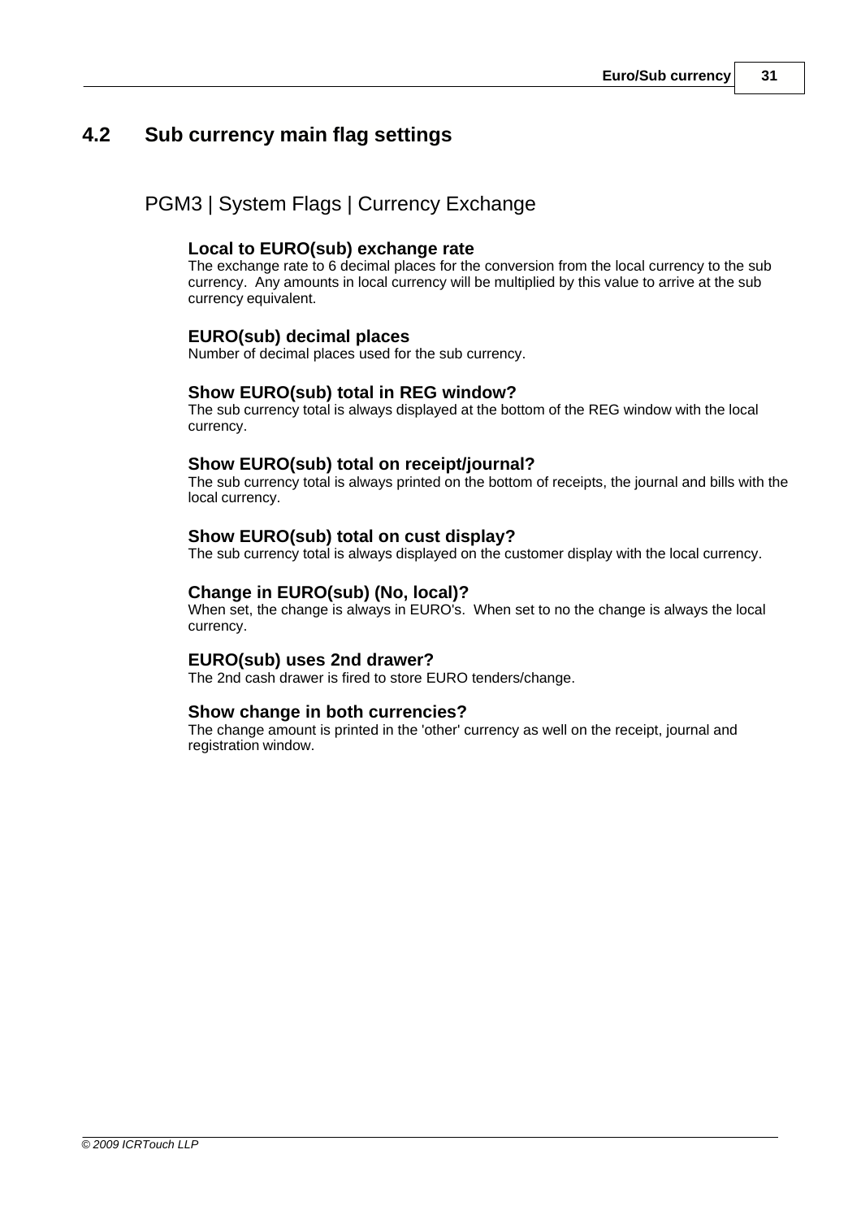## 4.2 Sub currency main flag settings

PGM3 | System Flags | Currency Exchange

**Local to EURO(sub) exchange rate**
The exchange rate to 6 decimal places for the conversion from the local currency to the sub currency. Any amounts in local currency will be multiplied by this value to arrive at the sub currency equivalent.

**EURO(sub) decimal places**
Number of decimal places used for the sub currency.

**Show EURO(sub) total in REG window?**
The sub currency total is always displayed at the bottom of the REG window with the local currency.

**Show EURO(sub) total on receipt/journal?**
The sub currency total is always printed on the bottom of receipts, the journal and bills with the local currency.

**Show EURO(sub) total on cust display?**
The sub currency total is always displayed on the customer display with the local currency.

**Change in EURO(sub) (No, local)?**
When set, the change is always in EURO's. When set to no the change is always the local currency.

**EURO(sub) uses 2nd drawer?**
The 2nd cash drawer is fired to store EURO tenders/change.

**Show change in both currencies?**
The change amount is printed in the 'other' currency as well on the receipt, journal and registration window.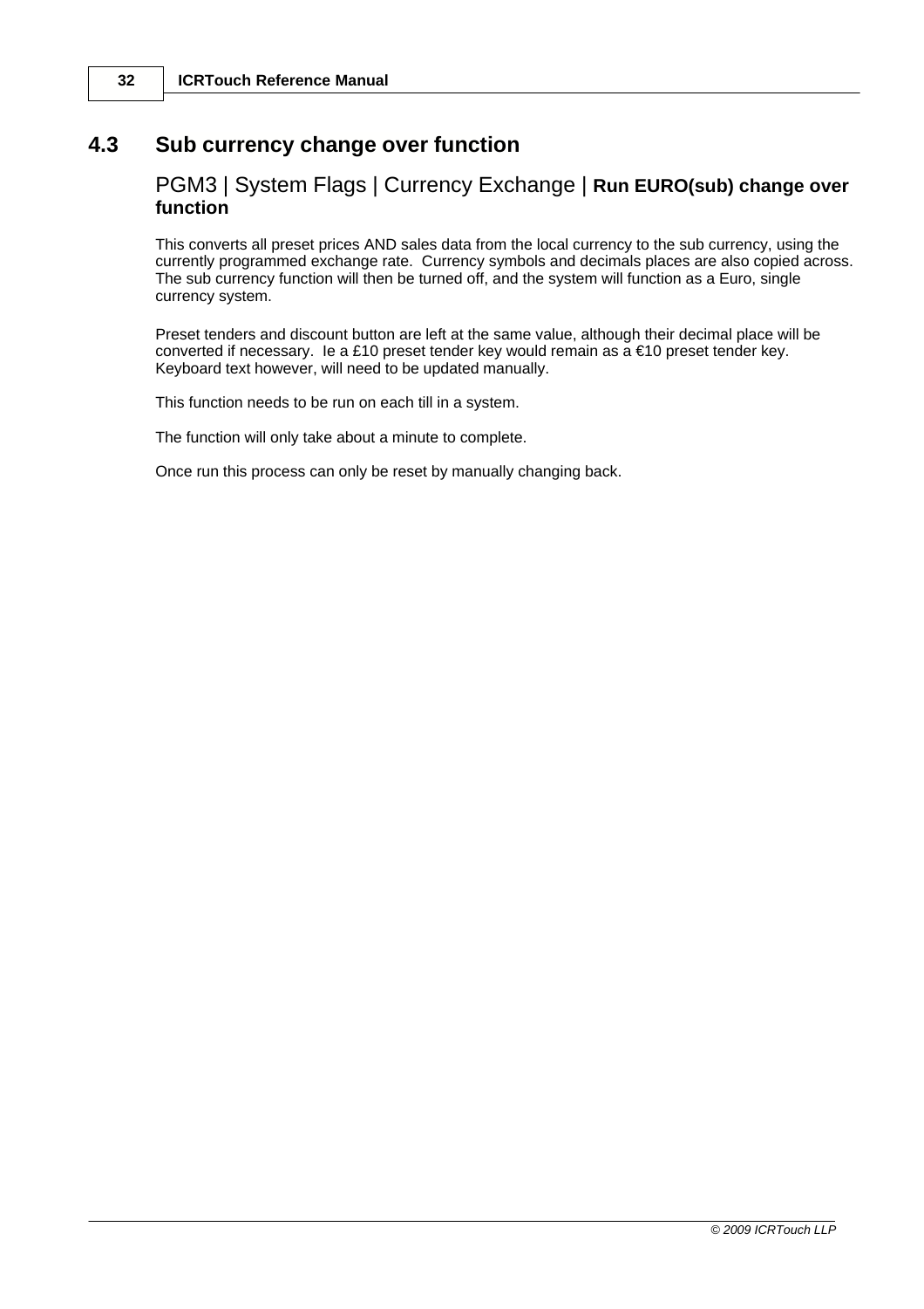## 4.3 Sub currency change over function

### PGM3 | System Flags | Currency Exchange | **Run EURO(sub) change over function**

This converts all preset prices AND sales data from the local currency to the sub currency, using the currently programmed exchange rate. Currency symbols and decimals places are also copied across. The sub currency function will then be turned off, and the system will function as a Euro, single currency system.

Preset tenders and discount button are left at the same value, although their decimal place will be converted if necessary. Ie a £10 preset tender key would remain as a €10 preset tender key. Keyboard text however, will need to be updated manually.

This function needs to be run on each till in a system.

The function will only take about a minute to complete.

Once run this process can only be reset by manually changing back.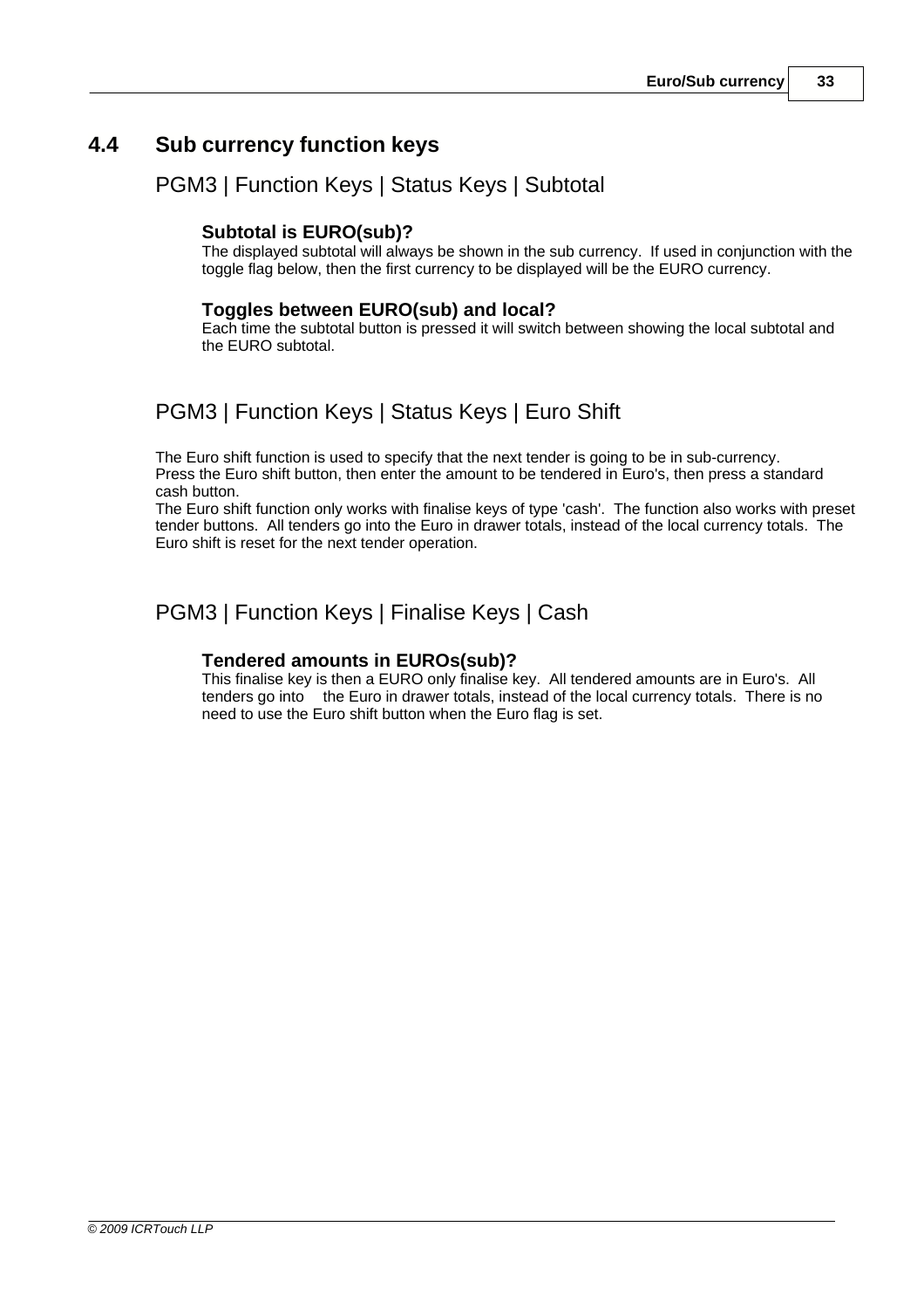## 4.4 Sub currency function keys

### PGM3 | Function Keys | Status Keys | Subtotal

#### Subtotal is EURO(sub)?

The displayed subtotal will always be shown in the sub currency. If used in conjunction with the toggle flag below, then the first currency to be displayed will be the EURO currency.

#### Toggles between EURO(sub) and local?

Each time the subtotal button is pressed it will switch between showing the local subtotal and the EURO subtotal.

### PGM3 | Function Keys | Status Keys | Euro Shift

The Euro shift function is used to specify that the next tender is going to be in sub-currency.
Press the Euro shift button, then enter the amount to be tendered in Euro's, then press a standard cash button.
The Euro shift function only works with finalise keys of type 'cash'. The function also works with preset tender buttons. All tenders go into the Euro in drawer totals, instead of the local currency totals. The Euro shift is reset for the next tender operation.

### PGM3 | Function Keys | Finalise Keys | Cash

#### Tendered amounts in EUROs(sub)?

This finalise key is then a EURO only finalise key. All tendered amounts are in Euro's. All tenders go into the Euro in drawer totals, instead of the local currency totals. There is no need to use the Euro shift button when the Euro flag is set.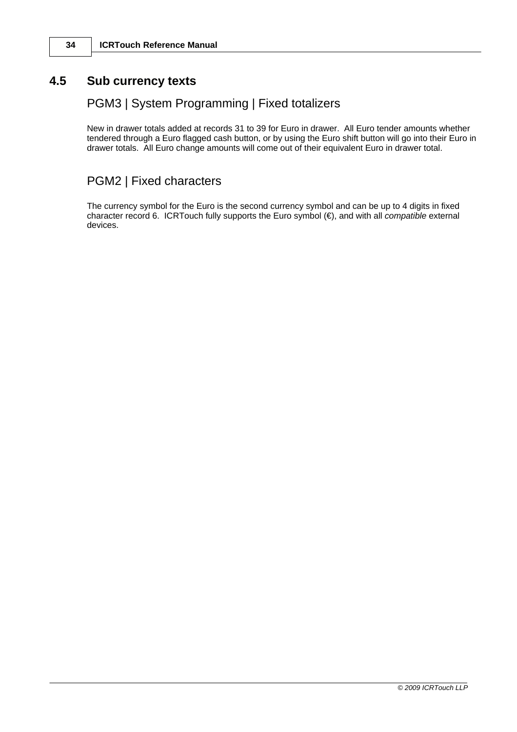## 4.5 Sub currency texts

### PGM3 | System Programming | Fixed totalizers

New in drawer totals added at records 31 to 39 for Euro in drawer. All Euro tender amounts whether tendered through a Euro flagged cash button, or by using the Euro shift button will go into their Euro in drawer totals. All Euro change amounts will come out of their equivalent Euro in drawer total.

### PGM2 | Fixed characters

The currency symbol for the Euro is the second currency symbol and can be up to 4 digits in fixed character record 6. ICRTouch fully supports the Euro symbol (€), and with all *compatible* external devices.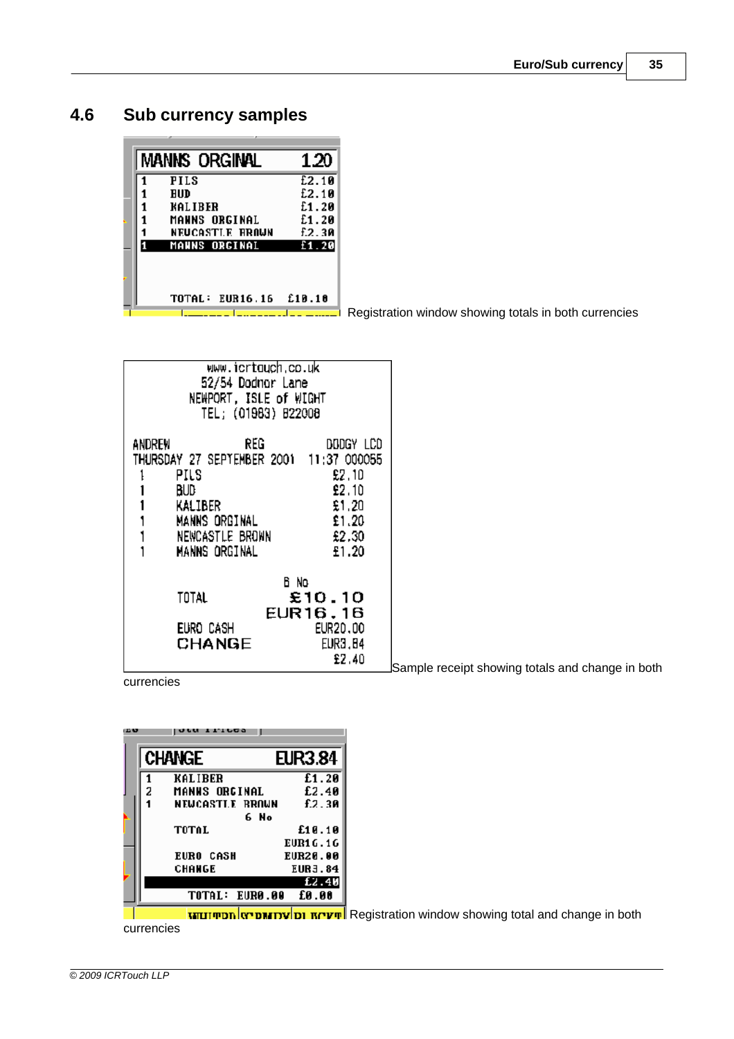## 4.6 Sub currency samples

| MANNS ORGINAL | | 1.20 |
|---|---|---|
| 1 | PILS | £2.10 |
| 1 | BUD | £2.10 |
| 1 | KALIBER | £1.20 |
| 1 | MANNS ORGINAL | £1.20 |
| 1 | NEWCASTLE BROWN | £2.30 |
| 1 | MANNS ORGINAL | £1.20 |
| | TOTAL: EUR16.16 | £10.10 |

Registration window showing totals in both currencies

```
        www.icrtouch.co.uk
        52/54 Dodnor Lane
      NEWPORT, ISLE of WIGHT
       TEL; (01983) 822008

ANDREW          REG         DODGY LCD
THURSDAY 27 SEPTEMBER 2001  11:37 000055
 1     PILS                       £2.10
 1     BUD                        £2.10
 1     KALIBER                    £1.20
 1     MANNS ORGINAL              £1.20
 1     NEWCASTLE BROWN            £2.30
 1     MANNS ORGINAL              £1.20

                      6 No
       TOTAL                    £10.10
                              EUR16.16
       EURO CASH              EUR20.00
       CHANGE                  EUR3.84
                                 £2.40
```

Sample receipt showing totals and change in both currencies

| CHANGE | | EUR3.84 |
|---|---|---|
| 1 | KALIBER | £1.20 |
| 2 | MANNS ORGINAL | £2.40 |
| 1 | NEWCASTLE BROWN | £2.30 |
| | 6 No | |
| | TOTAL | £10.10 |
| | | EUR16.16 |
| | EURO CASH | EUR20.00 |
| | CHANGE | EUR3.84 |
| | | £2.40 |
| | TOTAL: EUR0.00 | £0.00 |

Registration window showing total and change in both currencies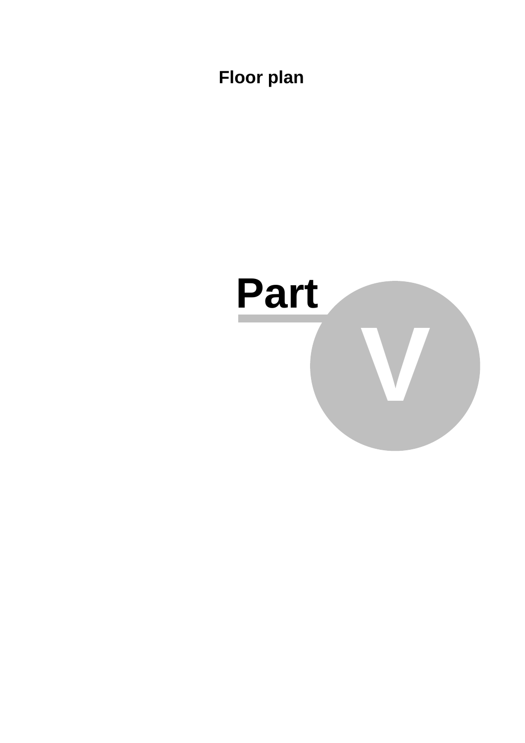# Floor plan

# Part V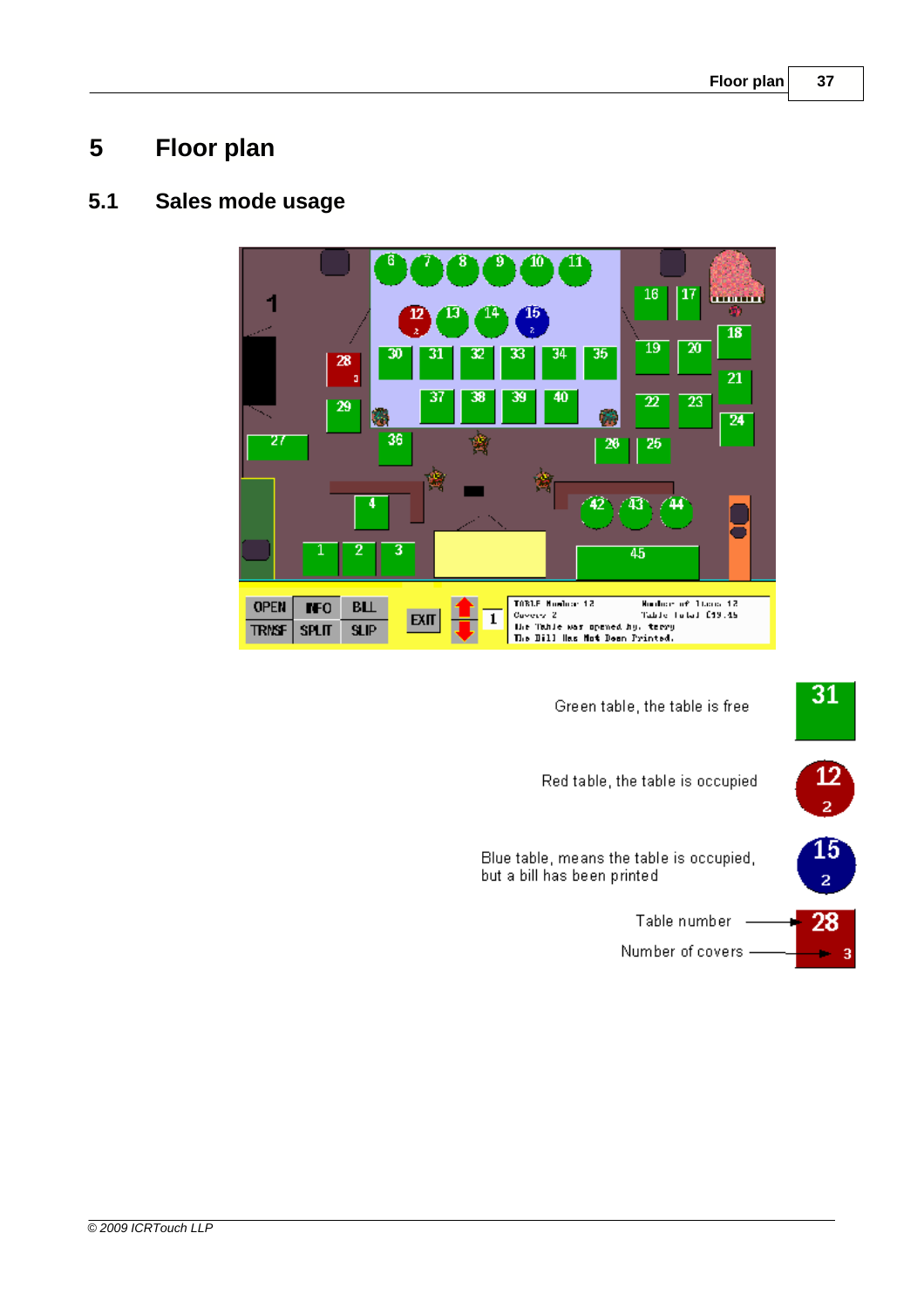# 5 Floor plan

## 5.1 Sales mode usage

Green table, the table is free

Red table, the table is occupied

Blue table, means the table is occupied, but a bill has been printed

Table number

Number of covers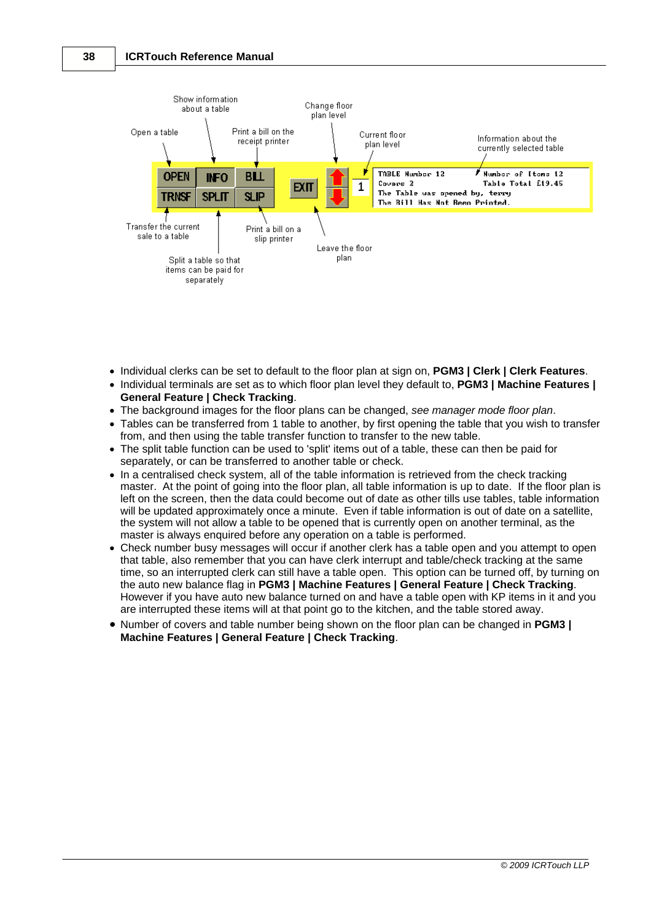- Individual clerks can be set to default to the floor plan at sign on, **PGM3 | Clerk | Clerk Features**.
- Individual terminals are set as to which floor plan level they default to, **PGM3 | Machine Features | General Feature | Check Tracking**.
- The background images for the floor plans can be changed, *see manager mode floor plan*.
- Tables can be transferred from 1 table to another, by first opening the table that you wish to transfer from, and then using the table transfer function to transfer to the new table.
- The split table function can be used to 'split' items out of a table, these can then be paid for separately, or can be transferred to another table or check.
- In a centralised check system, all of the table information is retrieved from the check tracking master. At the point of going into the floor plan, all table information is up to date. If the floor plan is left on the screen, then the data could become out of date as other tills use tables, table information will be updated approximately once a minute. Even if table information is out of date on a satellite, the system will not allow a table to be opened that is currently open on another terminal, as the master is always enquired before any operation on a table is performed.
- Check number busy messages will occur if another clerk has a table open and you attempt to open that table, also remember that you can have clerk interrupt and table/check tracking at the same time, so an interrupted clerk can still have a table open. This option can be turned off, by turning on the auto new balance flag in **PGM3 | Machine Features | General Feature | Check Tracking**. However if you have auto new balance turned on and have a table open with KP items in it and you are interrupted these items will at that point go to the kitchen, and the table stored away.
- Number of covers and table number being shown on the floor plan can be changed in **PGM3 | Machine Features | General Feature | Check Tracking**.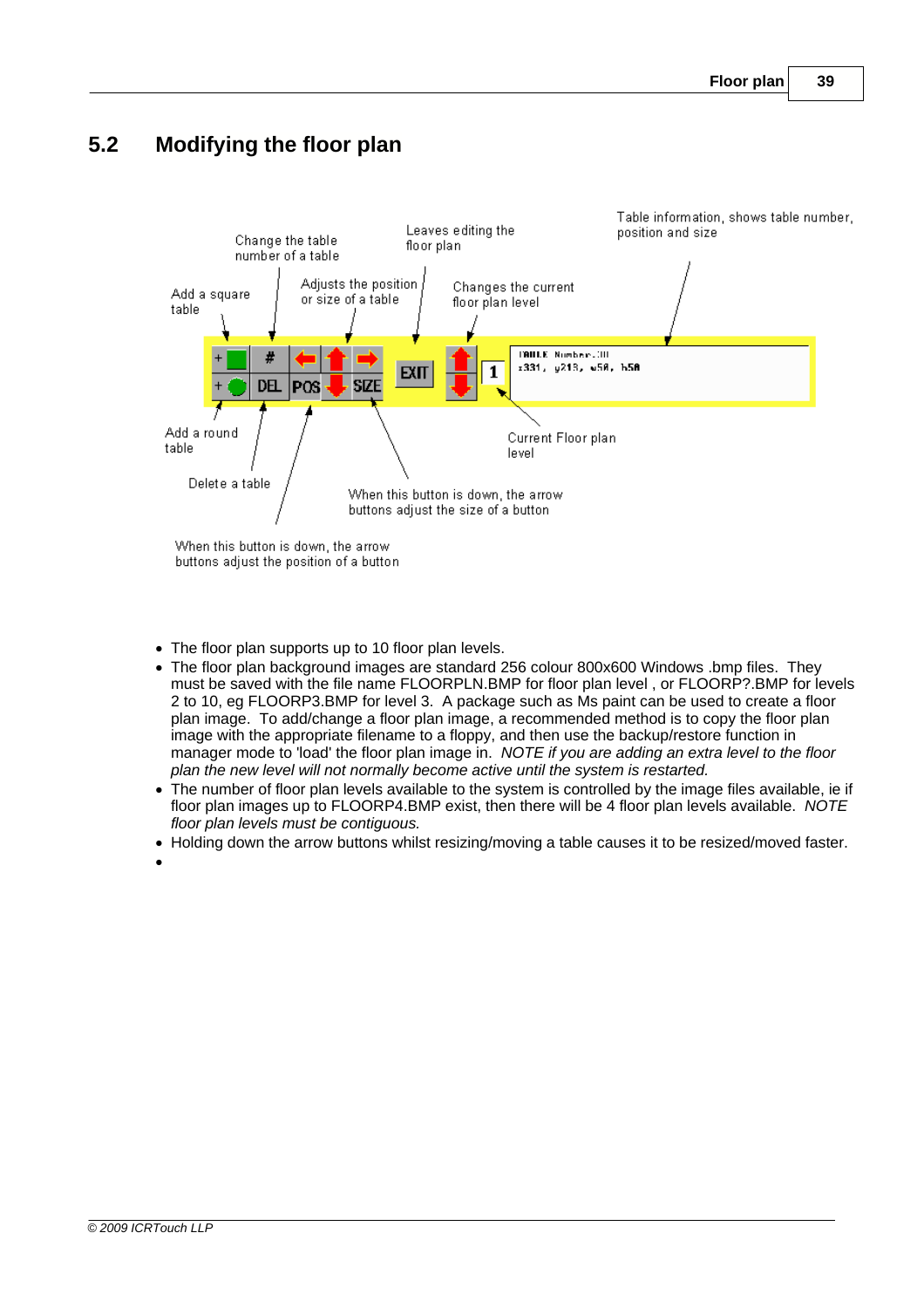## 5.2 Modifying the floor plan

Change the table number of a table

Leaves editing the floor plan

Table information, shows table number, position and size

Add a square table

Adjusts the position or size of a table

Changes the current floor plan level

Add a round table

Current Floor plan level

Delete a table

When this button is down, the arrow buttons adjust the size of a button

When this button is down, the arrow buttons adjust the position of a button

- The floor plan supports up to 10 floor plan levels.
- The floor plan background images are standard 256 colour 800x600 Windows .bmp files. They must be saved with the file name FLOORPLN.BMP for floor plan level , or FLOORP?.BMP for levels 2 to 10, eg FLOORP3.BMP for level 3. A package such as Ms paint can be used to create a floor plan image. To add/change a floor plan image, a recommended method is to copy the floor plan image with the appropriate filename to a floppy, and then use the backup/restore function in manager mode to 'load' the floor plan image in. *NOTE if you are adding an extra level to the floor plan the new level will not normally become active until the system is restarted.*
- The number of floor plan levels available to the system is controlled by the image files available, ie if floor plan images up to FLOORP4.BMP exist, then there will be 4 floor plan levels available. *NOTE floor plan levels must be contiguous.*
- Holding down the arrow buttons whilst resizing/moving a table causes it to be resized/moved faster.
-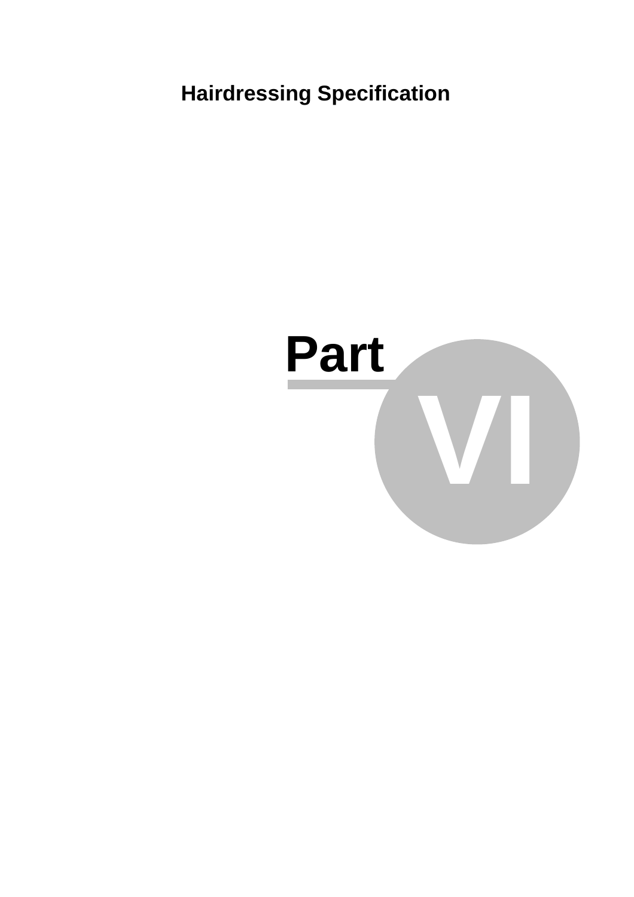**Hairdressing Specification**

# Part VI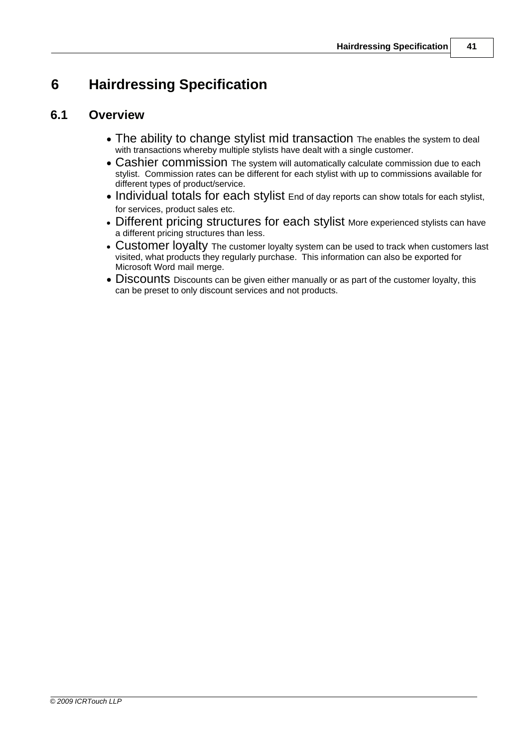# 6 Hairdressing Specification

## 6.1 Overview

- The ability to change stylist mid transaction The enables the system to deal with transactions whereby multiple stylists have dealt with a single customer.
- Cashier commission The system will automatically calculate commission due to each stylist. Commission rates can be different for each stylist with up to commissions available for different types of product/service.
- Individual totals for each stylist End of day reports can show totals for each stylist, for services, product sales etc.
- Different pricing structures for each stylist More experienced stylists can have a different pricing structures than less.
- Customer loyalty The customer loyalty system can be used to track when customers last visited, what products they regularly purchase. This information can also be exported for Microsoft Word mail merge.
- Discounts Discounts can be given either manually or as part of the customer loyalty, this can be preset to only discount services and not products.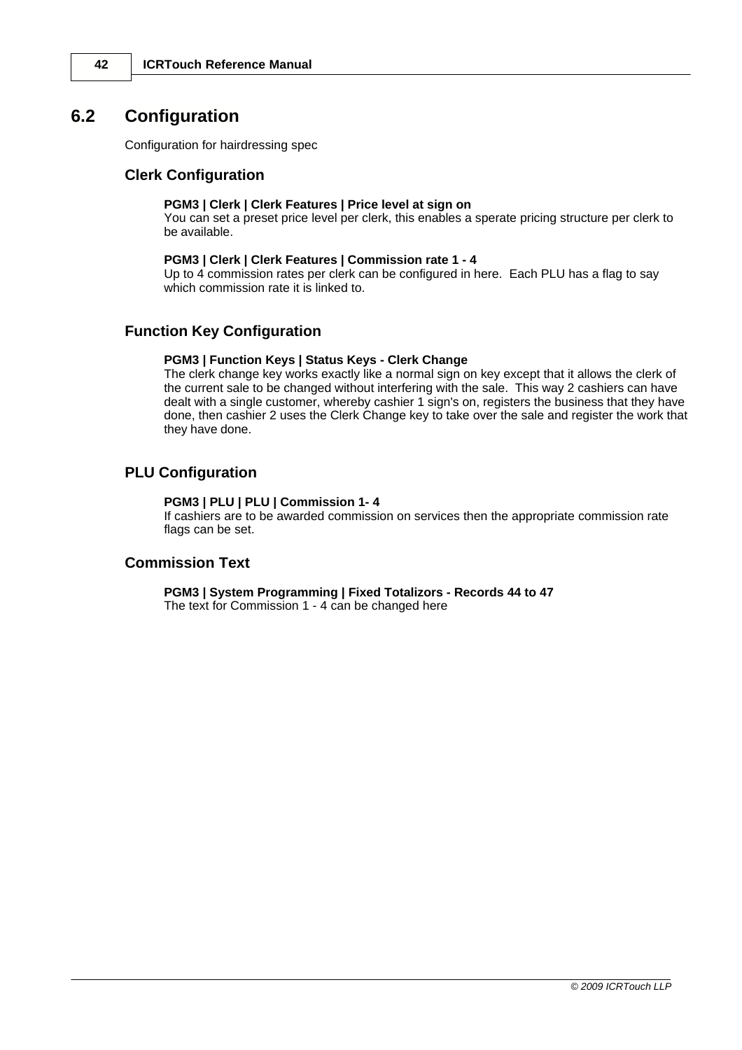## 6.2 Configuration

Configuration for hairdressing spec

### Clerk Configuration

**PGM3 | Clerk | Clerk Features | Price level at sign on**
You can set a preset price level per clerk, this enables a sperate pricing structure per clerk to be available.

**PGM3 | Clerk | Clerk Features | Commission rate 1 - 4**
Up to 4 commission rates per clerk can be configured in here. Each PLU has a flag to say which commission rate it is linked to.

### Function Key Configuration

**PGM3 | Function Keys | Status Keys - Clerk Change**
The clerk change key works exactly like a normal sign on key except that it allows the clerk of the current sale to be changed without interfering with the sale. This way 2 cashiers can have dealt with a single customer, whereby cashier 1 sign's on, registers the business that they have done, then cashier 2 uses the Clerk Change key to take over the sale and register the work that they have done.

### PLU Configuration

**PGM3 | PLU | PLU | Commission 1- 4**
If cashiers are to be awarded commission on services then the appropriate commission rate flags can be set.

### Commission Text

**PGM3 | System Programming | Fixed Totalizors - Records 44 to 47**
The text for Commission 1 - 4 can be changed here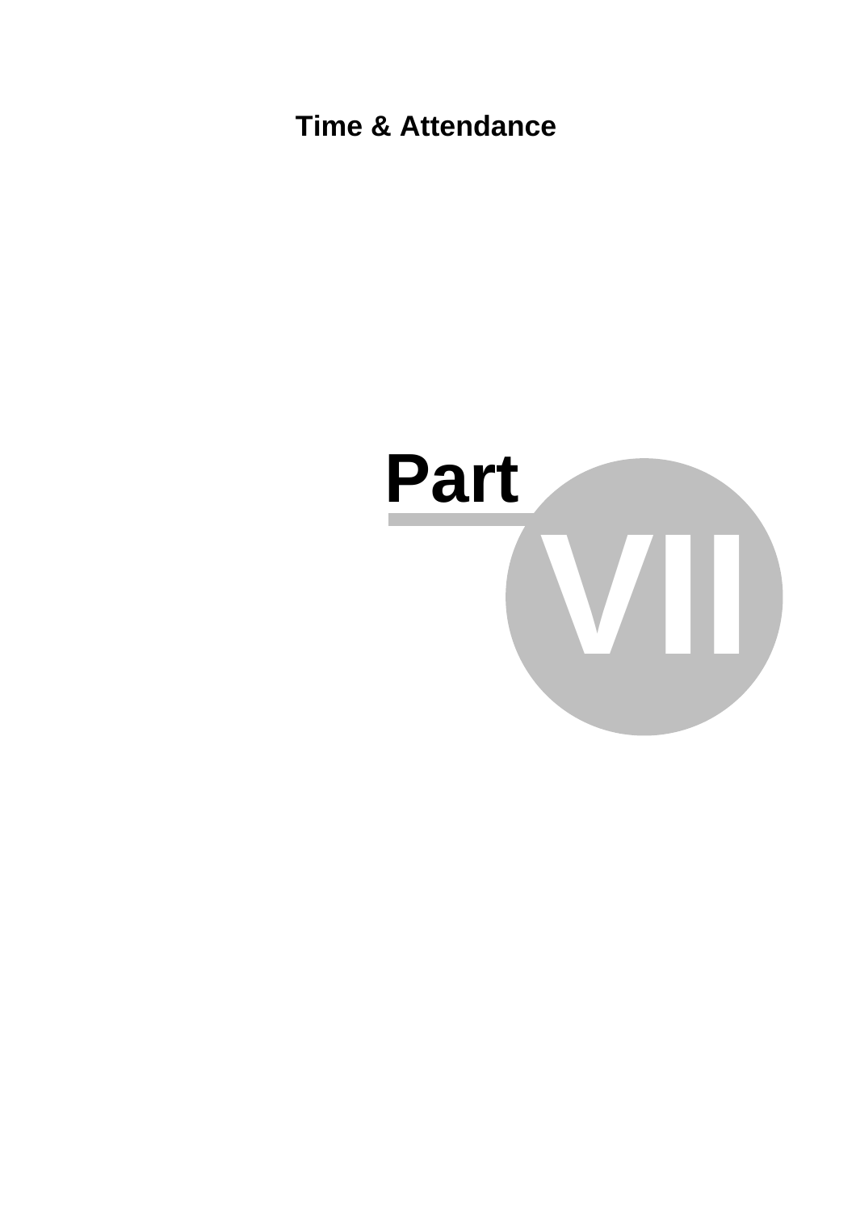# Part VII

Time & Attendance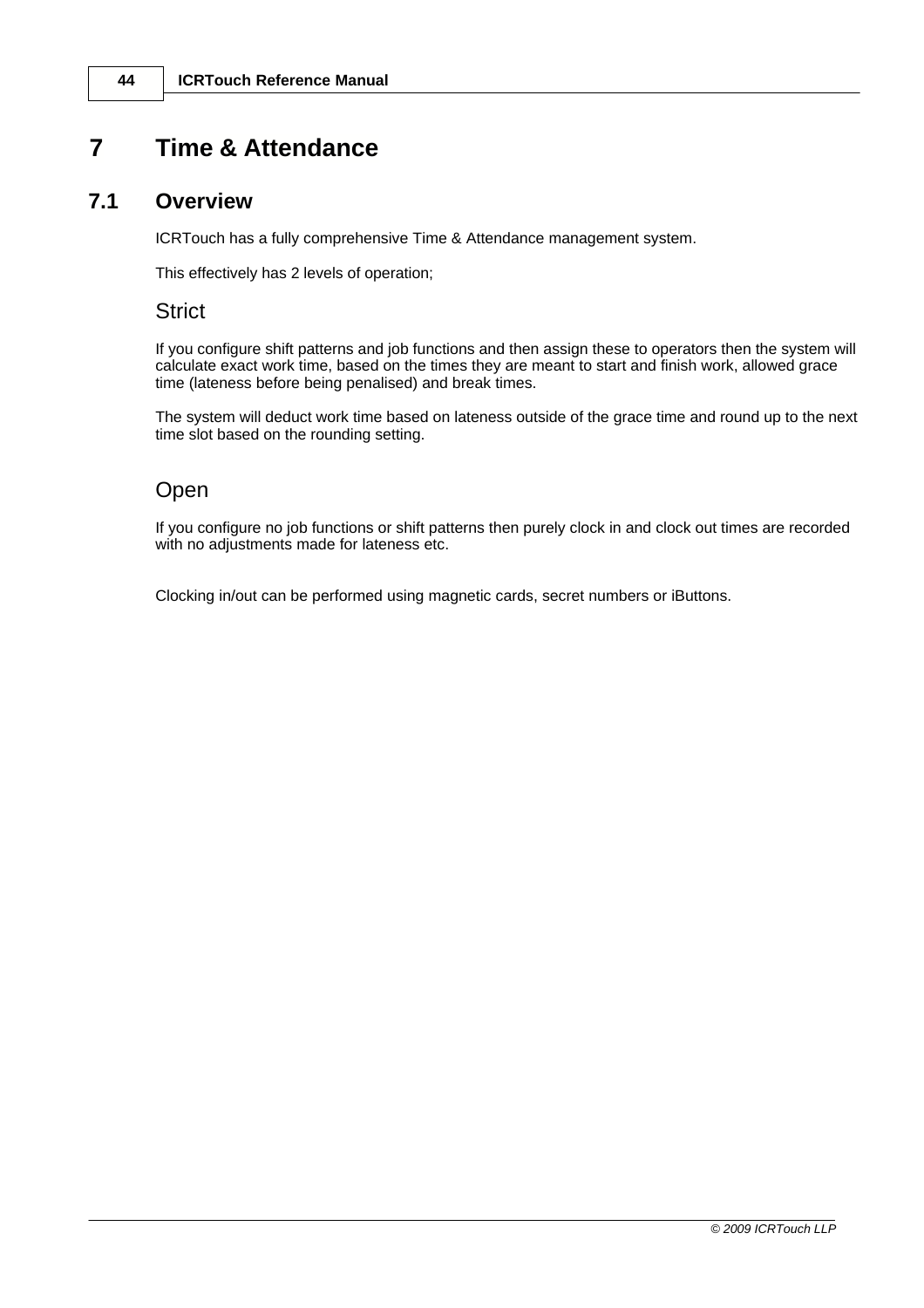# 7 Time & Attendance

## 7.1 Overview

ICRTouch has a fully comprehensive Time & Attendance management system.

This effectively has 2 levels of operation;

### Strict

If you configure shift patterns and job functions and then assign these to operators then the system will calculate exact work time, based on the times they are meant to start and finish work, allowed grace time (lateness before being penalised) and break times.

The system will deduct work time based on lateness outside of the grace time and round up to the next time slot based on the rounding setting.

### Open

If you configure no job functions or shift patterns then purely clock in and clock out times are recorded with no adjustments made for lateness etc.

Clocking in/out can be performed using magnetic cards, secret numbers or iButtons.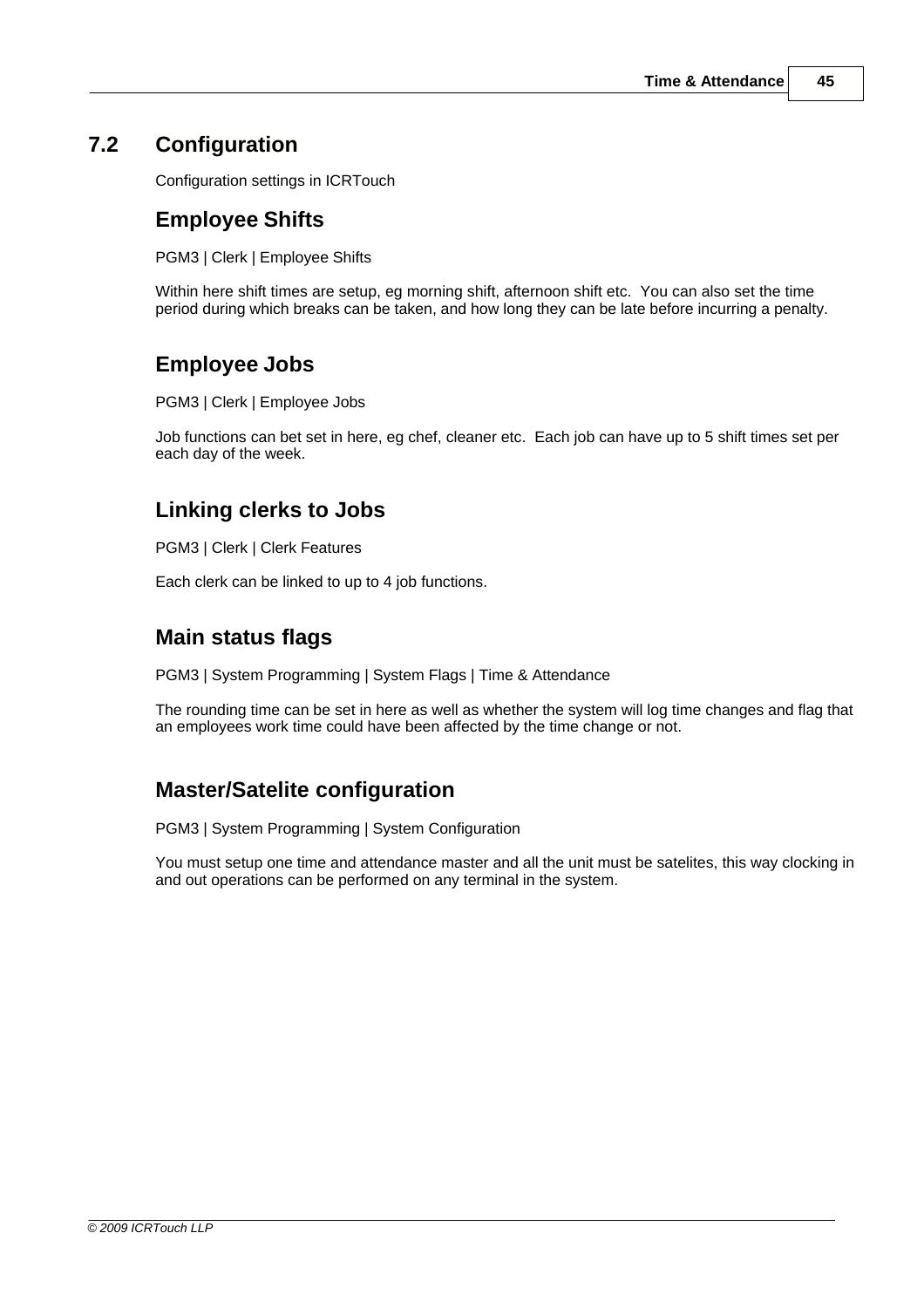## 7.2 Configuration

Configuration settings in ICRTouch

### Employee Shifts

PGM3 | Clerk | Employee Shifts

Within here shift times are setup, eg morning shift, afternoon shift etc.  You can also set the time period during which breaks can be taken, and how long they can be late before incurring a penalty.

### Employee Jobs

PGM3 | Clerk | Employee Jobs

Job functions can bet set in here, eg chef, cleaner etc.  Each job can have up to 5 shift times set per each day of the week.

### Linking clerks to Jobs

PGM3 | Clerk | Clerk Features

Each clerk can be linked to up to 4 job functions.

### Main status flags

PGM3 | System Programming | System Flags | Time & Attendance

The rounding time can be set in here as well as whether the system will log time changes and flag that an employees work time could have been affected by the time change or not.

### Master/Satelite configuration

PGM3 | System Programming | System Configuration

You must setup one time and attendance master and all the unit must be satelites, this way clocking in and out operations can be performed on any terminal in the system.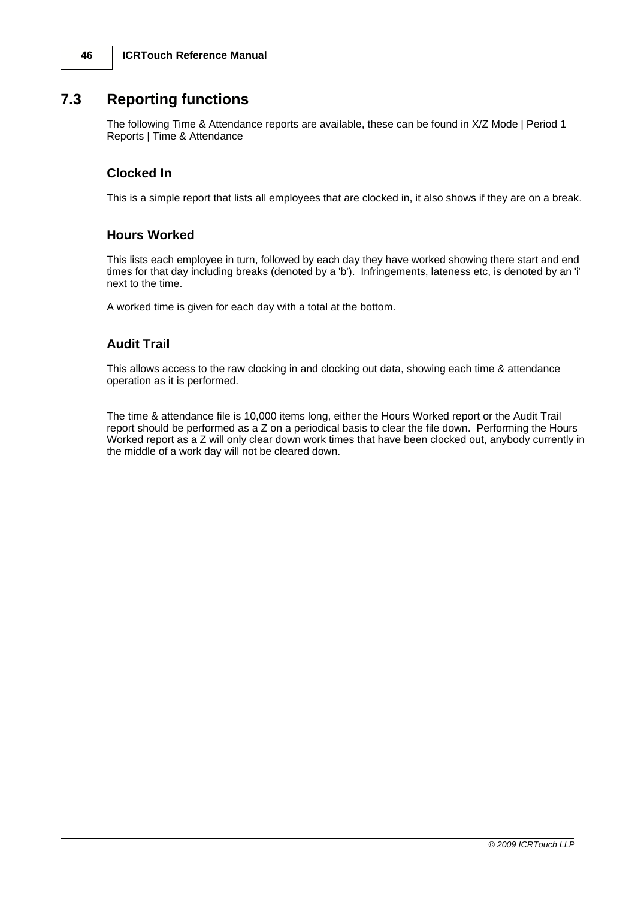## 7.3 Reporting functions

The following Time & Attendance reports are available, these can be found in X/Z Mode | Period 1 Reports | Time & Attendance

### Clocked In

This is a simple report that lists all employees that are clocked in, it also shows if they are on a break.

### Hours Worked

This lists each employee in turn, followed by each day they have worked showing there start and end times for that day including breaks (denoted by a 'b'). Infringements, lateness etc, is denoted by an 'i' next to the time.

A worked time is given for each day with a total at the bottom.

### Audit Trail

This allows access to the raw clocking in and clocking out data, showing each time & attendance operation as it is performed.

The time & attendance file is 10,000 items long, either the Hours Worked report or the Audit Trail report should be performed as a Z on a periodical basis to clear the file down. Performing the Hours Worked report as a Z will only clear down work times that have been clocked out, anybody currently in the middle of a work day will not be cleared down.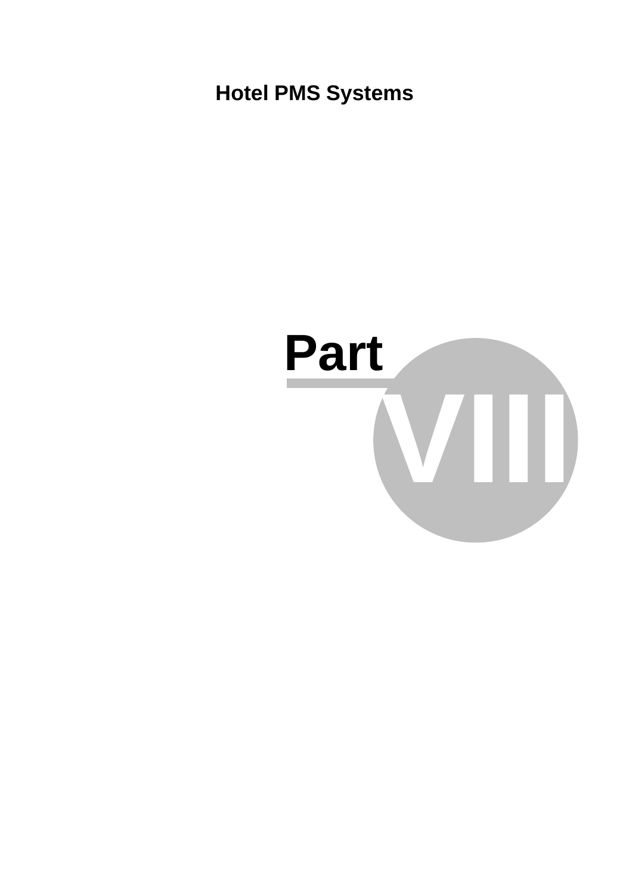# Part VIII

Hotel PMS Systems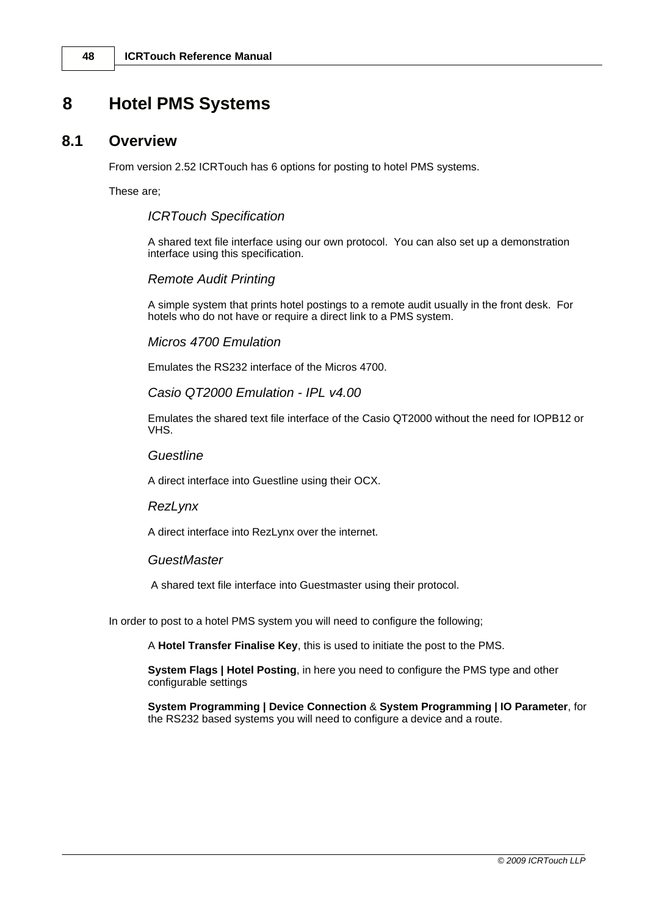# 8 Hotel PMS Systems

## 8.1 Overview

From version 2.52 ICRTouch has 6 options for posting to hotel PMS systems.

These are;

*ICRTouch Specification*

A shared text file interface using our own protocol. You can also set up a demonstration interface using this specification.

*Remote Audit Printing*

A simple system that prints hotel postings to a remote audit usually in the front desk. For hotels who do not have or require a direct link to a PMS system.

*Micros 4700 Emulation*

Emulates the RS232 interface of the Micros 4700.

*Casio QT2000 Emulation - IPL v4.00*

Emulates the shared text file interface of the Casio QT2000 without the need for IOPB12 or VHS.

*Guestline*

A direct interface into Guestline using their OCX.

*RezLynx*

A direct interface into RezLynx over the internet.

*GuestMaster*

A shared text file interface into Guestmaster using their protocol.

In order to post to a hotel PMS system you will need to configure the following;

A **Hotel Transfer Finalise Key**, this is used to initiate the post to the PMS.

**System Flags | Hotel Posting**, in here you need to configure the PMS type and other configurable settings

**System Programming | Device Connection** & **System Programming | IO Parameter**, for the RS232 based systems you will need to configure a device and a route.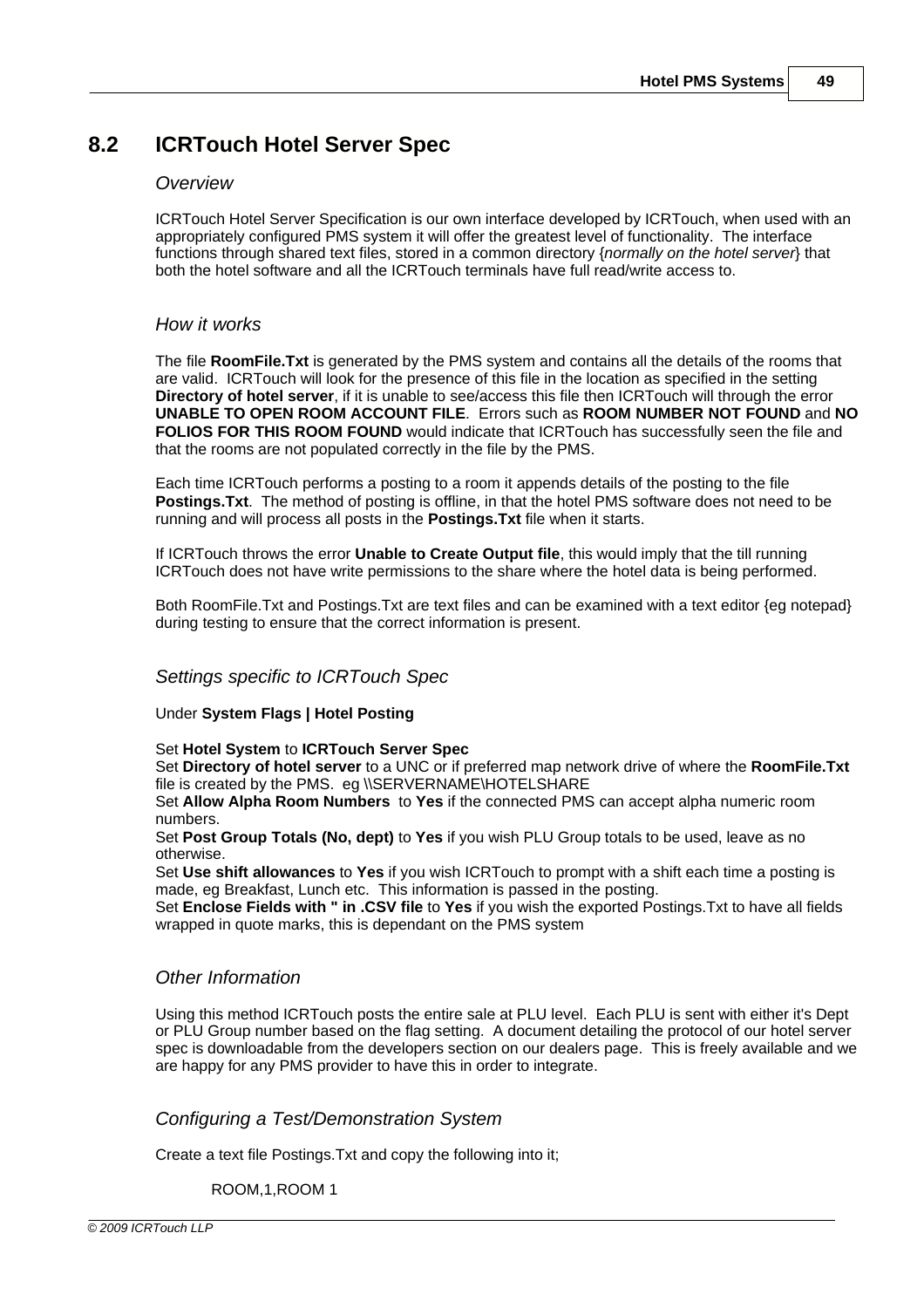## 8.2 ICRTouch Hotel Server Spec

### *Overview*

ICRTouch Hotel Server Specification is our own interface developed by ICRTouch, when used with an appropriately configured PMS system it will offer the greatest level of functionality. The interface functions through shared text files, stored in a common directory {*normally on the hotel server*} that both the hotel software and all the ICRTouch terminals have full read/write access to.

### *How it works*

The file **RoomFile.Txt** is generated by the PMS system and contains all the details of the rooms that are valid. ICRTouch will look for the presence of this file in the location as specified in the setting **Directory of hotel server**, if it is unable to see/access this file then ICRTouch will through the error **UNABLE TO OPEN ROOM ACCOUNT FILE**. Errors such as **ROOM NUMBER NOT FOUND** and **NO FOLIOS FOR THIS ROOM FOUND** would indicate that ICRTouch has successfully seen the file and that the rooms are not populated correctly in the file by the PMS.

Each time ICRTouch performs a posting to a room it appends details of the posting to the file **Postings.Txt**. The method of posting is offline, in that the hotel PMS software does not need to be running and will process all posts in the **Postings.Txt** file when it starts.

If ICRTouch throws the error **Unable to Create Output file**, this would imply that the till running ICRTouch does not have write permissions to the share where the hotel data is being performed.

Both RoomFile.Txt and Postings.Txt are text files and can be examined with a text editor {eg notepad} during testing to ensure that the correct information is present.

### *Settings specific to ICRTouch Spec*

Under **System Flags | Hotel Posting**

Set **Hotel System** to **ICRTouch Server Spec**
Set **Directory of hotel server** to a UNC or if preferred map network drive of where the **RoomFile.Txt** file is created by the PMS. eg \\SERVERNAME\HOTELSHARE
Set **Allow Alpha Room Numbers** to **Yes** if the connected PMS can accept alpha numeric room numbers.
Set **Post Group Totals (No, dept)** to **Yes** if you wish PLU Group totals to be used, leave as no otherwise.
Set **Use shift allowances** to **Yes** if you wish ICRTouch to prompt with a shift each time a posting is made, eg Breakfast, Lunch etc. This information is passed in the posting.
Set **Enclose Fields with " in .CSV file** to **Yes** if you wish the exported Postings.Txt to have all fields wrapped in quote marks, this is dependant on the PMS system

### *Other Information*

Using this method ICRTouch posts the entire sale at PLU level. Each PLU is sent with either it's Dept or PLU Group number based on the flag setting. A document detailing the protocol of our hotel server spec is downloadable from the developers section on our dealers page. This is freely available and we are happy for any PMS provider to have this in order to integrate.

### *Configuring a Test/Demonstration System*

Create a text file Postings.Txt and copy the following into it;

```
ROOM,1,ROOM 1
```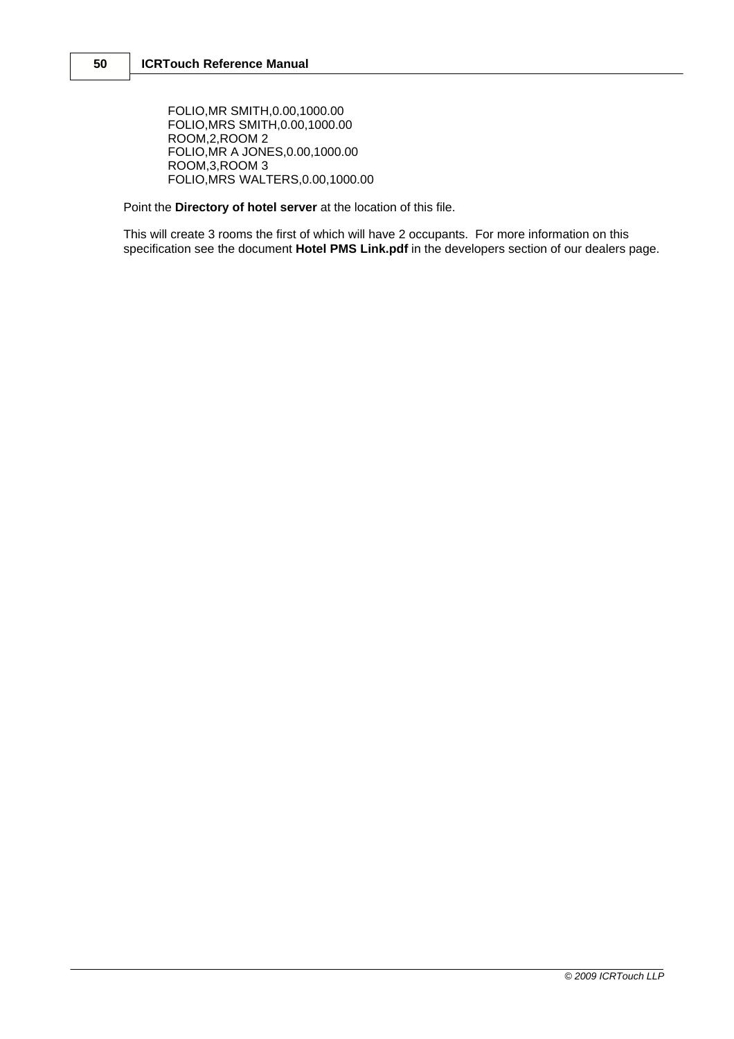```
FOLIO,MR SMITH,0.00,1000.00
FOLIO,MRS SMITH,0.00,1000.00
ROOM,2,ROOM 2
FOLIO,MR A JONES,0.00,1000.00
ROOM,3,ROOM 3
FOLIO,MRS WALTERS,0.00,1000.00
```

Point the **Directory of hotel server** at the location of this file.

This will create 3 rooms the first of which will have 2 occupants. For more information on this specification see the document **Hotel PMS Link.pdf** in the developers section of our dealers page.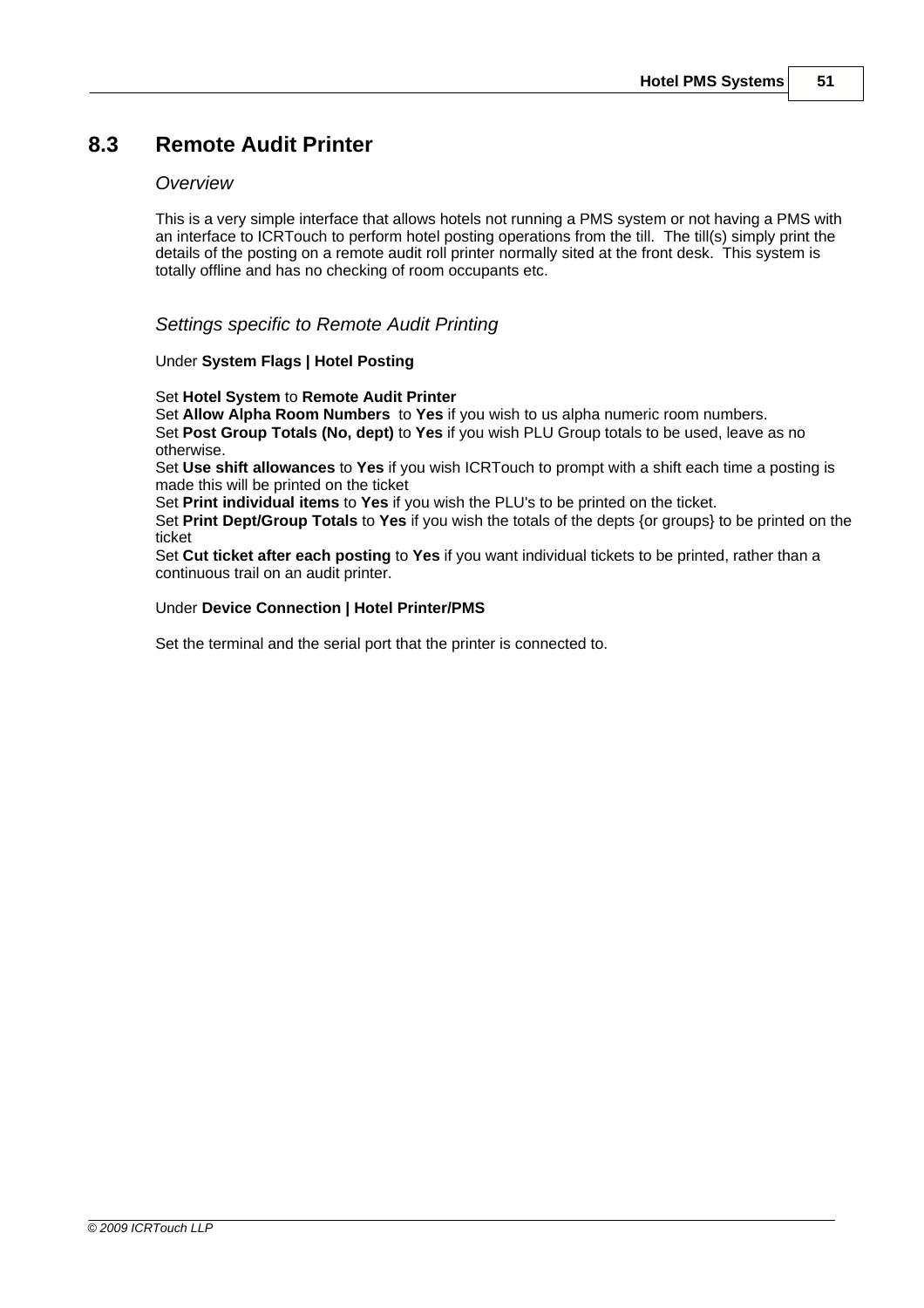## 8.3 Remote Audit Printer

### *Overview*

This is a very simple interface that allows hotels not running a PMS system or not having a PMS with an interface to ICRTouch to perform hotel posting operations from the till.  The till(s) simply print the details of the posting on a remote audit roll printer normally sited at the front desk.  This system is totally offline and has no checking of room occupants etc.

### *Settings specific to Remote Audit Printing*

Under **System Flags | Hotel Posting**

Set **Hotel System** to **Remote Audit Printer**
Set **Allow Alpha Room Numbers** to **Yes** if you wish to us alpha numeric room numbers.
Set **Post Group Totals (No, dept)** to **Yes** if you wish PLU Group totals to be used, leave as no otherwise.
Set **Use shift allowances** to **Yes** if you wish ICRTouch to prompt with a shift each time a posting is made this will be printed on the ticket
Set **Print individual items** to **Yes** if you wish the PLU's to be printed on the ticket.
Set **Print Dept/Group Totals** to **Yes** if you wish the totals of the depts {or groups} to be printed on the ticket
Set **Cut ticket after each posting** to **Yes** if you want individual tickets to be printed, rather than a continuous trail on an audit printer.

Under **Device Connection | Hotel Printer/PMS**

Set the terminal and the serial port that the printer is connected to.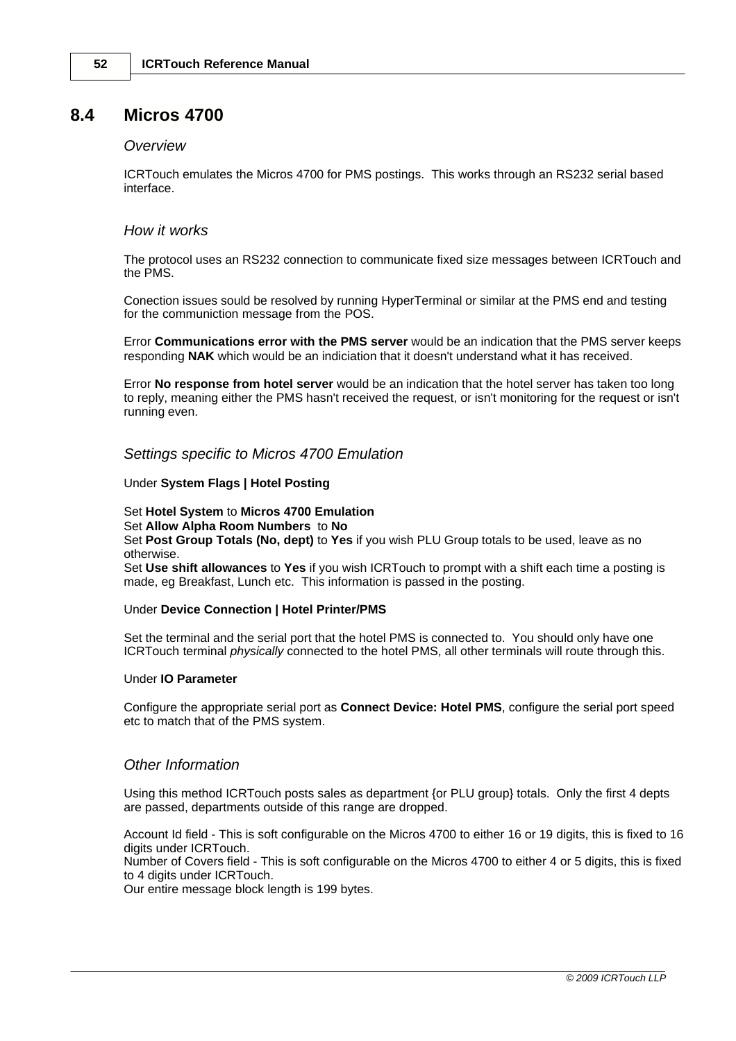## 8.4 Micros 4700

### *Overview*

ICRTouch emulates the Micros 4700 for PMS postings. This works through an RS232 serial based interface.

### *How it works*

The protocol uses an RS232 connection to communicate fixed size messages between ICRTouch and the PMS.

Conection issues sould be resolved by running HyperTerminal or similar at the PMS end and testing for the communiction message from the POS.

Error **Communications error with the PMS server** would be an indication that the PMS server keeps responding **NAK** which would be an indiciation that it doesn't understand what it has received.

Error **No response from hotel server** would be an indication that the hotel server has taken too long to reply, meaning either the PMS hasn't received the request, or isn't monitoring for the request or isn't running even.

### *Settings specific to Micros 4700 Emulation*

Under **System Flags | Hotel Posting**

Set **Hotel System** to **Micros 4700 Emulation**
Set **Allow Alpha Room Numbers** to **No**
Set **Post Group Totals (No, dept)** to **Yes** if you wish PLU Group totals to be used, leave as no otherwise.
Set **Use shift allowances** to **Yes** if you wish ICRTouch to prompt with a shift each time a posting is made, eg Breakfast, Lunch etc. This information is passed in the posting.

Under **Device Connection | Hotel Printer/PMS**

Set the terminal and the serial port that the hotel PMS is connected to. You should only have one ICRTouch terminal *physically* connected to the hotel PMS, all other terminals will route through this.

Under **IO Parameter**

Configure the appropriate serial port as **Connect Device: Hotel PMS**, configure the serial port speed etc to match that of the PMS system.

### *Other Information*

Using this method ICRTouch posts sales as department {or PLU group} totals. Only the first 4 depts are passed, departments outside of this range are dropped.

Account Id field - This is soft configurable on the Micros 4700 to either 16 or 19 digits, this is fixed to 16 digits under ICRTouch.
Number of Covers field - This is soft configurable on the Micros 4700 to either 4 or 5 digits, this is fixed to 4 digits under ICRTouch.
Our entire message block length is 199 bytes.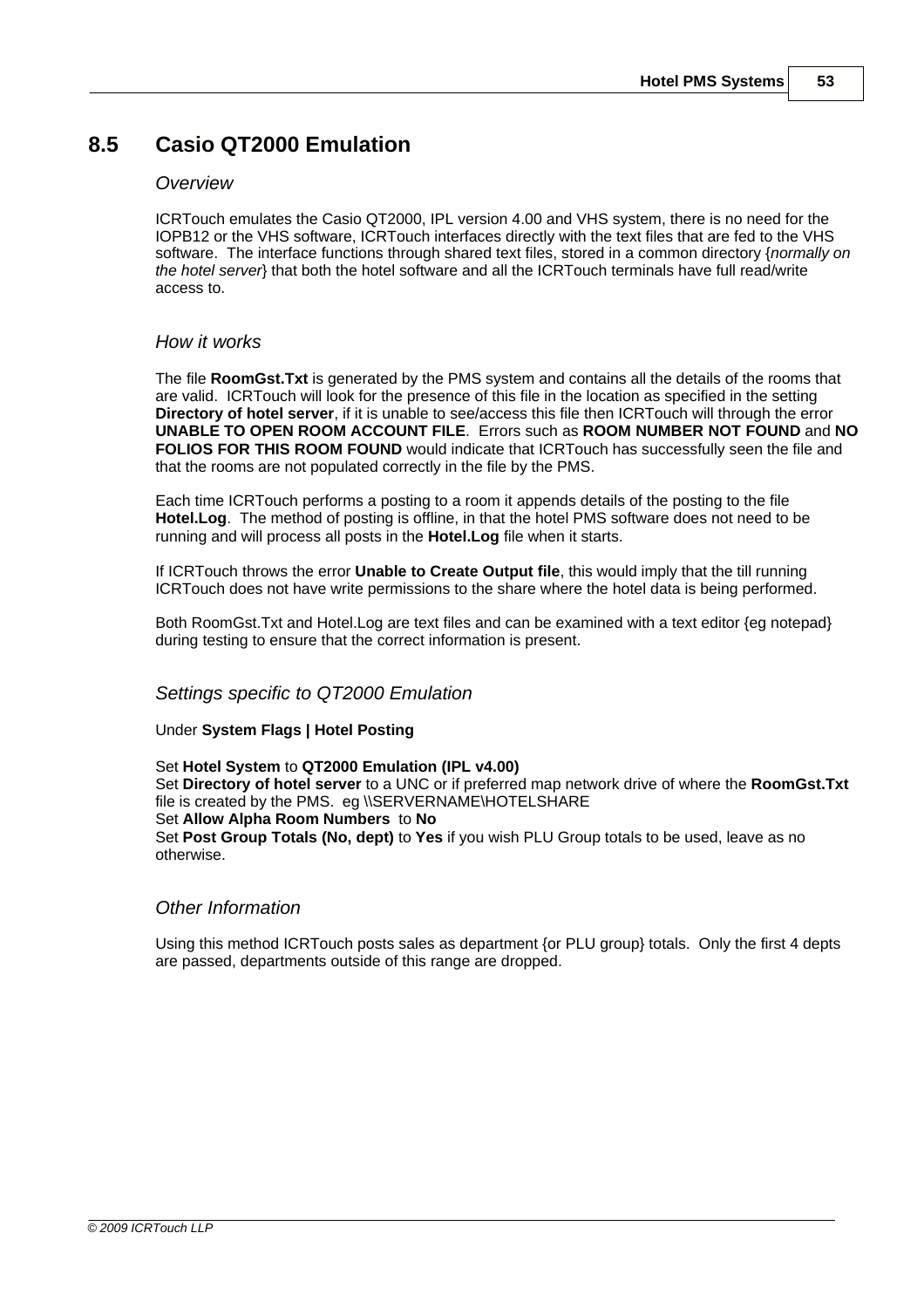## 8.5 Casio QT2000 Emulation

### *Overview*

ICRTouch emulates the Casio QT2000, IPL version 4.00 and VHS system, there is no need for the IOPB12 or the VHS software, ICRTouch interfaces directly with the text files that are fed to the VHS software. The interface functions through shared text files, stored in a common directory {*normally on the hotel server*} that both the hotel software and all the ICRTouch terminals have full read/write access to.

### *How it works*

The file **RoomGst.Txt** is generated by the PMS system and contains all the details of the rooms that are valid. ICRTouch will look for the presence of this file in the location as specified in the setting **Directory of hotel server**, if it is unable to see/access this file then ICRTouch will through the error **UNABLE TO OPEN ROOM ACCOUNT FILE**. Errors such as **ROOM NUMBER NOT FOUND** and **NO FOLIOS FOR THIS ROOM FOUND** would indicate that ICRTouch has successfully seen the file and that the rooms are not populated correctly in the file by the PMS.

Each time ICRTouch performs a posting to a room it appends details of the posting to the file **Hotel.Log**. The method of posting is offline, in that the hotel PMS software does not need to be running and will process all posts in the **Hotel.Log** file when it starts.

If ICRTouch throws the error **Unable to Create Output file**, this would imply that the till running ICRTouch does not have write permissions to the share where the hotel data is being performed.

Both RoomGst.Txt and Hotel.Log are text files and can be examined with a text editor {eg notepad} during testing to ensure that the correct information is present.

### *Settings specific to QT2000 Emulation*

Under **System Flags | Hotel Posting**

Set **Hotel System** to **QT2000 Emulation (IPL v4.00)**
Set **Directory of hotel server** to a UNC or if preferred map network drive of where the **RoomGst.Txt** file is created by the PMS. eg \\SERVERNAME\HOTELSHARE
Set **Allow Alpha Room Numbers** to **No**
Set **Post Group Totals (No, dept)** to **Yes** if you wish PLU Group totals to be used, leave as no otherwise.

### *Other Information*

Using this method ICRTouch posts sales as department {or PLU group} totals. Only the first 4 depts are passed, departments outside of this range are dropped.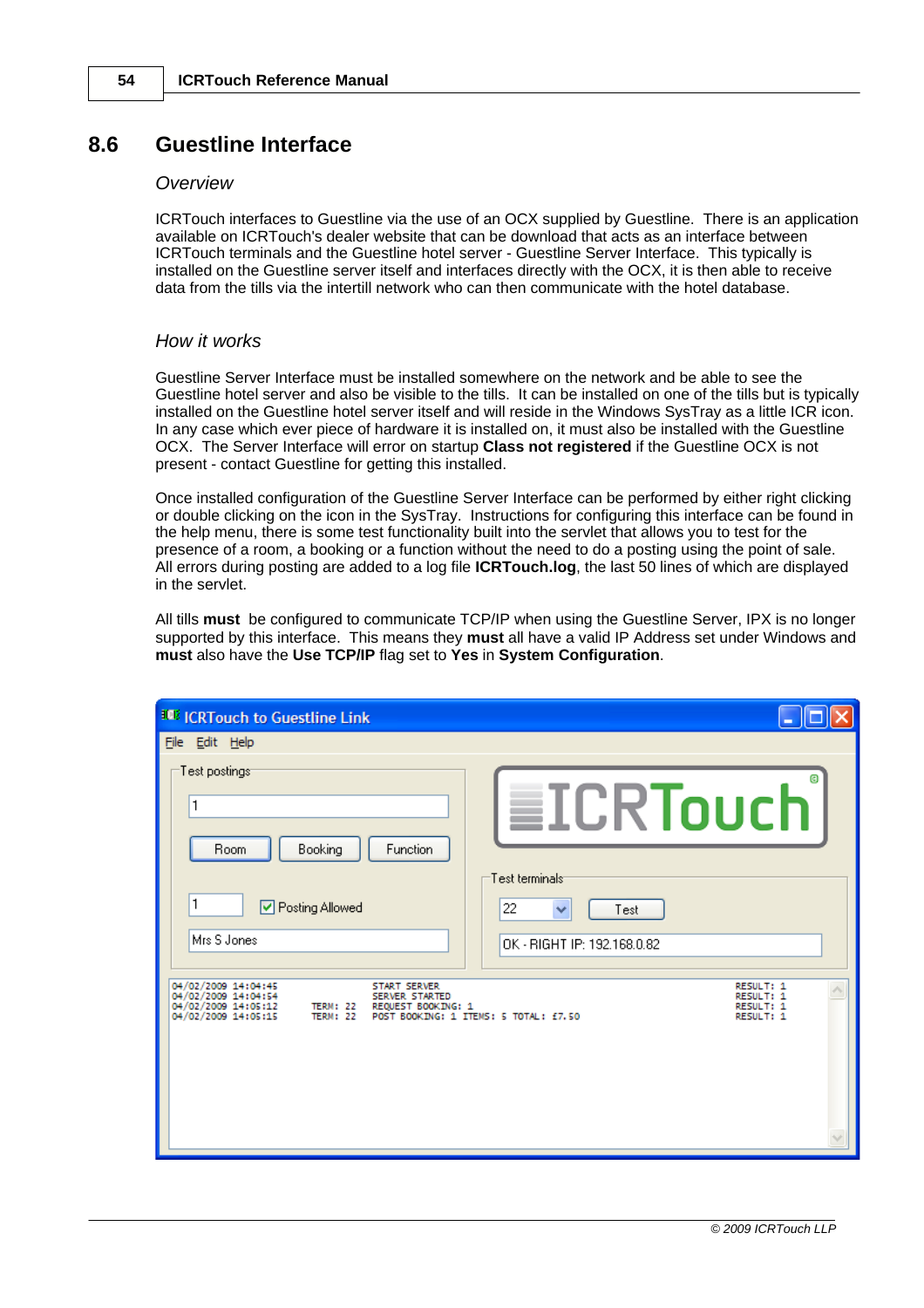## 8.6 Guestline Interface

### *Overview*

ICRTouch interfaces to Guestline via the use of an OCX supplied by Guestline. There is an application available on ICRTouch's dealer website that can be download that acts as an interface between ICRTouch terminals and the Guestline hotel server - Guestline Server Interface. This typically is installed on the Guestline server itself and interfaces directly with the OCX, it is then able to receive data from the tills via the intertill network who can then communicate with the hotel database.

### *How it works*

Guestline Server Interface must be installed somewhere on the network and be able to see the Guestline hotel server and also be visible to the tills. It can be installed on one of the tills but is typically installed on the Guestline hotel server itself and will reside in the Windows SysTray as a little ICR icon. In any case which ever piece of hardware it is installed on, it must also be installed with the Guestline OCX. The Server Interface will error on startup **Class not registered** if the Guestline OCX is not present - contact Guestline for getting this installed.

Once installed configuration of the Guestline Server Interface can be performed by either right clicking or double clicking on the icon in the SysTray. Instructions for configuring this interface can be found in the help menu, there is some test functionality built into the servlet that allows you to test for the presence of a room, a booking or a function without the need to do a posting using the point of sale. All errors during posting are added to a log file **ICRTouch.log**, the last 50 lines of which are displayed in the servlet.

All tills **must** be configured to communicate TCP/IP when using the Guestline Server, IPX is no longer supported by this interface. This means they **must** all have a valid IP Address set under Windows and **must** also have the **Use TCP/IP** flag set to **Yes** in **System Configuration**.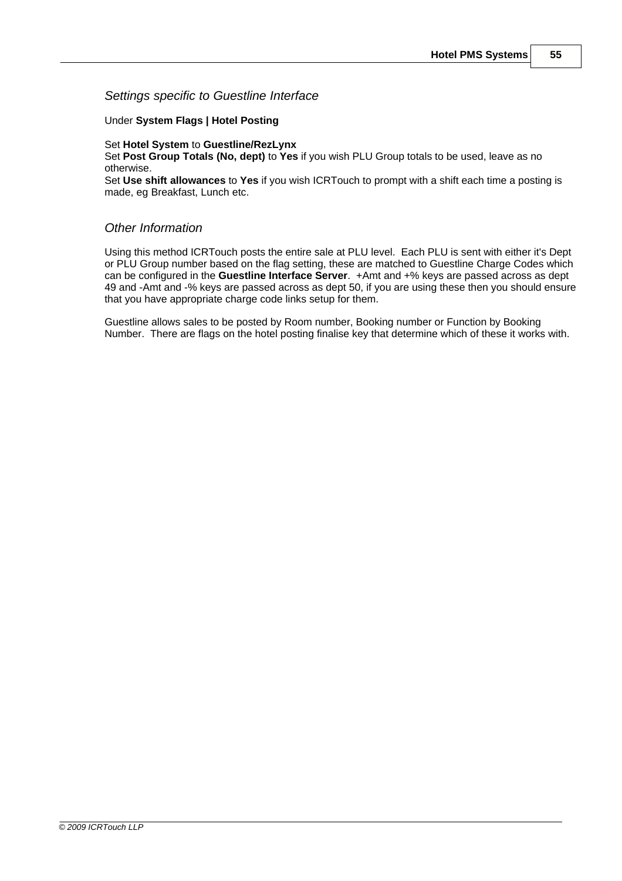### *Settings specific to Guestline Interface*

Under **System Flags | Hotel Posting**

Set **Hotel System** to **Guestline/RezLynx**
Set **Post Group Totals (No, dept)** to **Yes** if you wish PLU Group totals to be used, leave as no otherwise.
Set **Use shift allowances** to **Yes** if you wish ICRTouch to prompt with a shift each time a posting is made, eg Breakfast, Lunch etc.

### *Other Information*

Using this method ICRTouch posts the entire sale at PLU level. Each PLU is sent with either it's Dept or PLU Group number based on the flag setting, these are matched to Guestline Charge Codes which can be configured in the **Guestline Interface Server**. +Amt and +% keys are passed across as dept 49 and -Amt and -% keys are passed across as dept 50, if you are using these then you should ensure that you have appropriate charge code links setup for them.

Guestline allows sales to be posted by Room number, Booking number or Function by Booking Number. There are flags on the hotel posting finalise key that determine which of these it works with.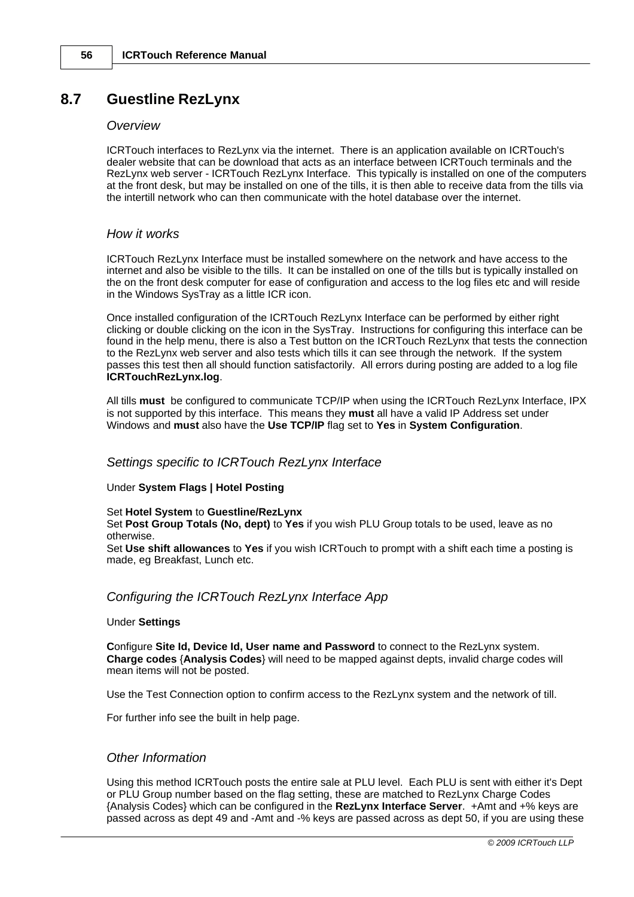## 8.7 Guestline RezLynx

*Overview*

ICRTouch interfaces to RezLynx via the internet. There is an application available on ICRTouch's dealer website that can be download that acts as an interface between ICRTouch terminals and the RezLynx web server - ICRTouch RezLynx Interface. This typically is installed on one of the computers at the front desk, but may be installed on one of the tills, it is then able to receive data from the tills via the intertill network who can then communicate with the hotel database over the internet.

*How it works*

ICRTouch RezLynx Interface must be installed somewhere on the network and have access to the internet and also be visible to the tills. It can be installed on one of the tills but is typically installed on the on the front desk computer for ease of configuration and access to the log files etc and will reside in the Windows SysTray as a little ICR icon.

Once installed configuration of the ICRTouch RezLynx Interface can be performed by either right clicking or double clicking on the icon in the SysTray. Instructions for configuring this interface can be found in the help menu, there is also a Test button on the ICRTouch RezLynx that tests the connection to the RezLynx web server and also tests which tills it can see through the network. If the system passes this test then all should function satisfactorily. All errors during posting are added to a log file **ICRTouchRezLynx.log**.

All tills **must** be configured to communicate TCP/IP when using the ICRTouch RezLynx Interface, IPX is not supported by this interface. This means they **must** all have a valid IP Address set under Windows and **must** also have the **Use TCP/IP** flag set to **Yes** in **System Configuration**.

*Settings specific to ICRTouch RezLynx Interface*

Under **System Flags | Hotel Posting**

Set **Hotel System** to **Guestline/RezLynx**
Set **Post Group Totals (No, dept)** to **Yes** if you wish PLU Group totals to be used, leave as no otherwise.
Set **Use shift allowances** to **Yes** if you wish ICRTouch to prompt with a shift each time a posting is made, eg Breakfast, Lunch etc.

*Configuring the ICRTouch RezLynx Interface App*

Under **Settings**

**C**onfigure **Site Id, Device Id, User name and Password** to connect to the RezLynx system.
**Charge codes** {**Analysis Codes**} will need to be mapped against depts, invalid charge codes will mean items will not be posted.

Use the Test Connection option to confirm access to the RezLynx system and the network of till.

For further info see the built in help page.

*Other Information*

Using this method ICRTouch posts the entire sale at PLU level. Each PLU is sent with either it's Dept or PLU Group number based on the flag setting, these are matched to RezLynx Charge Codes {Analysis Codes} which can be configured in the **RezLynx Interface Server**. +Amt and +% keys are passed across as dept 49 and -Amt and -% keys are passed across as dept 50, if you are using these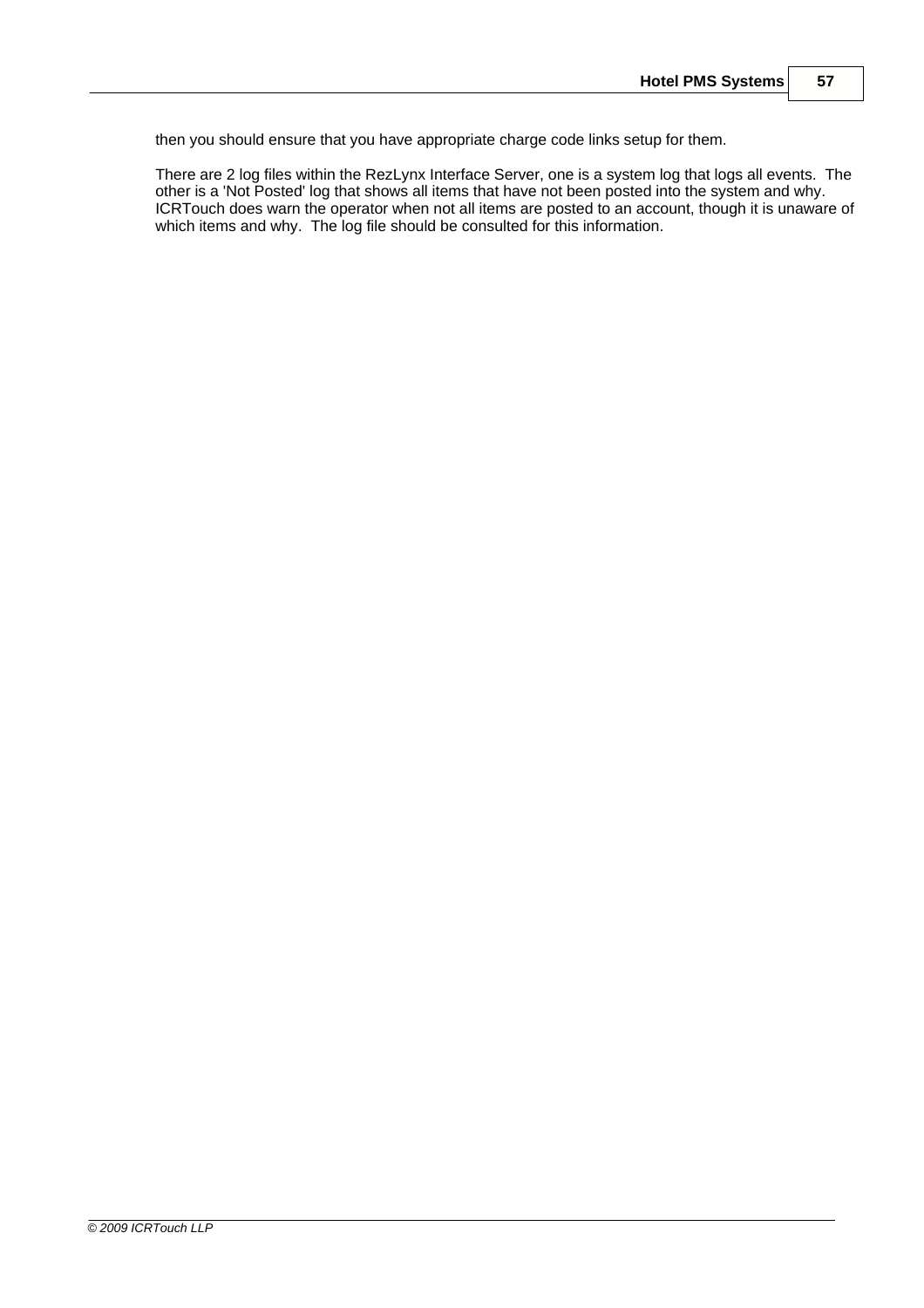then you should ensure that you have appropriate charge code links setup for them.

There are 2 log files within the RezLynx Interface Server, one is a system log that logs all events. The other is a 'Not Posted' log that shows all items that have not been posted into the system and why. ICRTouch does warn the operator when not all items are posted to an account, though it is unaware of which items and why. The log file should be consulted for this information.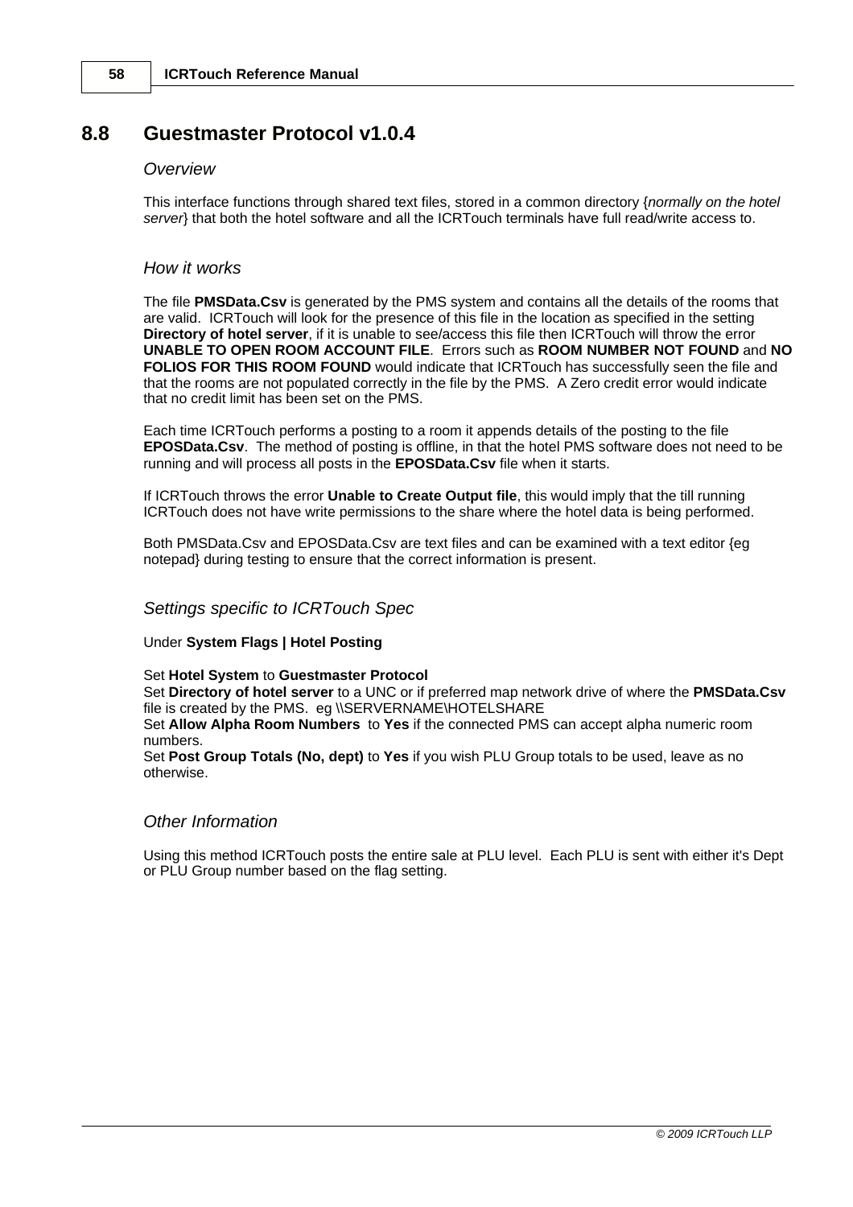## 8.8 Guestmaster Protocol v1.0.4

### *Overview*

This interface functions through shared text files, stored in a common directory {*normally on the hotel server*} that both the hotel software and all the ICRTouch terminals have full read/write access to.

### *How it works*

The file **PMSData.Csv** is generated by the PMS system and contains all the details of the rooms that are valid. ICRTouch will look for the presence of this file in the location as specified in the setting **Directory of hotel server**, if it is unable to see/access this file then ICRTouch will throw the error **UNABLE TO OPEN ROOM ACCOUNT FILE**. Errors such as **ROOM NUMBER NOT FOUND** and **NO FOLIOS FOR THIS ROOM FOUND** would indicate that ICRTouch has successfully seen the file and that the rooms are not populated correctly in the file by the PMS. A Zero credit error would indicate that no credit limit has been set on the PMS.

Each time ICRTouch performs a posting to a room it appends details of the posting to the file **EPOSData.Csv**. The method of posting is offline, in that the hotel PMS software does not need to be running and will process all posts in the **EPOSData.Csv** file when it starts.

If ICRTouch throws the error **Unable to Create Output file**, this would imply that the till running ICRTouch does not have write permissions to the share where the hotel data is being performed.

Both PMSData.Csv and EPOSData.Csv are text files and can be examined with a text editor {eg notepad} during testing to ensure that the correct information is present.

### *Settings specific to ICRTouch Spec*

Under **System Flags | Hotel Posting**

Set **Hotel System** to **Guestmaster Protocol**
Set **Directory of hotel server** to a UNC or if preferred map network drive of where the **PMSData.Csv** file is created by the PMS. eg \\SERVERNAME\HOTELSHARE
Set **Allow Alpha Room Numbers** to **Yes** if the connected PMS can accept alpha numeric room numbers.
Set **Post Group Totals (No, dept)** to **Yes** if you wish PLU Group totals to be used, leave as no otherwise.

### *Other Information*

Using this method ICRTouch posts the entire sale at PLU level. Each PLU is sent with either it's Dept or PLU Group number based on the flag setting.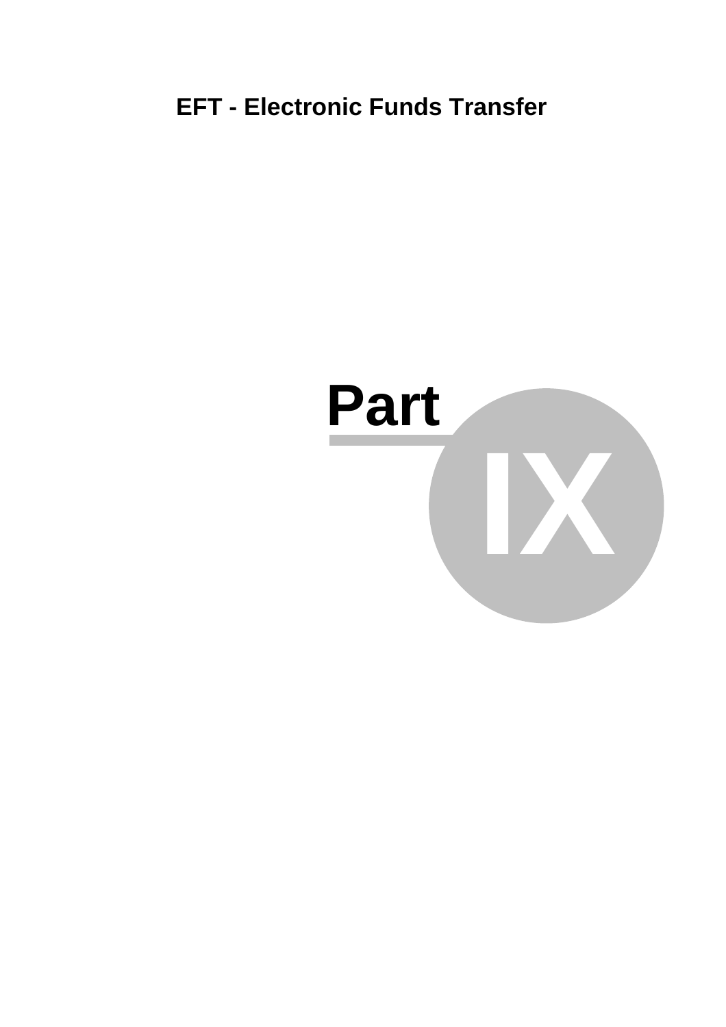# EFT - Electronic Funds Transfer

# Part IX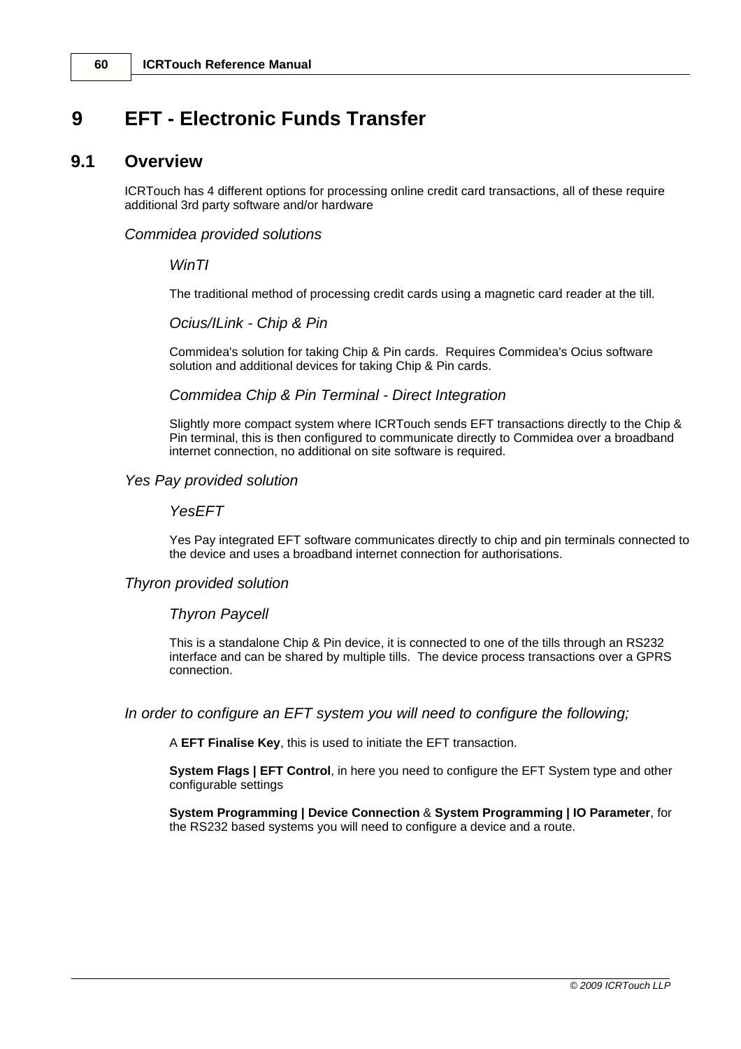# 9 EFT - Electronic Funds Transfer

## 9.1 Overview

ICRTouch has 4 different options for processing online credit card transactions, all of these require additional 3rd party software and/or hardware

### *Commidea provided solutions*

#### *WinTI*

The traditional method of processing credit cards using a magnetic card reader at the till.

#### *Ocius/ILink - Chip & Pin*

Commidea's solution for taking Chip & Pin cards. Requires Commidea's Ocius software solution and additional devices for taking Chip & Pin cards.

#### *Commidea Chip & Pin Terminal - Direct Integration*

Slightly more compact system where ICRTouch sends EFT transactions directly to the Chip & Pin terminal, this is then configured to communicate directly to Commidea over a broadband internet connection, no additional on site software is required.

### *Yes Pay provided solution*

#### *YesEFT*

Yes Pay integrated EFT software communicates directly to chip and pin terminals connected to the device and uses a broadband internet connection for authorisations.

### *Thyron provided solution*

#### *Thyron Paycell*

This is a standalone Chip & Pin device, it is connected to one of the tills through an RS232 interface and can be shared by multiple tills. The device process transactions over a GPRS connection.

### *In order to configure an EFT system you will need to configure the following;*

A **EFT Finalise Key**, this is used to initiate the EFT transaction.

**System Flags | EFT Control**, in here you need to configure the EFT System type and other configurable settings

**System Programming | Device Connection** & **System Programming | IO Parameter**, for the RS232 based systems you will need to configure a device and a route.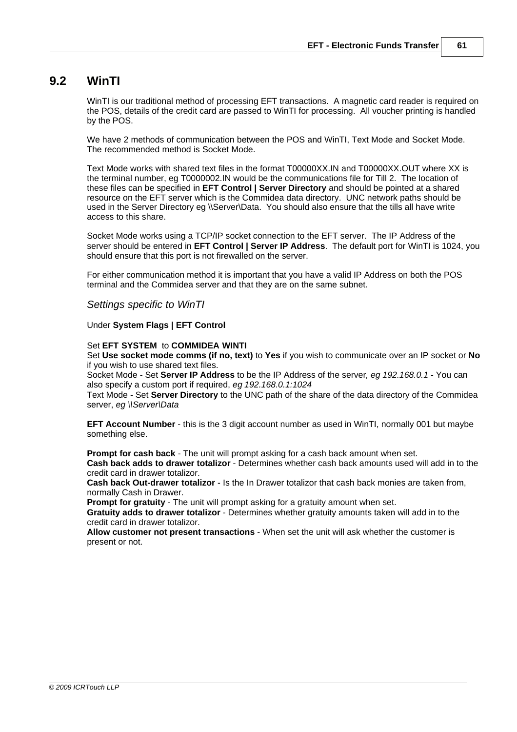## 9.2 WinTI

WinTI is our traditional method of processing EFT transactions. A magnetic card reader is required on the POS, details of the credit card are passed to WinTI for processing. All voucher printing is handled by the POS.

We have 2 methods of communication between the POS and WinTI, Text Mode and Socket Mode. The recommended method is Socket Mode.

Text Mode works with shared text files in the format T00000XX.IN and T00000XX.OUT where XX is the terminal number, eg T0000002.IN would be the communications file for Till 2. The location of these files can be specified in **EFT Control | Server Directory** and should be pointed at a shared resource on the EFT server which is the Commidea data directory. UNC network paths should be used in the Server Directory eg \\Server\Data. You should also ensure that the tills all have write access to this share.

Socket Mode works using a TCP/IP socket connection to the EFT server. The IP Address of the server should be entered in **EFT Control | Server IP Address**. The default port for WinTI is 1024, you should ensure that this port is not firewalled on the server.

For either communication method it is important that you have a valid IP Address on both the POS terminal and the Commidea server and that they are on the same subnet.

*Settings specific to WinTI*

Under **System Flags | EFT Control**

Set **EFT SYSTEM** to **COMMIDEA WINTI**
Set **Use socket mode comms (if no, text)** to **Yes** if you wish to communicate over an IP socket or **No** if you wish to use shared text files.
Socket Mode - Set **Server IP Address** to be the IP Address of the server, *eg 192.168.0.1* - You can also specify a custom port if required, *eg 192.168.0.1:1024*
Text Mode - Set **Server Directory** to the UNC path of the share of the data directory of the Commidea server, *eg \\Server\Data*

**EFT Account Number** - this is the 3 digit account number as used in WinTI, normally 001 but maybe something else.

**Prompt for cash back** - The unit will prompt asking for a cash back amount when set.
**Cash back adds to drawer totalizor** - Determines whether cash back amounts used will add in to the credit card in drawer totalizor.
**Cash back Out-drawer totalizor** - Is the In Drawer totalizor that cash back monies are taken from, normally Cash in Drawer.
**Prompt for gratuity** - The unit will prompt asking for a gratuity amount when set.
**Gratuity adds to drawer totalizor** - Determines whether gratuity amounts taken will add in to the credit card in drawer totalizor.
**Allow customer not present transactions** - When set the unit will ask whether the customer is present or not.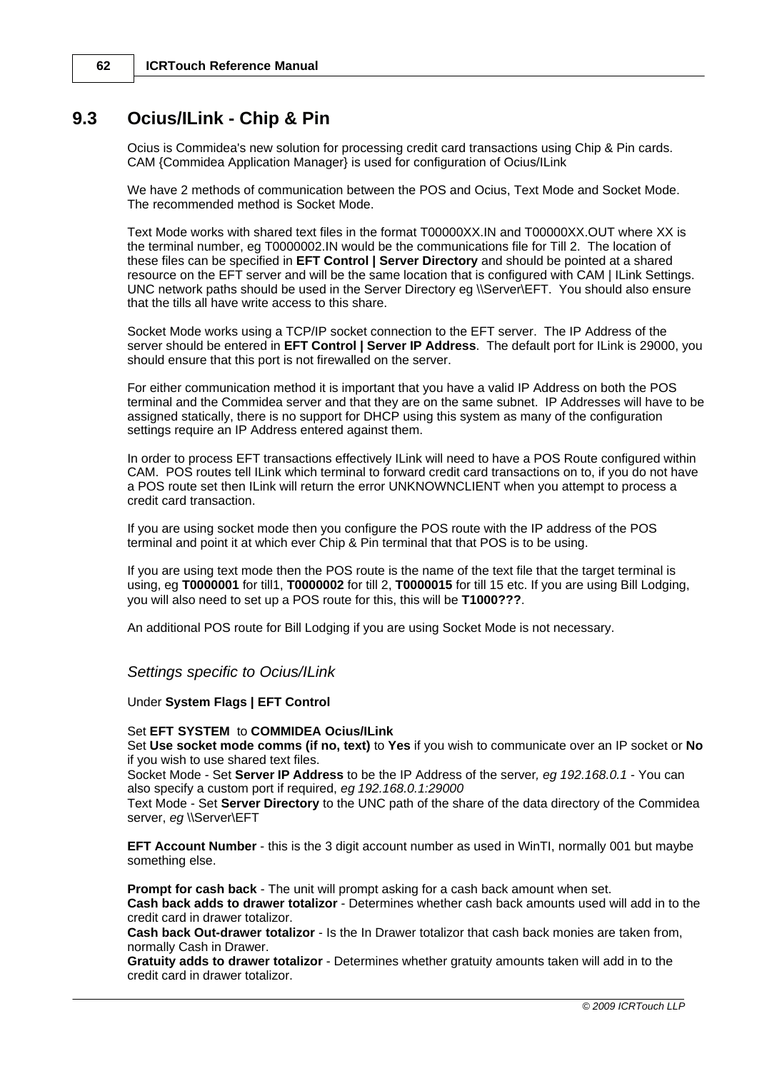## 9.3 Ocius/ILink - Chip & Pin

Ocius is Commidea's new solution for processing credit card transactions using Chip & Pin cards. CAM {Commidea Application Manager} is used for configuration of Ocius/ILink

We have 2 methods of communication between the POS and Ocius, Text Mode and Socket Mode. The recommended method is Socket Mode.

Text Mode works with shared text files in the format T00000XX.IN and T00000XX.OUT where XX is the terminal number, eg T0000002.IN would be the communications file for Till 2. The location of these files can be specified in **EFT Control | Server Directory** and should be pointed at a shared resource on the EFT server and will be the same location that is configured with CAM | ILink Settings. UNC network paths should be used in the Server Directory eg \\Server\EFT. You should also ensure that the tills all have write access to this share.

Socket Mode works using a TCP/IP socket connection to the EFT server. The IP Address of the server should be entered in **EFT Control | Server IP Address**. The default port for ILink is 29000, you should ensure that this port is not firewalled on the server.

For either communication method it is important that you have a valid IP Address on both the POS terminal and the Commidea server and that they are on the same subnet. IP Addresses will have to be assigned statically, there is no support for DHCP using this system as many of the configuration settings require an IP Address entered against them.

In order to process EFT transactions effectively ILink will need to have a POS Route configured within CAM. POS routes tell ILink which terminal to forward credit card transactions on to, if you do not have a POS route set then ILink will return the error UNKNOWNCLIENT when you attempt to process a credit card transaction.

If you are using socket mode then you configure the POS route with the IP address of the POS terminal and point it at which ever Chip & Pin terminal that that POS is to be using.

If you are using text mode then the POS route is the name of the text file that the target terminal is using, eg **T0000001** for till1, **T0000002** for till 2, **T0000015** for till 15 etc. If you are using Bill Lodging, you will also need to set up a POS route for this, this will be **T1000???**.

An additional POS route for Bill Lodging if you are using Socket Mode is not necessary.

### *Settings specific to Ocius/ILink*

Under **System Flags | EFT Control**

Set **EFT SYSTEM** to **COMMIDEA Ocius/ILink**
Set **Use socket mode comms (if no, text)** to **Yes** if you wish to communicate over an IP socket or **No** if you wish to use shared text files.
Socket Mode - Set **Server IP Address** to be the IP Address of the server*, eg 192.168.0.1* - You can also specify a custom port if required, *eg 192.168.0.1:29000*
Text Mode - Set **Server Directory** to the UNC path of the share of the data directory of the Commidea server, *eg* \\Server\EFT

**EFT Account Number** - this is the 3 digit account number as used in WinTI, normally 001 but maybe something else.

**Prompt for cash back** - The unit will prompt asking for a cash back amount when set.
**Cash back adds to drawer totalizor** - Determines whether cash back amounts used will add in to the credit card in drawer totalizor.
**Cash back Out-drawer totalizor** - Is the In Drawer totalizor that cash back monies are taken from, normally Cash in Drawer.
**Gratuity adds to drawer totalizor** - Determines whether gratuity amounts taken will add in to the credit card in drawer totalizor.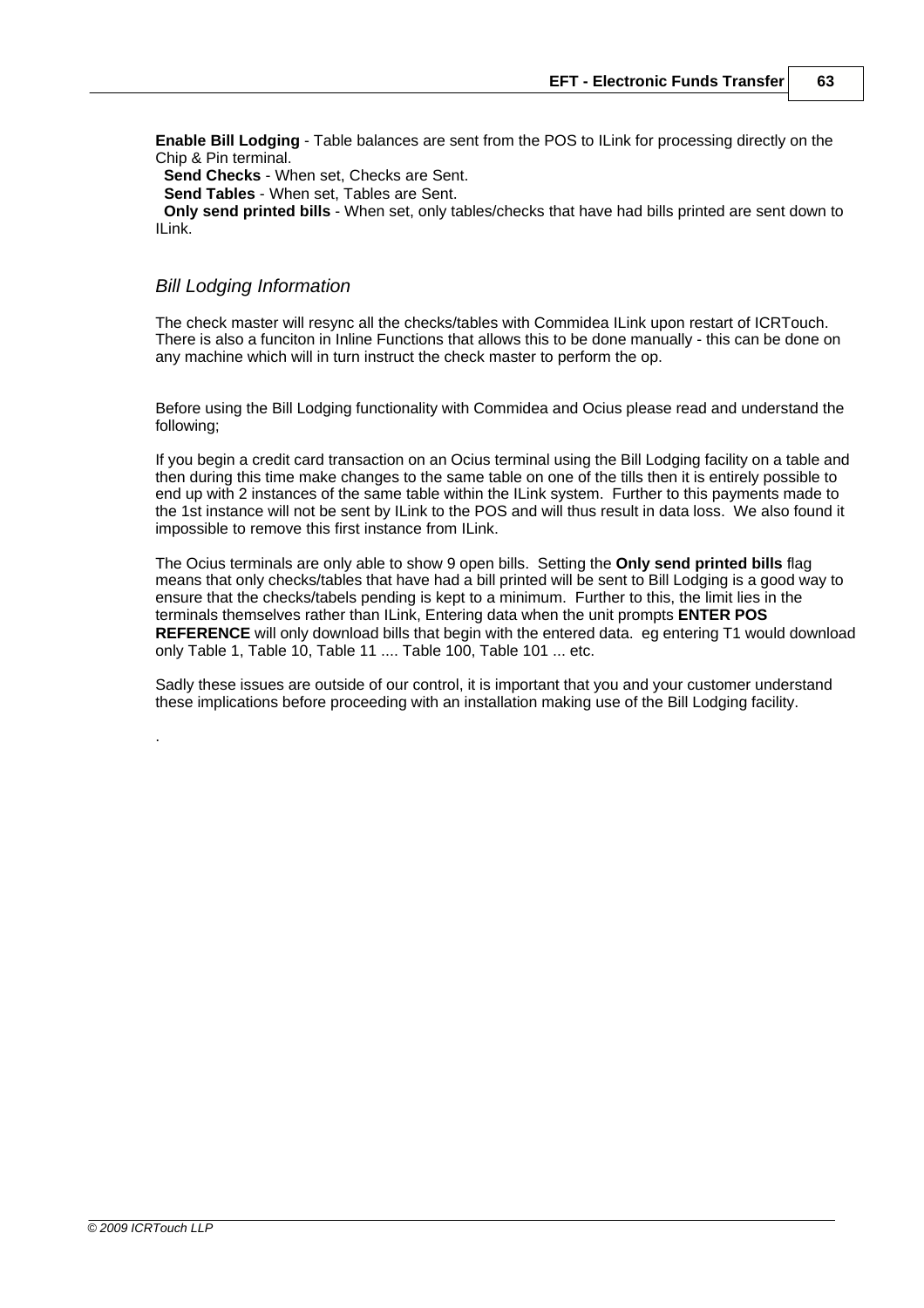**Enable Bill Lodging** - Table balances are sent from the POS to ILink for processing directly on the Chip & Pin terminal.

**Send Checks** - When set, Checks are Sent.

**Send Tables** - When set, Tables are Sent.

**Only send printed bills** - When set, only tables/checks that have had bills printed are sent down to ILink.

### *Bill Lodging Information*

The check master will resync all the checks/tables with Commidea ILink upon restart of ICRTouch. There is also a funciton in Inline Functions that allows this to be done manually - this can be done on any machine which will in turn instruct the check master to perform the op.

Before using the Bill Lodging functionality with Commidea and Ocius please read and understand the following;

If you begin a credit card transaction on an Ocius terminal using the Bill Lodging facility on a table and then during this time make changes to the same table on one of the tills then it is entirely possible to end up with 2 instances of the same table within the ILink system. Further to this payments made to the 1st instance will not be sent by ILink to the POS and will thus result in data loss. We also found it impossible to remove this first instance from ILink.

The Ocius terminals are only able to show 9 open bills. Setting the **Only send printed bills** flag means that only checks/tables that have had a bill printed will be sent to Bill Lodging is a good way to ensure that the checks/tabels pending is kept to a minimum. Further to this, the limit lies in the terminals themselves rather than ILink, Entering data when the unit prompts **ENTER POS REFERENCE** will only download bills that begin with the entered data. eg entering T1 would download only Table 1, Table 10, Table 11 .... Table 100, Table 101 ... etc.

Sadly these issues are outside of our control, it is important that you and your customer understand these implications before proceeding with an installation making use of the Bill Lodging facility.

.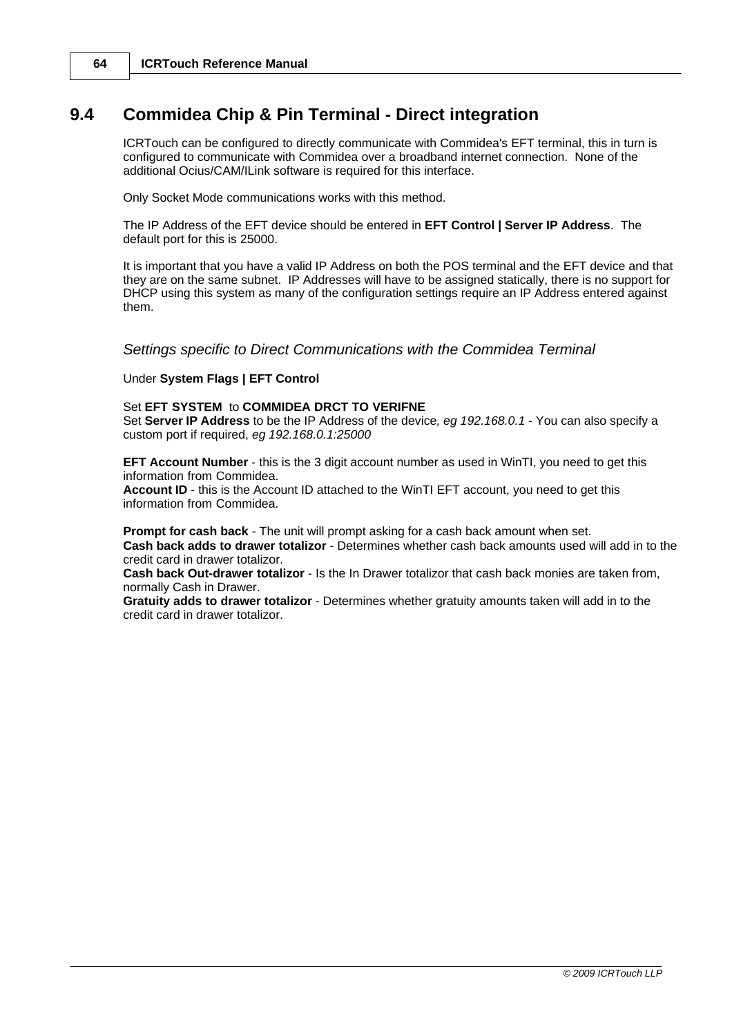## 9.4 Commidea Chip & Pin Terminal - Direct integration

ICRTouch can be configured to directly communicate with Commidea's EFT terminal, this in turn is configured to communicate with Commidea over a broadband internet connection. None of the additional Ocius/CAM/ILink software is required for this interface.

Only Socket Mode communications works with this method.

The IP Address of the EFT device should be entered in **EFT Control | Server IP Address**. The default port for this is 25000.

It is important that you have a valid IP Address on both the POS terminal and the EFT device and that they are on the same subnet. IP Addresses will have to be assigned statically, there is no support for DHCP using this system as many of the configuration settings require an IP Address entered against them.

### *Settings specific to Direct Communications with the Commidea Terminal*

Under **System Flags | EFT Control**

Set **EFT SYSTEM** to **COMMIDEA DRCT TO VERIFNE**
Set **Server IP Address** to be the IP Address of the device, *eg 192.168.0.1* - You can also specify a custom port if required, *eg 192.168.0.1:25000*

**EFT Account Number** - this is the 3 digit account number as used in WinTI, you need to get this information from Commidea.
**Account ID** - this is the Account ID attached to the WinTI EFT account, you need to get this information from Commidea.

**Prompt for cash back** - The unit will prompt asking for a cash back amount when set.
**Cash back adds to drawer totalizor** - Determines whether cash back amounts used will add in to the credit card in drawer totalizor.
**Cash back Out-drawer totalizor** - Is the In Drawer totalizor that cash back monies are taken from, normally Cash in Drawer.
**Gratuity adds to drawer totalizor** - Determines whether gratuity amounts taken will add in to the credit card in drawer totalizor.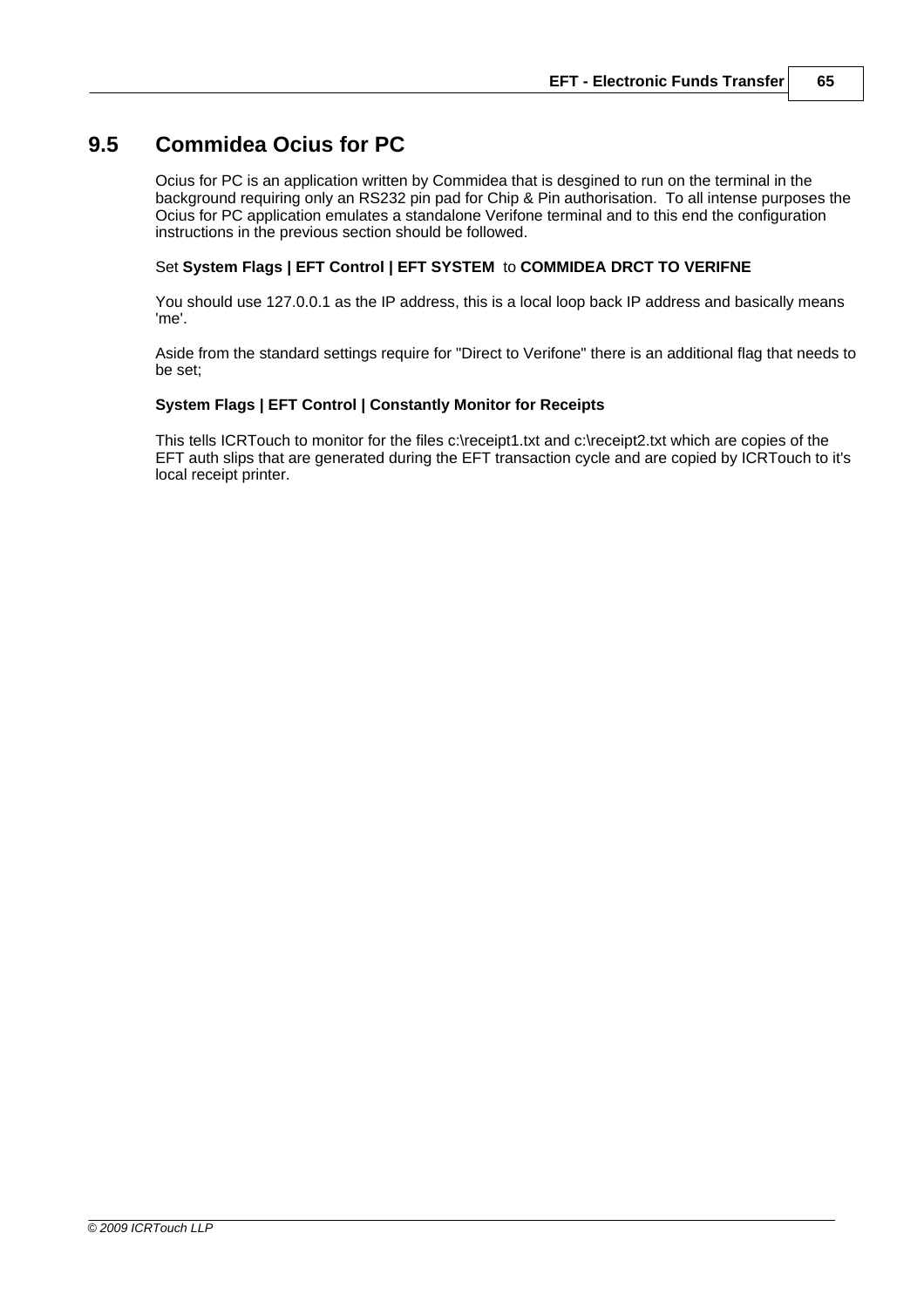## 9.5 Commidea Ocius for PC

Ocius for PC is an application written by Commidea that is desgined to run on the terminal in the background requiring only an RS232 pin pad for Chip & Pin authorisation. To all intense purposes the Ocius for PC application emulates a standalone Verifone terminal and to this end the configuration instructions in the previous section should be followed.

Set **System Flags | EFT Control | EFT SYSTEM** to **COMMIDEA DRCT TO VERIFNE**

You should use 127.0.0.1 as the IP address, this is a local loop back IP address and basically means 'me'.

Aside from the standard settings require for "Direct to Verifone" there is an additional flag that needs to be set;

**System Flags | EFT Control | Constantly Monitor for Receipts**

This tells ICRTouch to monitor for the files c:\receipt1.txt and c:\receipt2.txt which are copies of the EFT auth slips that are generated during the EFT transaction cycle and are copied by ICRTouch to it's local receipt printer.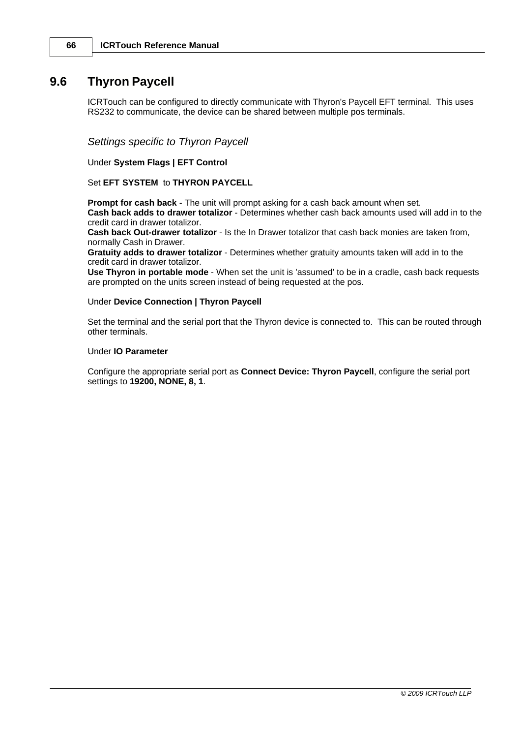## 9.6 Thyron Paycell

ICRTouch can be configured to directly communicate with Thyron's Paycell EFT terminal. This uses RS232 to communicate, the device can be shared between multiple pos terminals.

*Settings specific to Thyron Paycell*

Under **System Flags | EFT Control**

Set **EFT SYSTEM** to **THYRON PAYCELL**

**Prompt for cash back** - The unit will prompt asking for a cash back amount when set.
**Cash back adds to drawer totalizor** - Determines whether cash back amounts used will add in to the credit card in drawer totalizor.
**Cash back Out-drawer totalizor** - Is the In Drawer totalizor that cash back monies are taken from, normally Cash in Drawer.
**Gratuity adds to drawer totalizor** - Determines whether gratuity amounts taken will add in to the credit card in drawer totalizor.
**Use Thyron in portable mode** - When set the unit is 'assumed' to be in a cradle, cash back requests are prompted on the units screen instead of being requested at the pos.

Under **Device Connection | Thyron Paycell**

Set the terminal and the serial port that the Thyron device is connected to. This can be routed through other terminals.

Under **IO Parameter**

Configure the appropriate serial port as **Connect Device: Thyron Paycell**, configure the serial port settings to **19200, NONE, 8, 1**.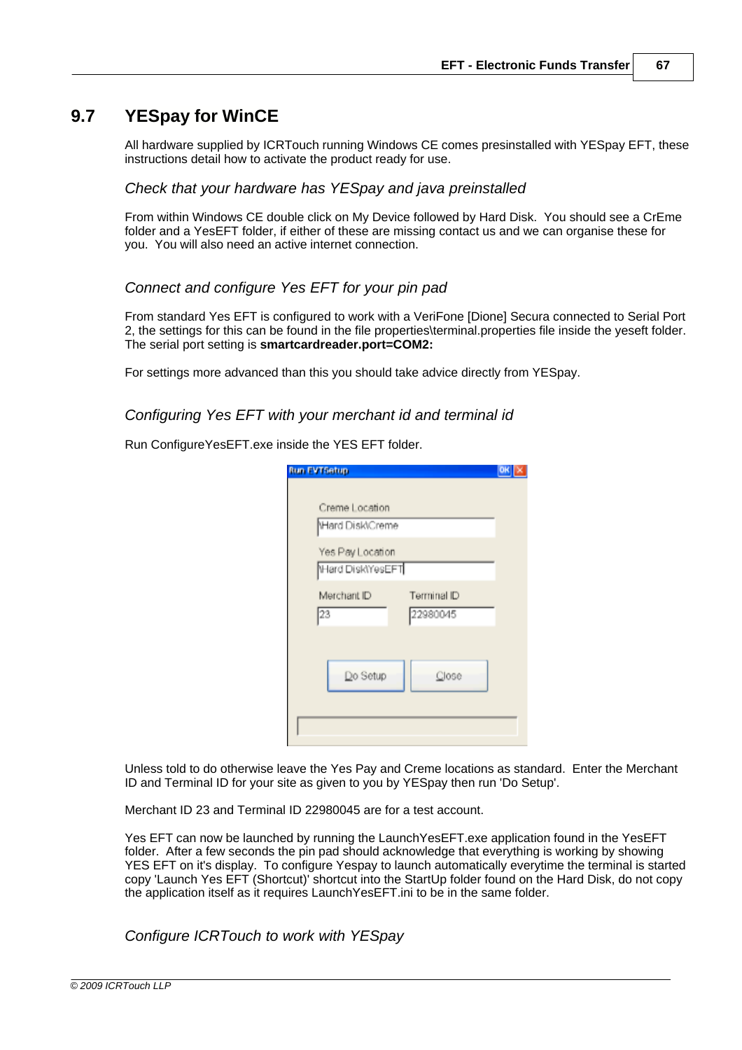## 9.7 YESpay for WinCE

All hardware supplied by ICRTouch running Windows CE comes presinstalled with YESpay EFT, these instructions detail how to activate the product ready for use.

### *Check that your hardware has YESpay and java preinstalled*

From within Windows CE double click on My Device followed by Hard Disk. You should see a CrEme folder and a YesEFT folder, if either of these are missing contact us and we can organise these for you. You will also need an active internet connection.

### *Connect and configure Yes EFT for your pin pad*

From standard Yes EFT is configured to work with a VeriFone [Dione] Secura connected to Serial Port 2, the settings for this can be found in the file properties\terminal.properties file inside the yeseft folder. The serial port setting is **smartcardreader.port=COM2:**

For settings more advanced than this you should take advice directly from YESpay.

### *Configuring Yes EFT with your merchant id and terminal id*

Run ConfigureYesEFT.exe inside the YES EFT folder.

Unless told to do otherwise leave the Yes Pay and Creme locations as standard. Enter the Merchant ID and Terminal ID for your site as given to you by YESpay then run 'Do Setup'.

Merchant ID 23 and Terminal ID 22980045 are for a test account.

Yes EFT can now be launched by running the LaunchYesEFT.exe application found in the YesEFT folder. After a few seconds the pin pad should acknowledge that everything is working by showing YES EFT on it's display. To configure Yespay to launch automatically everytime the terminal is started copy 'Launch Yes EFT (Shortcut)' shortcut into the StartUp folder found on the Hard Disk, do not copy the application itself as it requires LaunchYesEFT.ini to be in the same folder.

### *Configure ICRTouch to work with YESpay*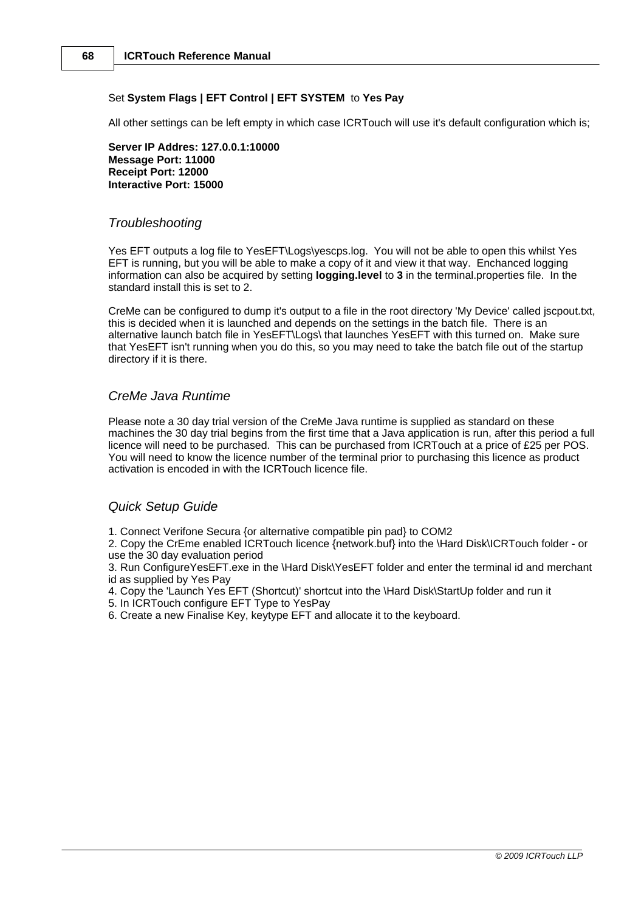Set **System Flags | EFT Control | EFT SYSTEM** to **Yes Pay**

All other settings can be left empty in which case ICRTouch will use it's default configuration which is;

**Server IP Addres: 127.0.0.1:10000**
**Message Port: 11000**
**Receipt Port: 12000**
**Interactive Port: 15000**

### *Troubleshooting*

Yes EFT outputs a log file to YesEFT\Logs\yescps.log. You will not be able to open this whilst Yes EFT is running, but you will be able to make a copy of it and view it that way. Enchanced logging information can also be acquired by setting **logging.level** to **3** in the terminal.properties file. In the standard install this is set to 2.

CreMe can be configured to dump it's output to a file in the root directory 'My Device' called jscpout.txt, this is decided when it is launched and depends on the settings in the batch file. There is an alternative launch batch file in YesEFT\Logs\ that launches YesEFT with this turned on. Make sure that YesEFT isn't running when you do this, so you may need to take the batch file out of the startup directory if it is there.

### *CreMe Java Runtime*

Please note a 30 day trial version of the CreMe Java runtime is supplied as standard on these machines the 30 day trial begins from the first time that a Java application is run, after this period a full licence will need to be purchased. This can be purchased from ICRTouch at a price of £25 per POS. You will need to know the licence number of the terminal prior to purchasing this licence as product activation is encoded in with the ICRTouch licence file.

### *Quick Setup Guide*

1. Connect Verifone Secura {or alternative compatible pin pad} to COM2
2. Copy the CrEme enabled ICRTouch licence {network.buf} into the \Hard Disk\ICRTouch folder - or use the 30 day evaluation period
3. Run ConfigureYesEFT.exe in the \Hard Disk\YesEFT folder and enter the terminal id and merchant id as supplied by Yes Pay
4. Copy the 'Launch Yes EFT (Shortcut)' shortcut into the \Hard Disk\StartUp folder and run it
5. In ICRTouch configure EFT Type to YesPay
6. Create a new Finalise Key, keytype EFT and allocate it to the keyboard.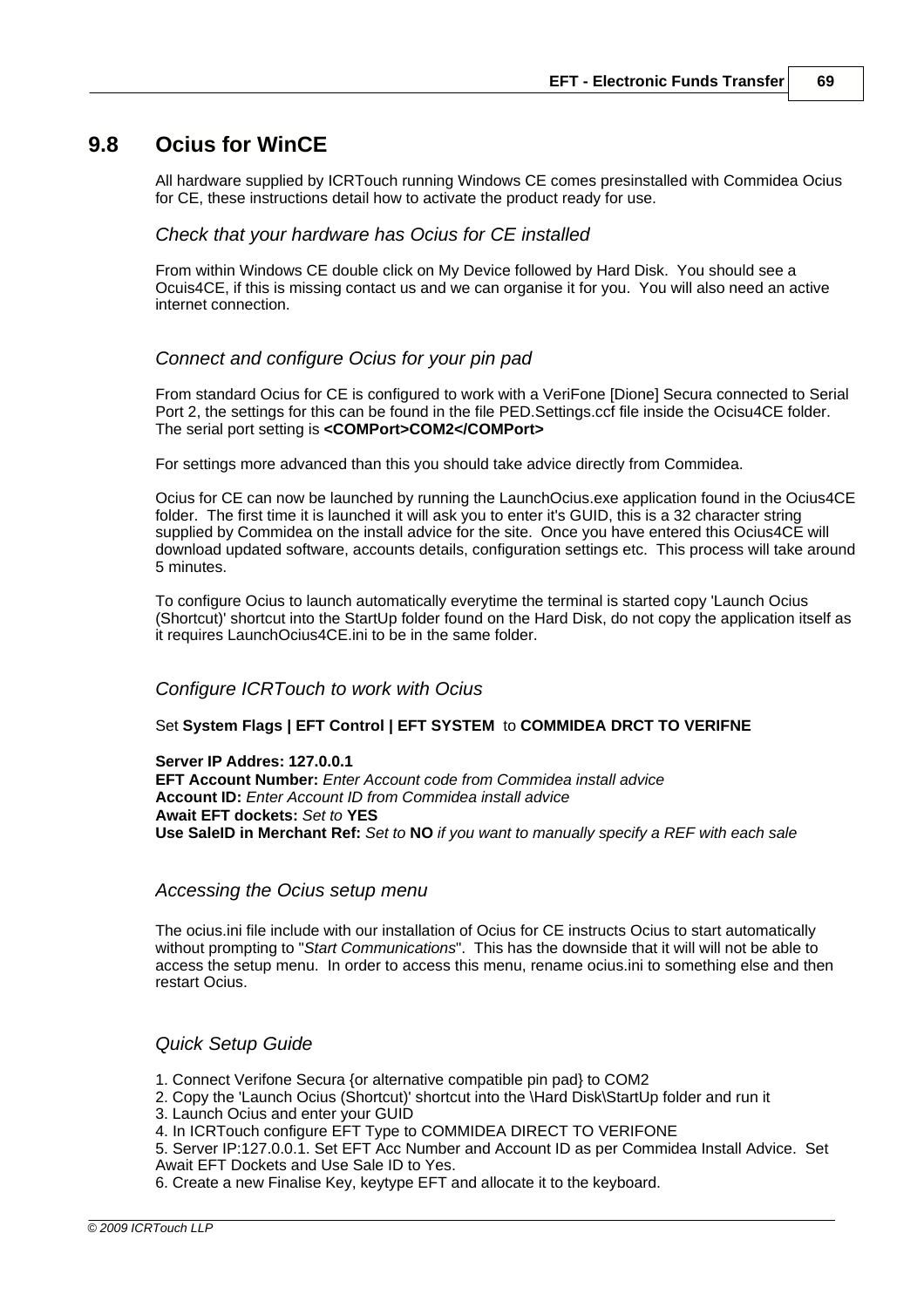## 9.8 Ocius for WinCE

All hardware supplied by ICRTouch running Windows CE comes presinstalled with Commidea Ocius for CE, these instructions detail how to activate the product ready for use.

### *Check that your hardware has Ocius for CE installed*

From within Windows CE double click on My Device followed by Hard Disk. You should see a Ocuis4CE, if this is missing contact us and we can organise it for you. You will also need an active internet connection.

### *Connect and configure Ocius for your pin pad*

From standard Ocius for CE is configured to work with a VeriFone [Dione] Secura connected to Serial Port 2, the settings for this can be found in the file PED.Settings.ccf file inside the Ocisu4CE folder. The serial port setting is **<COMPort>COM2</COMPort>**

For settings more advanced than this you should take advice directly from Commidea.

Ocius for CE can now be launched by running the LaunchOcius.exe application found in the Ocius4CE folder. The first time it is launched it will ask you to enter it's GUID, this is a 32 character string supplied by Commidea on the install advice for the site. Once you have entered this Ocius4CE will download updated software, accounts details, configuration settings etc. This process will take around 5 minutes.

To configure Ocius to launch automatically everytime the terminal is started copy 'Launch Ocius (Shortcut)' shortcut into the StartUp folder found on the Hard Disk, do not copy the application itself as it requires LaunchOcius4CE.ini to be in the same folder.

### *Configure ICRTouch to work with Ocius*

Set **System Flags | EFT Control | EFT SYSTEM** to **COMMIDEA DRCT TO VERIFNE**

**Server IP Addres: 127.0.0.1**
**EFT Account Number:** *Enter Account code from Commidea install advice*
**Account ID:** *Enter Account ID from Commidea install advice*
**Await EFT dockets:** *Set to* **YES**
**Use SaleID in Merchant Ref:** *Set to* **NO** *if you want to manually specify a REF with each sale*

### *Accessing the Ocius setup menu*

The ocius.ini file include with our installation of Ocius for CE instructs Ocius to start automatically without prompting to "*Start Communications*". This has the downside that it will will not be able to access the setup menu. In order to access this menu, rename ocius.ini to something else and then restart Ocius.

### *Quick Setup Guide*

1. Connect Verifone Secura {or alternative compatible pin pad} to COM2
2. Copy the 'Launch Ocius (Shortcut)' shortcut into the \Hard Disk\StartUp folder and run it
3. Launch Ocius and enter your GUID
4. In ICRTouch configure EFT Type to COMMIDEA DIRECT TO VERIFONE
5. Server IP:127.0.0.1. Set EFT Acc Number and Account ID as per Commidea Install Advice. Set Await EFT Dockets and Use Sale ID to Yes.
6. Create a new Finalise Key, keytype EFT and allocate it to the keyboard.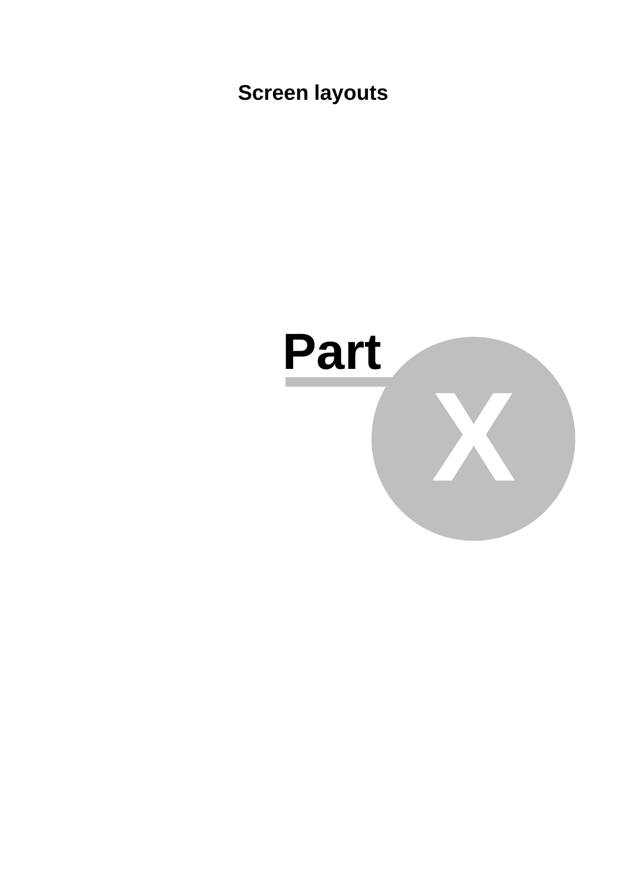# Part X

## Screen layouts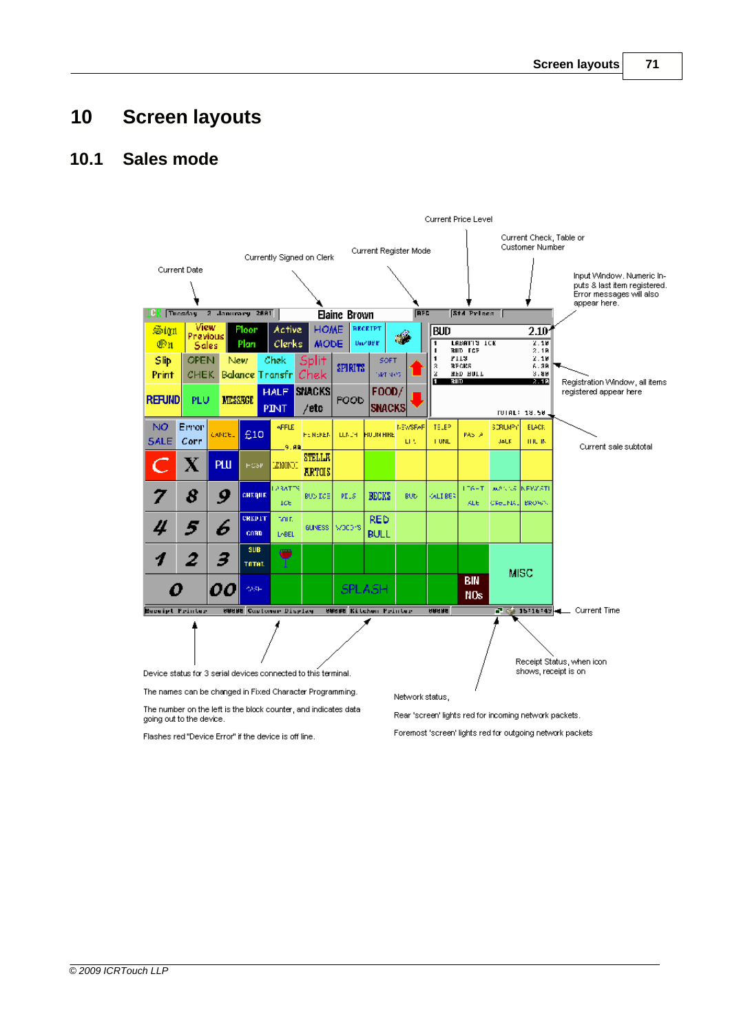# 10 Screen layouts

## 10.1 Sales mode

Current Price Level

Current Check, Table or Customer Number

Current Register Mode

Currently Signed on Clerk

Current Date

Input Window. Numeric Inputs & last item registered. Error messages will also appear here.

Registration Window, all items registered appear here

Current sale subtotal

Current Time

Receipt Status, when icon shows, receipt is on

Device status for 3 serial devices connected to this terminal.

The names can be changed in Fixed Character Programming.

The number on the left is the block counter, and indicates data going out to the device.

Flashes red "Device Error" if the device is off line.

Network status,

Rear 'screen' lights red for incoming network packets.

Foremost 'screen' lights red for outgoing network packets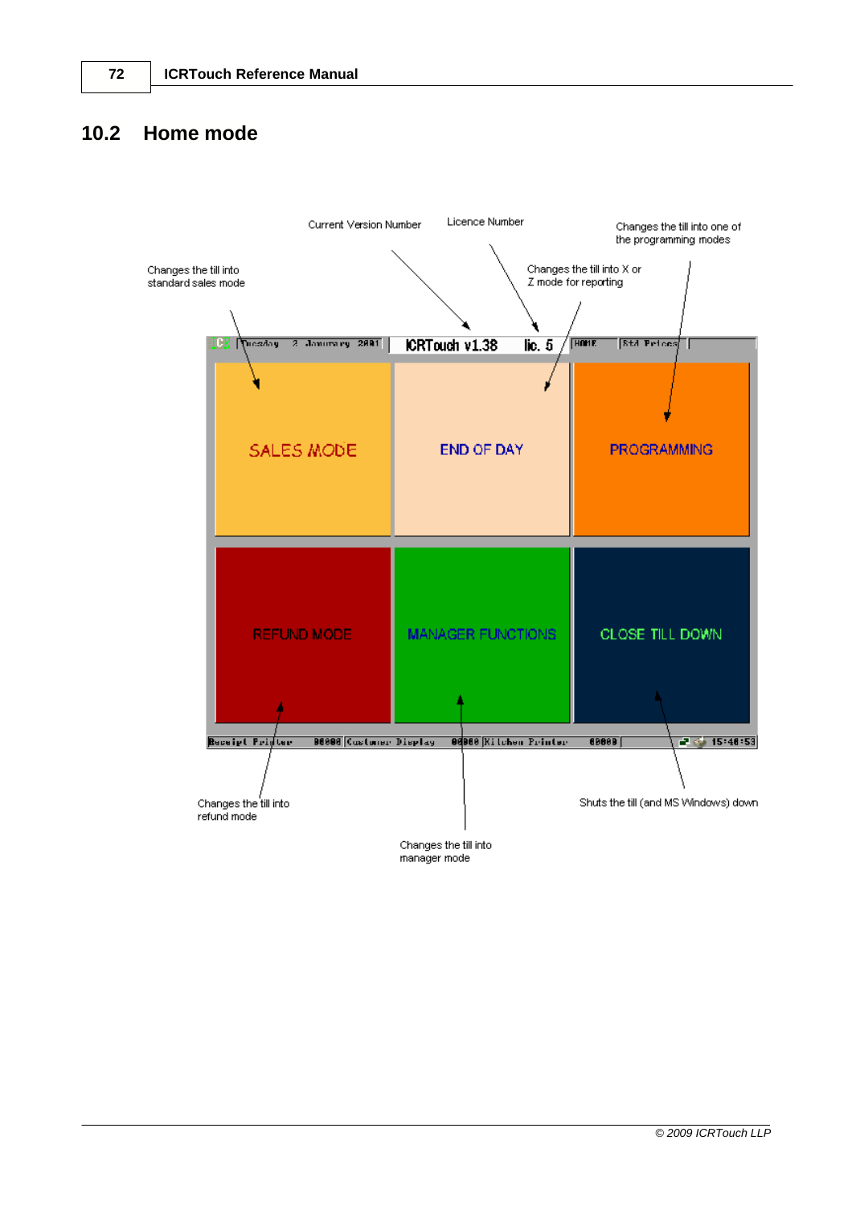## 10.2 Home mode

Current Version Number

Licence Number

Changes the till into one of the programming modes

Changes the till into standard sales mode

Changes the till into X or Z mode for reporting

ICRTouch v1.38 lic. 5

SALES MODE

END OF DAY

PROGRAMMING

REFUND MODE

MANAGER FUNCTIONS

CLOSE TILL DOWN

Changes the till into refund mode

Shuts the till (and MS Windows) down

Changes the till into manager mode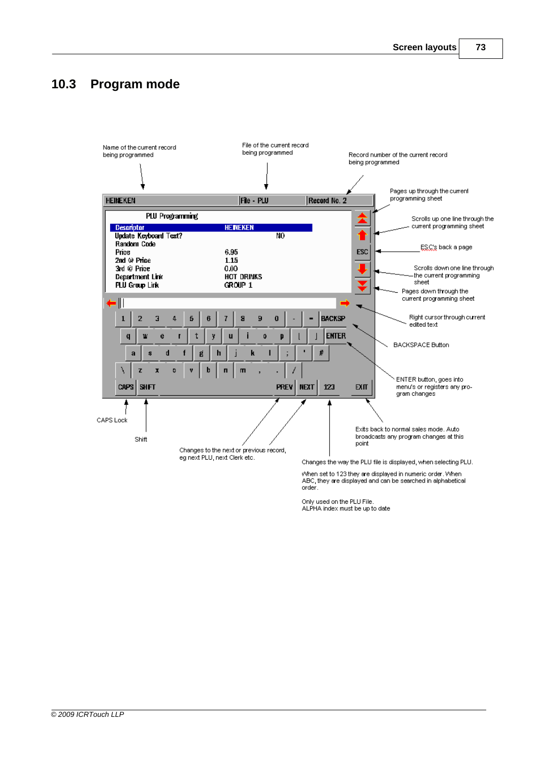## 10.3 Program mode

Name of the current record being programmed

File of the current record being programmed

Record number of the current record being programmed

Pages up through the current programming sheet

Scrolls up one line through the current programming sheet

ESC's back a page

Scrolls down one line through the current programming sheet

Pages down through the current programming sheet

Right cursor through current edited text

BACKSPACE Button

ENTER button, goes into menu's or registers any program changes

Exits back to normal sales mode. Auto broadcasts any program changes at this point

CAPS Lock

Shift

Changes to the next or previous record, eg next PLU, next Clerk etc.

Changes the way the PLU file is displayed, when selecting PLU.

When set to 123 they are displayed in numeric order. When ABC, they are displayed and can be searched in alphabetical order.

Only used on the PLU File.
ALPHA index must be up to date

HEINEKEN | File - PLU | Record No. 2

PLU Programming

| | |
|---|---|
| Descriptor | HEINEKEN |
| Update Keyboard Text? | NO |
| Random Code | |
| Price | 6.95 |
| 2nd @ Price | 1.15 |
| 3rd @ Price | 0.00 |
| Department Link | HOT DRINKS |
| PLU Group Link | GROUP 1 |

ESC

1 2 3 4 5 6 7 8 9 0 - = BACKSP
q w e r t y u i o p [ ] ENTER
a s d f g h j k l ; ' #
\ z x c v b n m , . /
CAPS SHIFT PREV NEXT 123 EXIT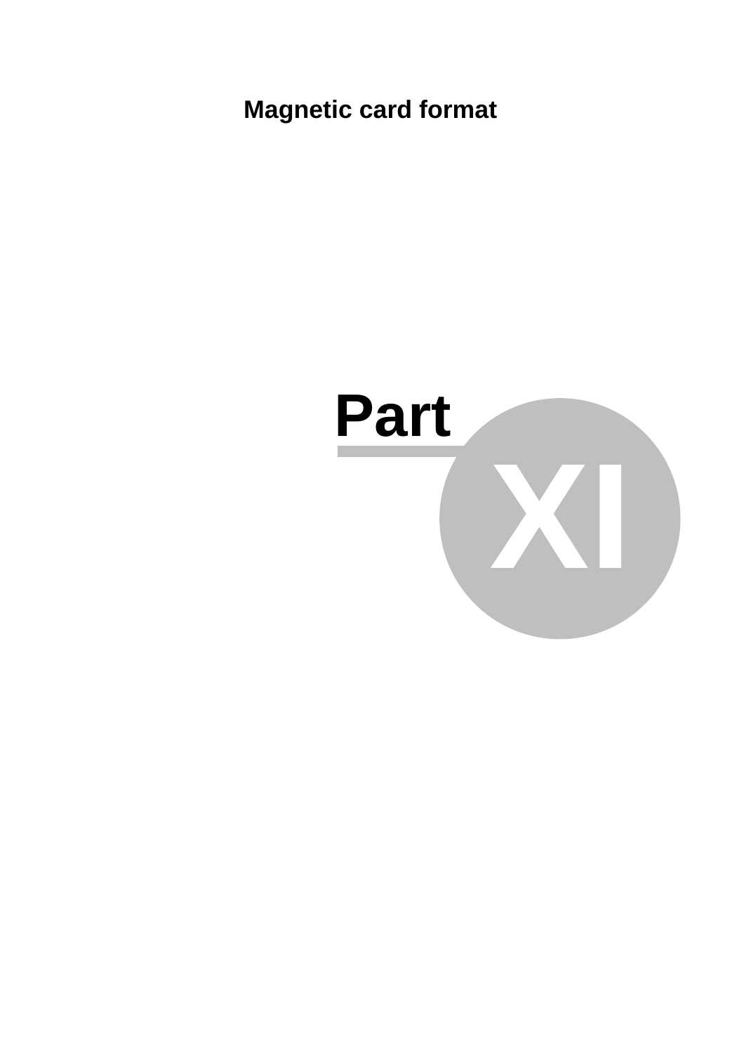# Part XI

Magnetic card format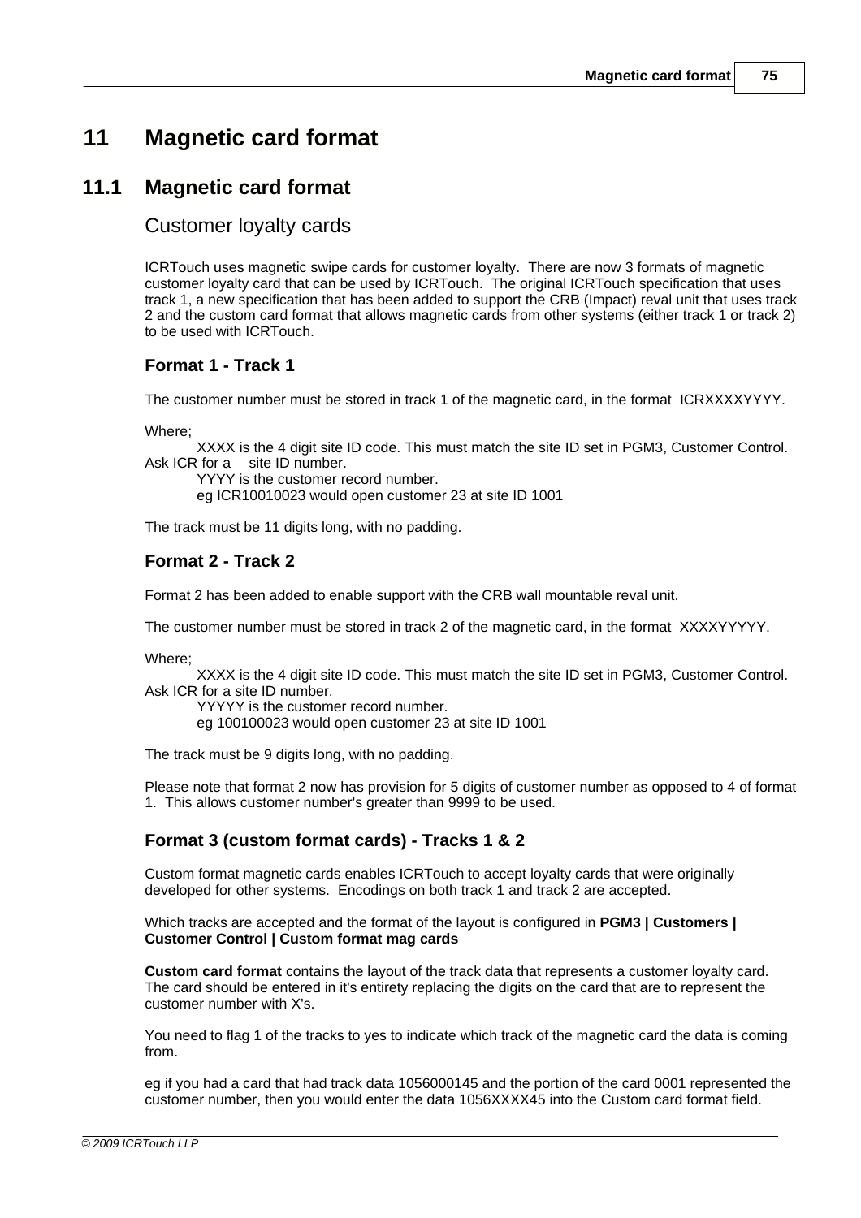# 11 Magnetic card format

## 11.1 Magnetic card format

### Customer loyalty cards

ICRTouch uses magnetic swipe cards for customer loyalty. There are now 3 formats of magnetic customer loyalty card that can be used by ICRTouch. The original ICRTouch specification that uses track 1, a new specification that has been added to support the CRB (Impact) reval unit that uses track 2 and the custom card format that allows magnetic cards from other systems (either track 1 or track 2) to be used with ICRTouch.

#### Format 1 - Track 1

The customer number must be stored in track 1 of the magnetic card, in the format ICRXXXXYYYY.

Where;

XXXX is the 4 digit site ID code. This must match the site ID set in PGM3, Customer Control. Ask ICR for a site ID number.

YYYY is the customer record number.

eg ICR10010023 would open customer 23 at site ID 1001

The track must be 11 digits long, with no padding.

#### Format 2 - Track 2

Format 2 has been added to enable support with the CRB wall mountable reval unit.

The customer number must be stored in track 2 of the magnetic card, in the format XXXXYYYYY.

Where;

XXXX is the 4 digit site ID code. This must match the site ID set in PGM3, Customer Control. Ask ICR for a site ID number.

YYYYY is the customer record number.

eg 100100023 would open customer 23 at site ID 1001

The track must be 9 digits long, with no padding.

Please note that format 2 now has provision for 5 digits of customer number as opposed to 4 of format 1. This allows customer number's greater than 9999 to be used.

#### Format 3 (custom format cards) - Tracks 1 & 2

Custom format magnetic cards enables ICRTouch to accept loyalty cards that were originally developed for other systems. Encodings on both track 1 and track 2 are accepted.

Which tracks are accepted and the format of the layout is configured in **PGM3 | Customers | Customer Control | Custom format mag cards**

**Custom card format** contains the layout of the track data that represents a customer loyalty card. The card should be entered in it's entirety replacing the digits on the card that are to represent the customer number with X's.

You need to flag 1 of the tracks to yes to indicate which track of the magnetic card the data is coming from.

eg if you had a card that had track data 1056000145 and the portion of the card 0001 represented the customer number, then you would enter the data 1056XXXX45 into the Custom card format field.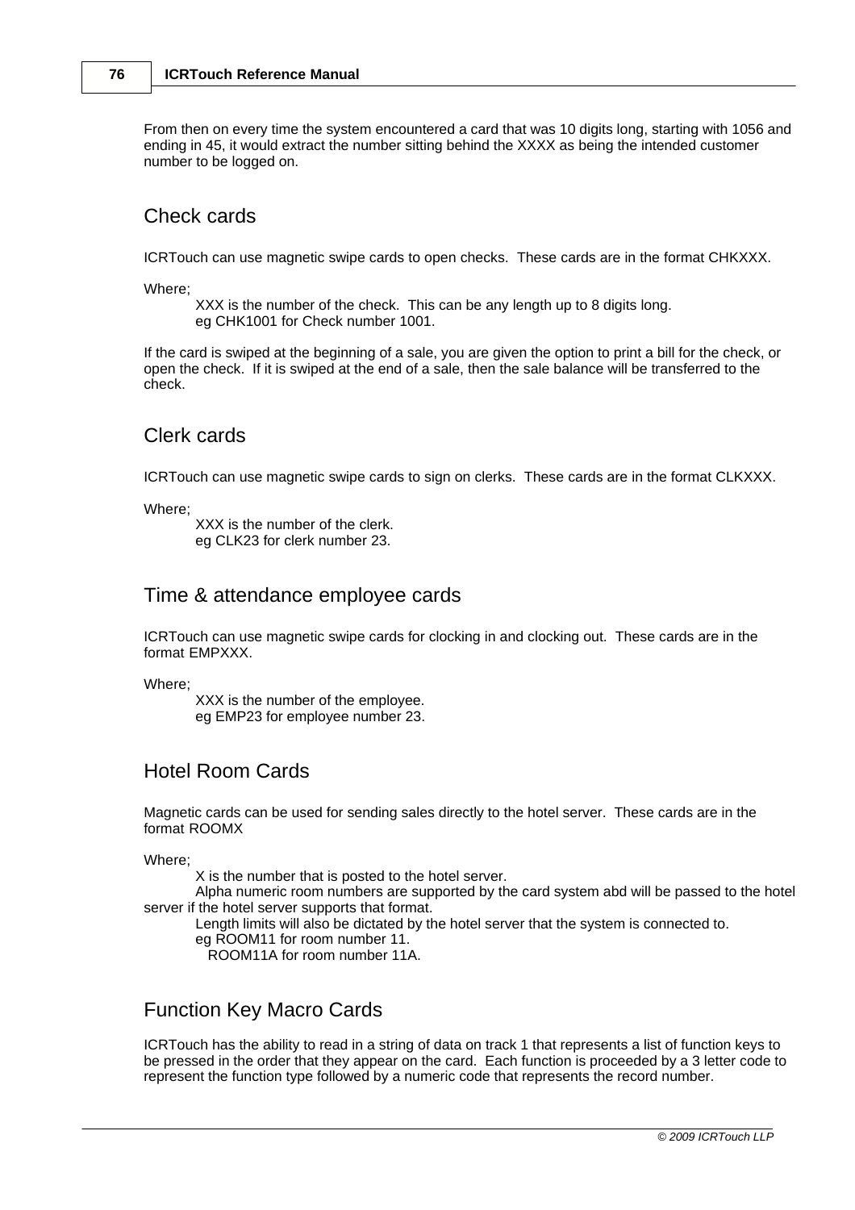From then on every time the system encountered a card that was 10 digits long, starting with 1056 and ending in 45, it would extract the number sitting behind the XXXX as being the intended customer number to be logged on.

## Check cards

ICRTouch can use magnetic swipe cards to open checks.  These cards are in the format CHKXXX.

Where;

XXX is the number of the check.  This can be any length up to 8 digits long.
eg CHK1001 for Check number 1001.

If the card is swiped at the beginning of a sale, you are given the option to print a bill for the check, or open the check.  If it is swiped at the end of a sale, then the sale balance will be transferred to the check.

## Clerk cards

ICRTouch can use magnetic swipe cards to sign on clerks.  These cards are in the format CLKXXX.

Where;

XXX is the number of the clerk.
eg CLK23 for clerk number 23.

## Time & attendance employee cards

ICRTouch can use magnetic swipe cards for clocking in and clocking out.  These cards are in the format EMPXXX.

Where;

XXX is the number of the employee.
eg EMP23 for employee number 23.

## Hotel Room Cards

Magnetic cards can be used for sending sales directly to the hotel server.  These cards are in the format ROOMX

Where;

X is the number that is posted to the hotel server.
Alpha numeric room numbers are supported by the card system abd will be passed to the hotel server if the hotel server supports that format.
Length limits will also be dictated by the hotel server that the system is connected to.
eg ROOM11 for room number 11.
ROOM11A for room number 11A.

## Function Key Macro Cards

ICRTouch has the ability to read in a string of data on track 1 that represents a list of function keys to be pressed in the order that they appear on the card.  Each function is proceeded by a 3 letter code to represent the function type followed by a numeric code that represents the record number.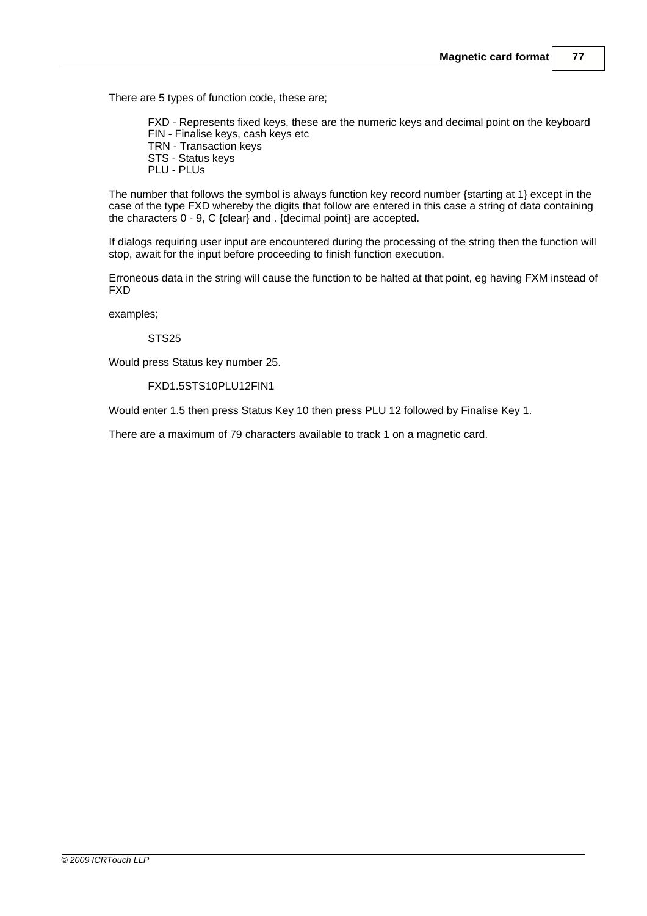There are 5 types of function code, these are;

> FXD - Represents fixed keys, these are the numeric keys and decimal point on the keyboard
> FIN - Finalise keys, cash keys etc
> TRN - Transaction keys
> STS - Status keys
> PLU - PLUs

The number that follows the symbol is always function key record number {starting at 1} except in the case of the type FXD whereby the digits that follow are entered in this case a string of data containing the characters 0 - 9, C {clear} and . {decimal point} are accepted.

If dialogs requiring user input are encountered during the processing of the string then the function will stop, await for the input before proceeding to finish function execution.

Erroneous data in the string will cause the function to be halted at that point, eg having FXM instead of FXD

examples;

> STS25

Would press Status key number 25.

> FXD1.5STS10PLU12FIN1

Would enter 1.5 then press Status Key 10 then press PLU 12 followed by Finalise Key 1.

There are a maximum of 79 characters available to track 1 on a magnetic card.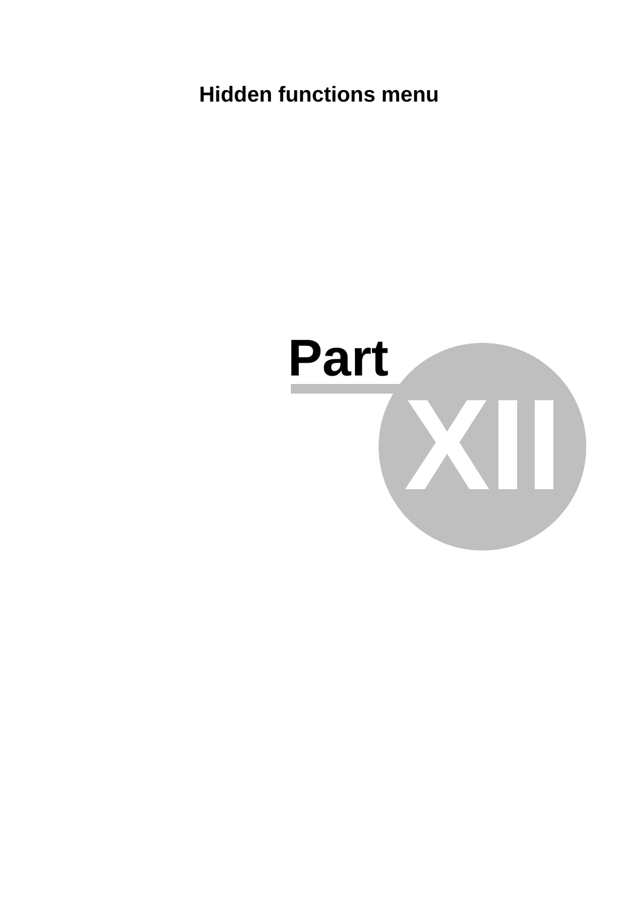# Hidden functions menu

# Part XII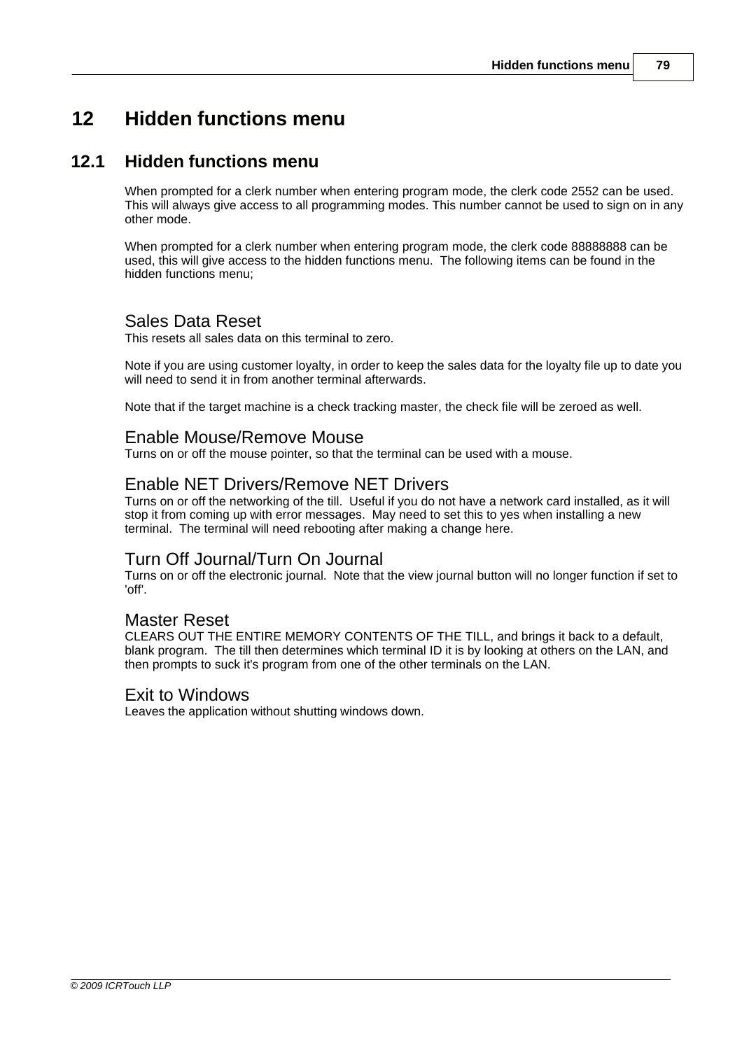# 12 Hidden functions menu

## 12.1 Hidden functions menu

When prompted for a clerk number when entering program mode, the clerk code 2552 can be used. This will always give access to all programming modes. This number cannot be used to sign on in any other mode.

When prompted for a clerk number when entering program mode, the clerk code 88888888 can be used, this will give access to the hidden functions menu.  The following items can be found in the hidden functions menu;

### Sales Data Reset

This resets all sales data on this terminal to zero.

Note if you are using customer loyalty, in order to keep the sales data for the loyalty file up to date you will need to send it in from another terminal afterwards.

Note that if the target machine is a check tracking master, the check file will be zeroed as well.

### Enable Mouse/Remove Mouse

Turns on or off the mouse pointer, so that the terminal can be used with a mouse.

### Enable NET Drivers/Remove NET Drivers

Turns on or off the networking of the till.  Useful if you do not have a network card installed, as it will stop it from coming up with error messages.  May need to set this to yes when installing a new terminal.  The terminal will need rebooting after making a change here.

### Turn Off Journal/Turn On Journal

Turns on or off the electronic journal.  Note that the view journal button will no longer function if set to 'off'.

### Master Reset

CLEARS OUT THE ENTIRE MEMORY CONTENTS OF THE TILL, and brings it back to a default, blank program.  The till then determines which terminal ID it is by looking at others on the LAN, and then prompts to suck it's program from one of the other terminals on the LAN.

### Exit to Windows

Leaves the application without shutting windows down.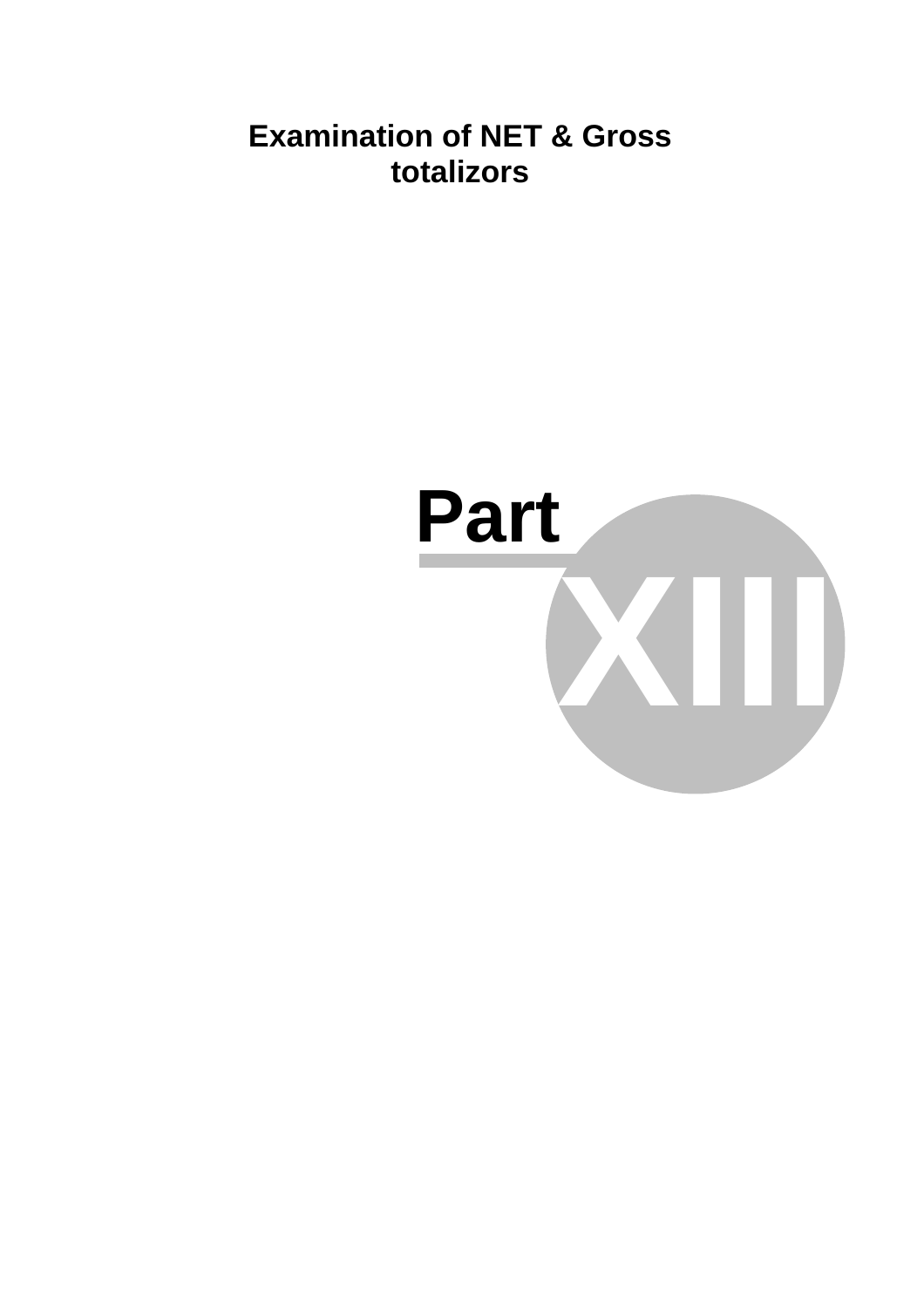# Examination of NET & Gross totalizors

# Part XIII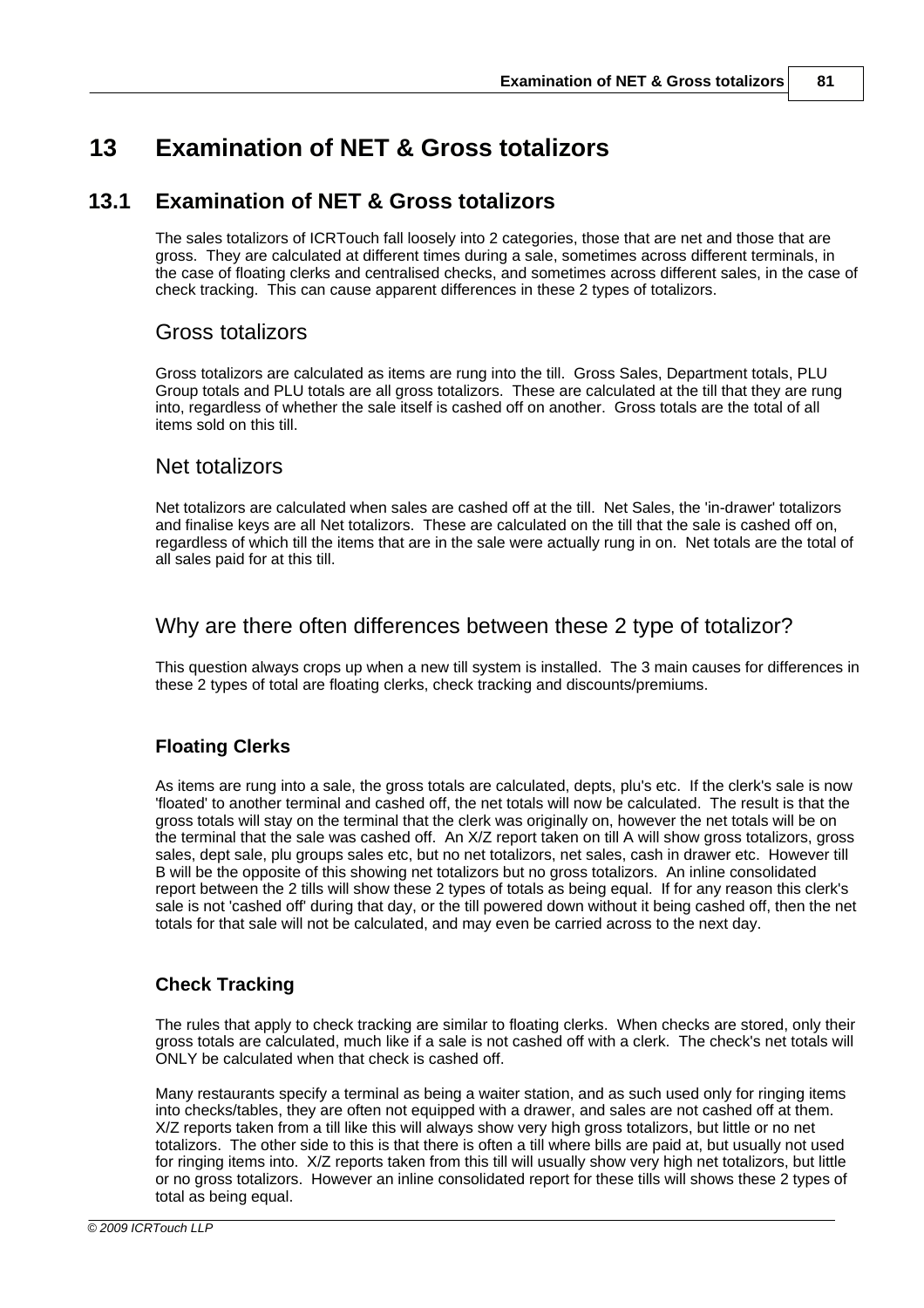# 13 Examination of NET & Gross totalizors

## 13.1 Examination of NET & Gross totalizors

The sales totalizors of ICRTouch fall loosely into 2 categories, those that are net and those that are gross. They are calculated at different times during a sale, sometimes across different terminals, in the case of floating clerks and centralised checks, and sometimes across different sales, in the case of check tracking. This can cause apparent differences in these 2 types of totalizors.

### Gross totalizors

Gross totalizors are calculated as items are rung into the till. Gross Sales, Department totals, PLU Group totals and PLU totals are all gross totalizors. These are calculated at the till that they are rung into, regardless of whether the sale itself is cashed off on another. Gross totals are the total of all items sold on this till.

### Net totalizors

Net totalizors are calculated when sales are cashed off at the till. Net Sales, the 'in-drawer' totalizors and finalise keys are all Net totalizors. These are calculated on the till that the sale is cashed off on, regardless of which till the items that are in the sale were actually rung in on. Net totals are the total of all sales paid for at this till.

### Why are there often differences between these 2 type of totalizor?

This question always crops up when a new till system is installed. The 3 main causes for differences in these 2 types of total are floating clerks, check tracking and discounts/premiums.

#### Floating Clerks

As items are rung into a sale, the gross totals are calculated, depts, plu's etc. If the clerk's sale is now 'floated' to another terminal and cashed off, the net totals will now be calculated. The result is that the gross totals will stay on the terminal that the clerk was originally on, however the net totals will be on the terminal that the sale was cashed off. An X/Z report taken on till A will show gross totalizors, gross sales, dept sale, plu groups sales etc, but no net totalizors, net sales, cash in drawer etc. However till B will be the opposite of this showing net totalizors but no gross totalizors. An inline consolidated report between the 2 tills will show these 2 types of totals as being equal. If for any reason this clerk's sale is not 'cashed off' during that day, or the till powered down without it being cashed off, then the net totals for that sale will not be calculated, and may even be carried across to the next day.

#### Check Tracking

The rules that apply to check tracking are similar to floating clerks. When checks are stored, only their gross totals are calculated, much like if a sale is not cashed off with a clerk. The check's net totals will ONLY be calculated when that check is cashed off.

Many restaurants specify a terminal as being a waiter station, and as such used only for ringing items into checks/tables, they are often not equipped with a drawer, and sales are not cashed off at them. X/Z reports taken from a till like this will always show very high gross totalizors, but little or no net totalizors. The other side to this is that there is often a till where bills are paid at, but usually not used for ringing items into. X/Z reports taken from this till will usually show very high net totalizors, but little or no gross totalizors. However an inline consolidated report for these tills will shows these 2 types of total as being equal.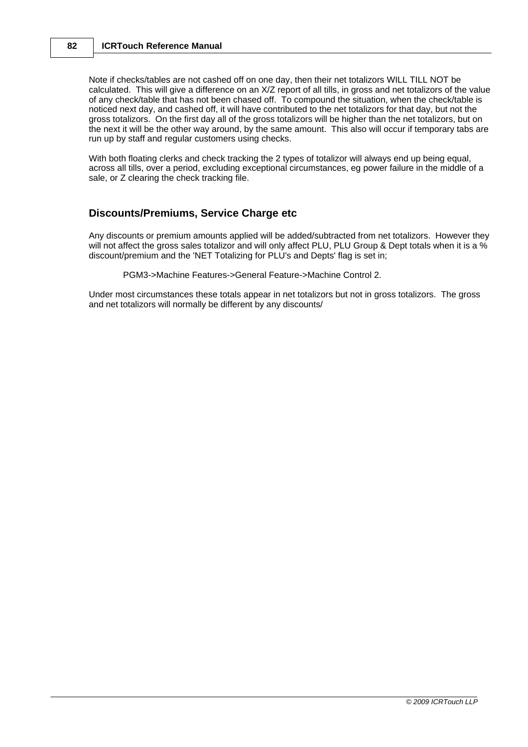Note if checks/tables are not cashed off on one day, then their net totalizors WILL TILL NOT be calculated. This will give a difference on an X/Z report of all tills, in gross and net totalizors of the value of any check/table that has not been chased off. To compound the situation, when the check/table is noticed next day, and cashed off, it will have contributed to the net totalizors for that day, but not the gross totalizors. On the first day all of the gross totalizors will be higher than the net totalizors, but on the next it will be the other way around, by the same amount. This also will occur if temporary tabs are run up by staff and regular customers using checks.

With both floating clerks and check tracking the 2 types of totalizor will always end up being equal, across all tills, over a period, excluding exceptional circumstances, eg power failure in the middle of a sale, or Z clearing the check tracking file.

## Discounts/Premiums, Service Charge etc

Any discounts or premium amounts applied will be added/subtracted from net totalizors. However they will not affect the gross sales totalizor and will only affect PLU, PLU Group & Dept totals when it is a % discount/premium and the 'NET Totalizing for PLU's and Depts' flag is set in;

PGM3->Machine Features->General Feature->Machine Control 2.

Under most circumstances these totals appear in net totalizors but not in gross totalizors. The gross and net totalizors will normally be different by any discounts/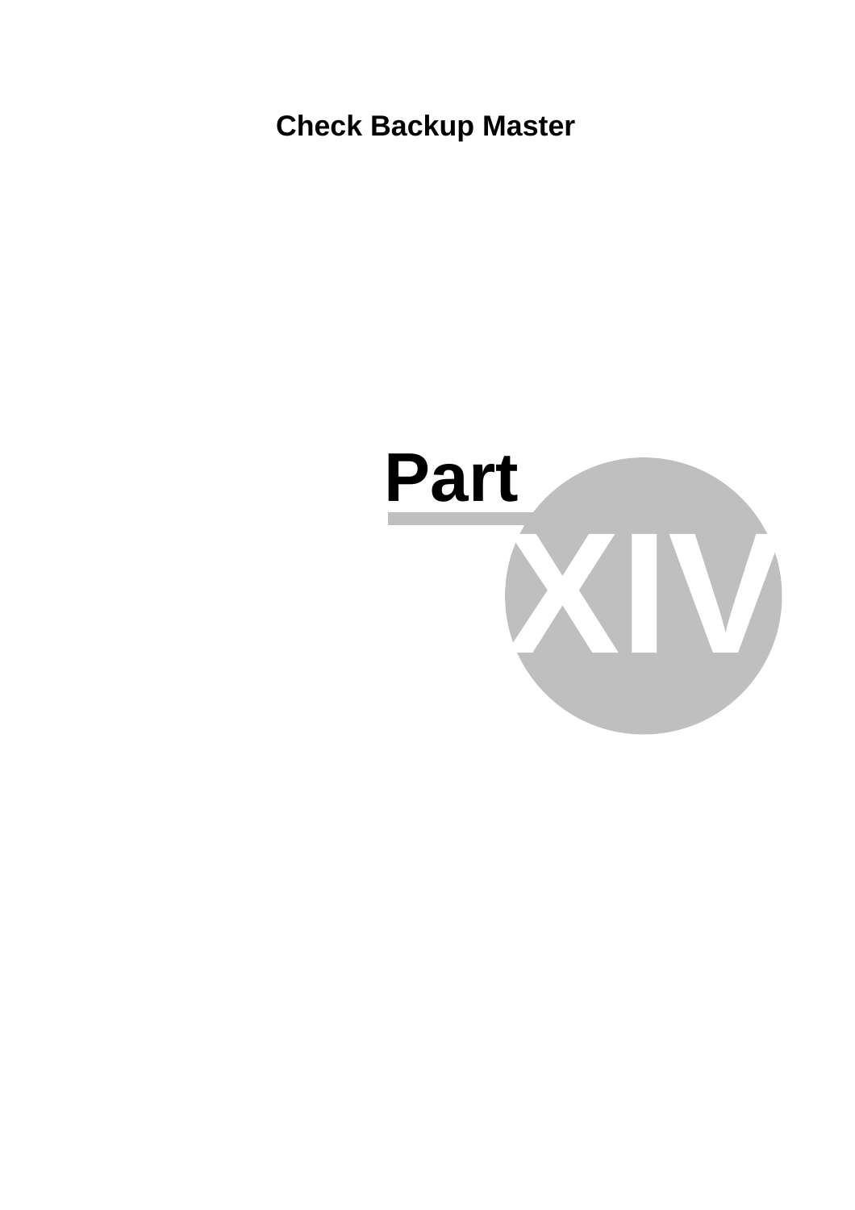# Part XIV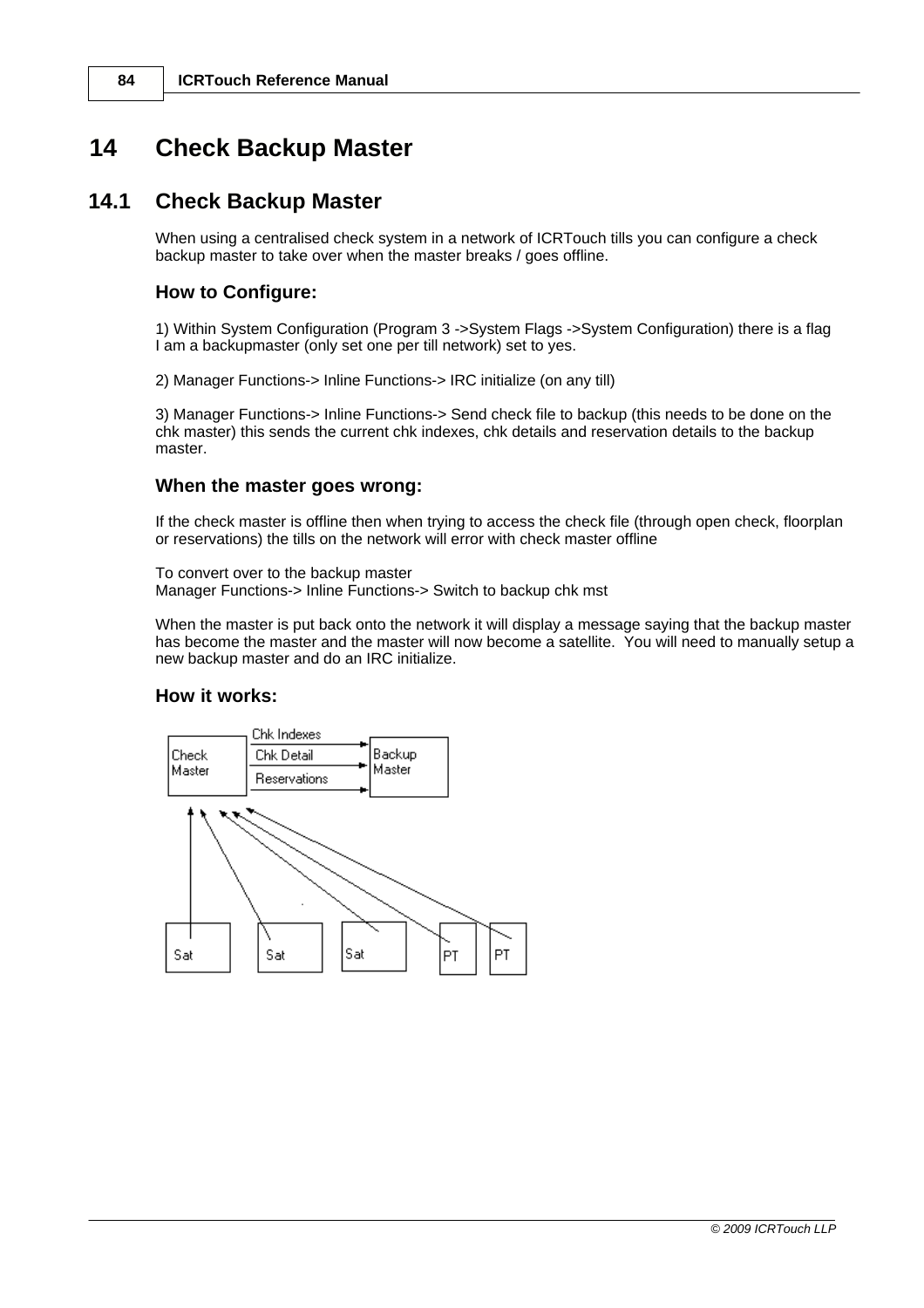# 14 Check Backup Master

## 14.1 Check Backup Master

When using a centralised check system in a network of ICRTouch tills you can configure a check backup master to take over when the master breaks / goes offline.

### How to Configure:

1) Within System Configuration (Program 3 ->System Flags ->System Configuration) there is a flag I am a backupmaster (only set one per till network) set to yes.

2) Manager Functions-> Inline Functions-> IRC initialize (on any till)

3) Manager Functions-> Inline Functions-> Send check file to backup (this needs to be done on the chk master) this sends the current chk indexes, chk details and reservation details to the backup master.

### When the master goes wrong:

If the check master is offline then when trying to access the check file (through open check, floorplan or reservations) the tills on the network will error with check master offline

To convert over to the backup master
Manager Functions-> Inline Functions-> Switch to backup chk mst

When the master is put back onto the network it will display a message saying that the backup master has become the master and the master will now become a satellite. You will need to manually setup a new backup master and do an IRC initialize.

### How it works:

Check Master — Chk Indexes, Chk Detail, Reservations → Backup Master

Sat, Sat, Sat, PT, PT → Check Master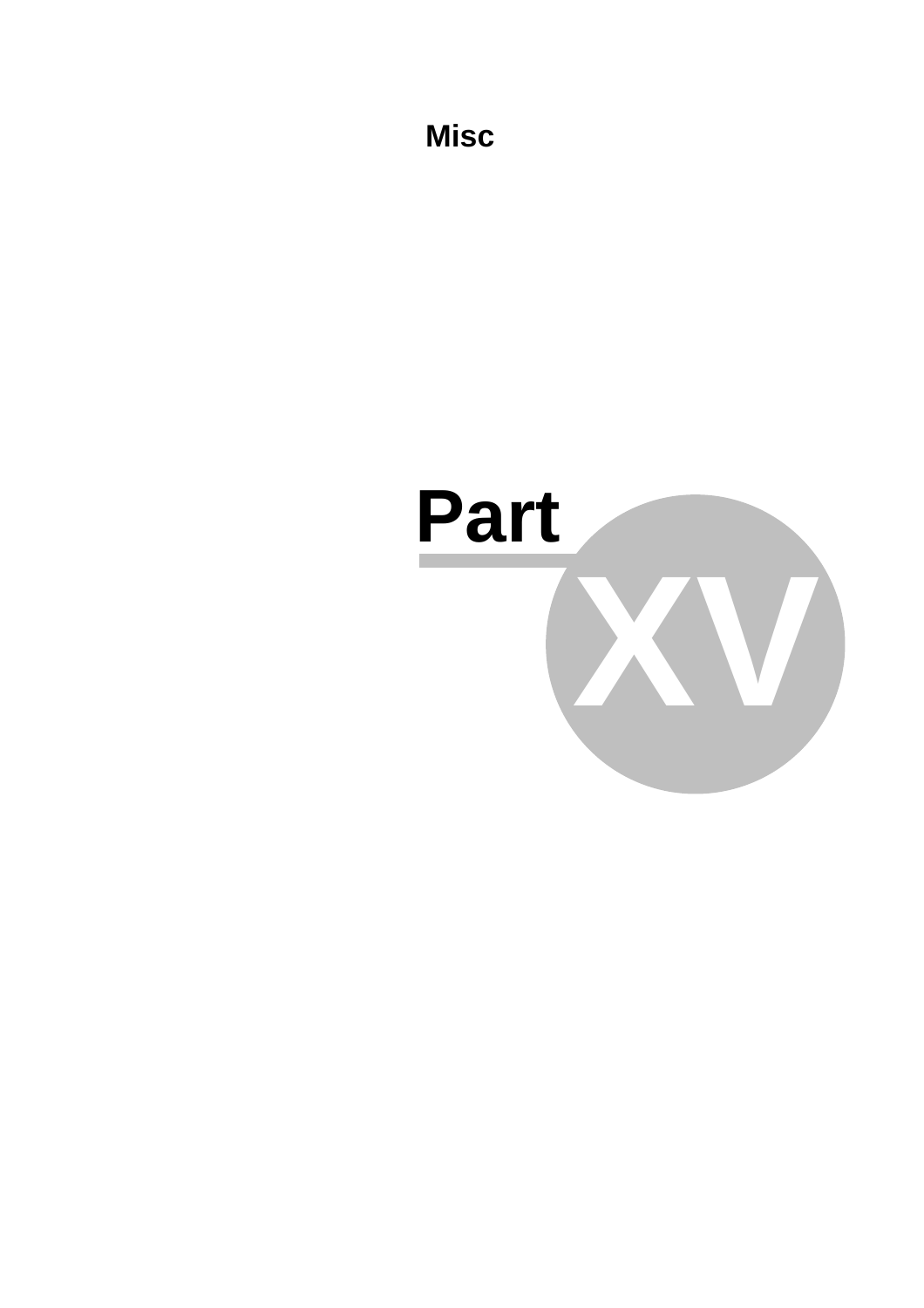# Part XV

Misc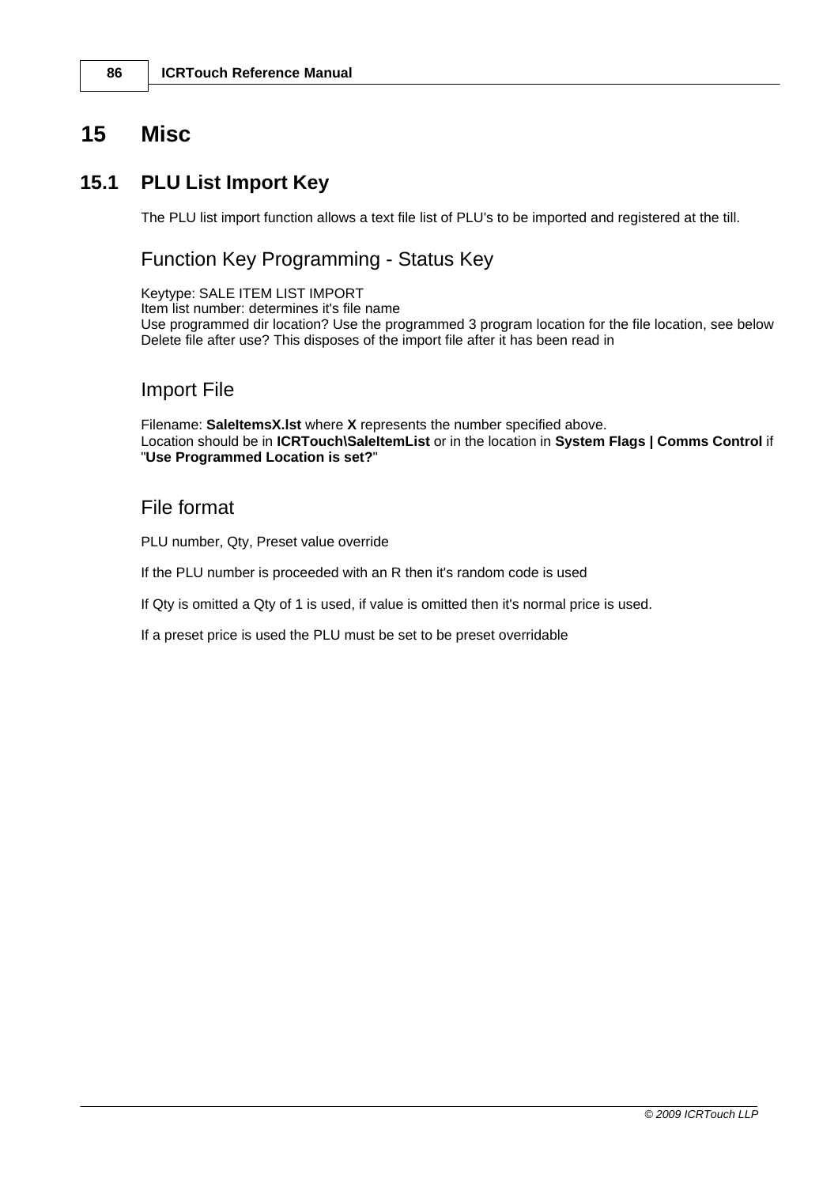# 15 Misc

## 15.1 PLU List Import Key

The PLU list import function allows a text file list of PLU's to be imported and registered at the till.

### Function Key Programming - Status Key

Keytype: SALE ITEM LIST IMPORT
Item list number: determines it's file name
Use programmed dir location? Use the programmed 3 program location for the file location, see below
Delete file after use? This disposes of the import file after it has been read in

### Import File

Filename: **SaleItemsX.lst** where **X** represents the number specified above.
Location should be in **ICRTouch\SaleItemList** or in the location in **System Flags | Comms Control** if "**Use Programmed Location is set?**"

### File format

PLU number, Qty, Preset value override

If the PLU number is proceeded with an R then it's random code is used

If Qty is omitted a Qty of 1 is used, if value is omitted then it's normal price is used.

If a preset price is used the PLU must be set to be preset overridable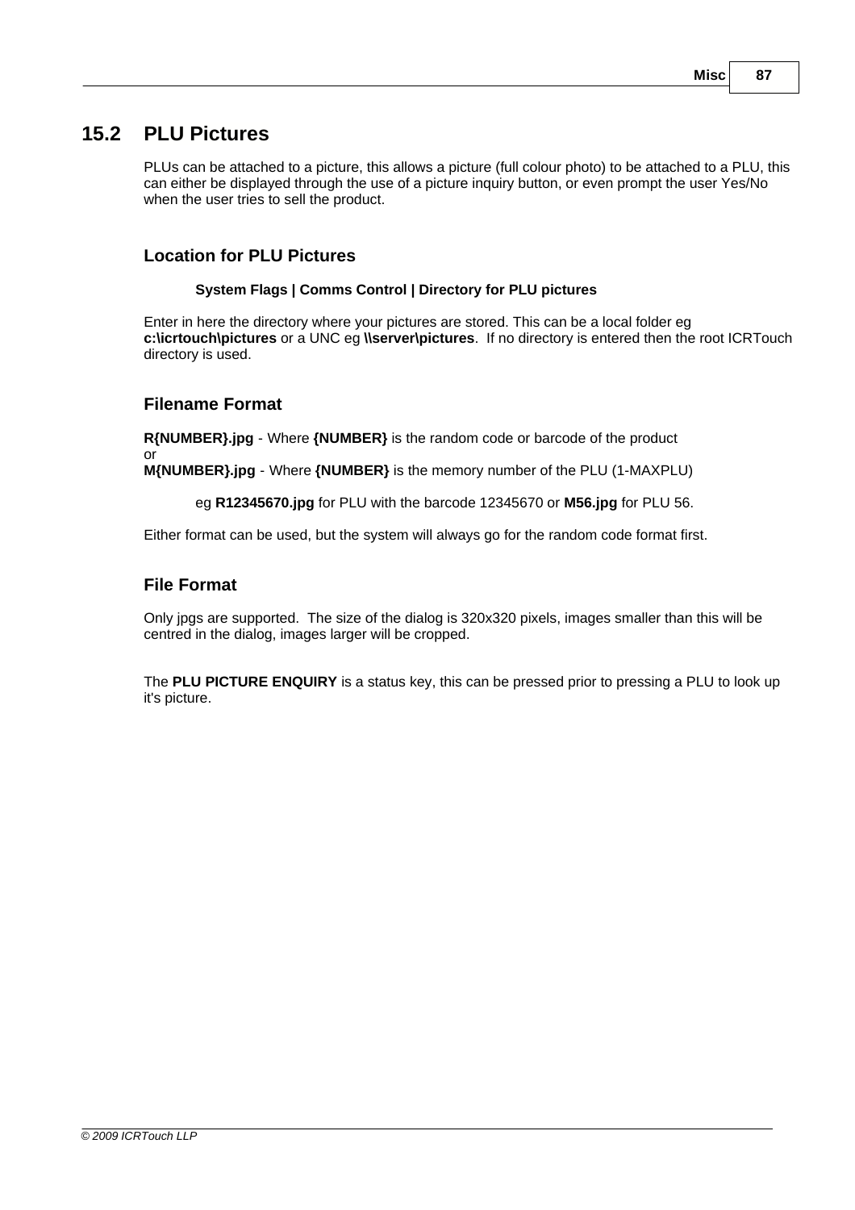## 15.2 PLU Pictures

PLUs can be attached to a picture, this allows a picture (full colour photo) to be attached to a PLU, this can either be displayed through the use of a picture inquiry button, or even prompt the user Yes/No when the user tries to sell the product.

### Location for PLU Pictures

**System Flags | Comms Control | Directory for PLU pictures**

Enter in here the directory where your pictures are stored. This can be a local folder eg **c:\icrtouch\pictures** or a UNC eg **\\server\pictures**. If no directory is entered then the root ICRTouch directory is used.

### Filename Format

**R{NUMBER}.jpg** - Where **{NUMBER}** is the random code or barcode of the product
or
**M{NUMBER}.jpg** - Where **{NUMBER}** is the memory number of the PLU (1-MAXPLU)

eg **R12345670.jpg** for PLU with the barcode 12345670 or **M56.jpg** for PLU 56.

Either format can be used, but the system will always go for the random code format first.

### File Format

Only jpgs are supported. The size of the dialog is 320x320 pixels, images smaller than this will be centred in the dialog, images larger will be cropped.

The **PLU PICTURE ENQUIRY** is a status key, this can be pressed prior to pressing a PLU to look up it's picture.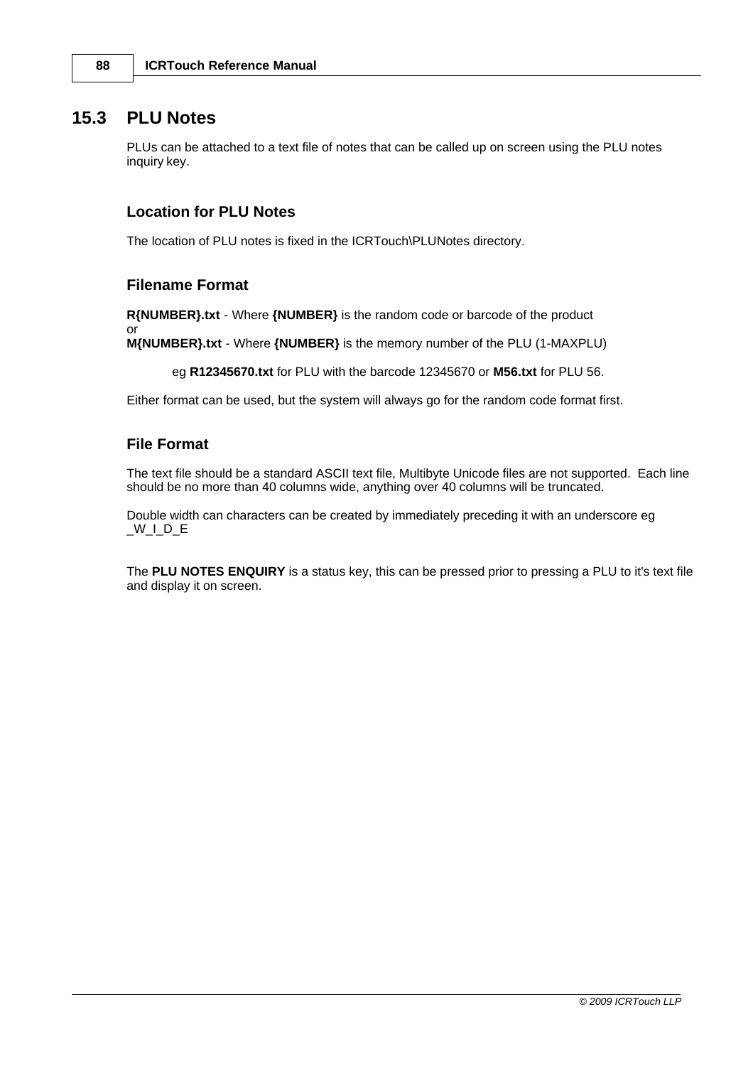## 15.3 PLU Notes

PLUs can be attached to a text file of notes that can be called up on screen using the PLU notes inquiry key.

### Location for PLU Notes

The location of PLU notes is fixed in the ICRTouch\PLUNotes directory.

### Filename Format

**R{NUMBER}.txt** - Where **{NUMBER}** is the random code or barcode of the product
or
**M{NUMBER}.txt** - Where **{NUMBER}** is the memory number of the PLU (1-MAXPLU)

eg **R12345670.txt** for PLU with the barcode 12345670 or **M56.txt** for PLU 56.

Either format can be used, but the system will always go for the random code format first.

### File Format

The text file should be a standard ASCII text file, Multibyte Unicode files are not supported. Each line should be no more than 40 columns wide, anything over 40 columns will be truncated.

Double width can characters can be created by immediately preceding it with an underscore eg _W_I_D_E

The **PLU NOTES ENQUIRY** is a status key, this can be pressed prior to pressing a PLU to it's text file and display it on screen.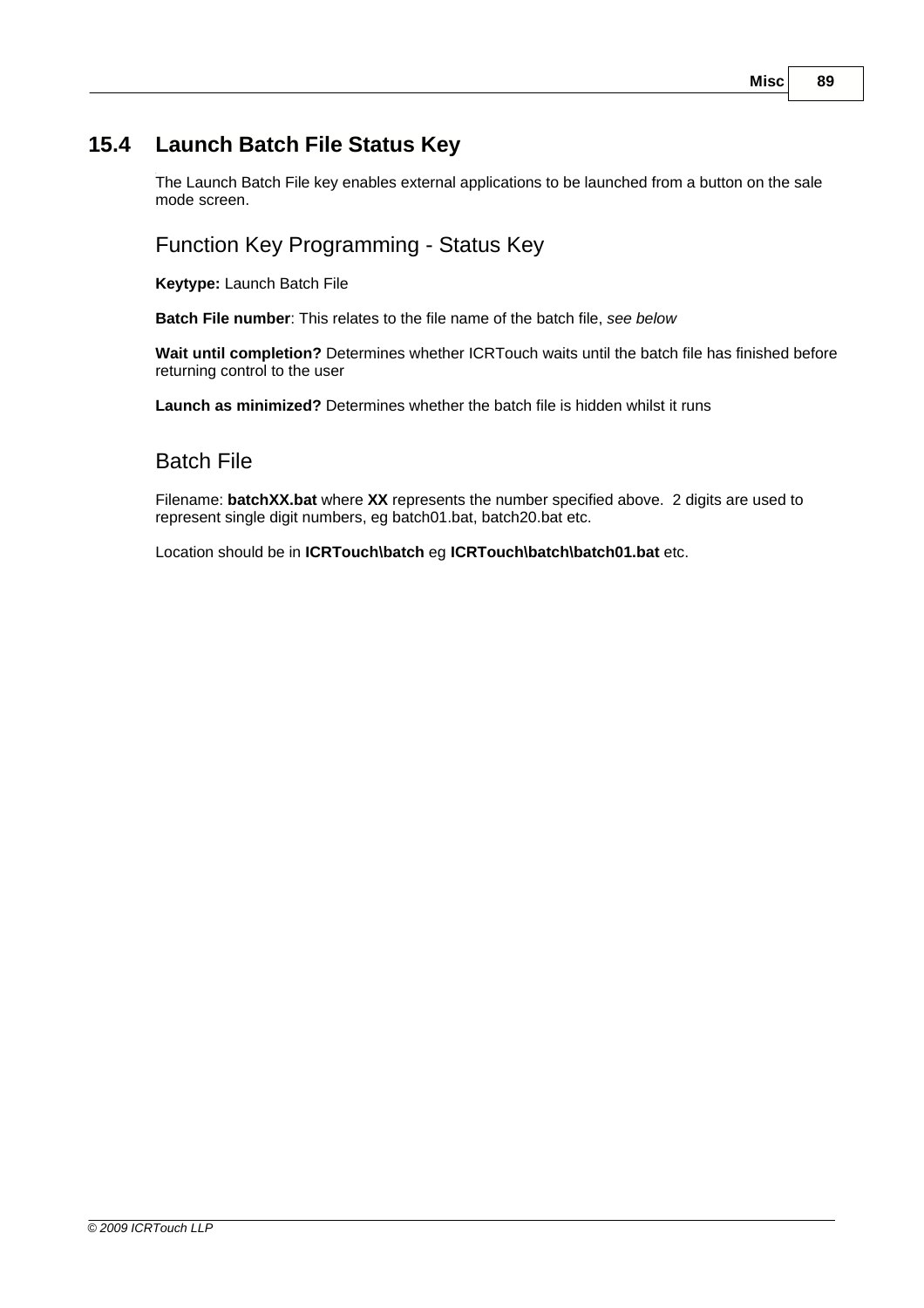## 15.4 Launch Batch File Status Key

The Launch Batch File key enables external applications to be launched from a button on the sale mode screen.

### Function Key Programming - Status Key

**Keytype:** Launch Batch File

**Batch File number**: This relates to the file name of the batch file, *see below*

**Wait until completion?** Determines whether ICRTouch waits until the batch file has finished before returning control to the user

**Launch as minimized?** Determines whether the batch file is hidden whilst it runs

### Batch File

Filename: **batchXX.bat** where **XX** represents the number specified above. 2 digits are used to represent single digit numbers, eg batch01.bat, batch20.bat etc.

Location should be in **ICRTouch\batch** eg **ICRTouch\batch\batch01.bat** etc.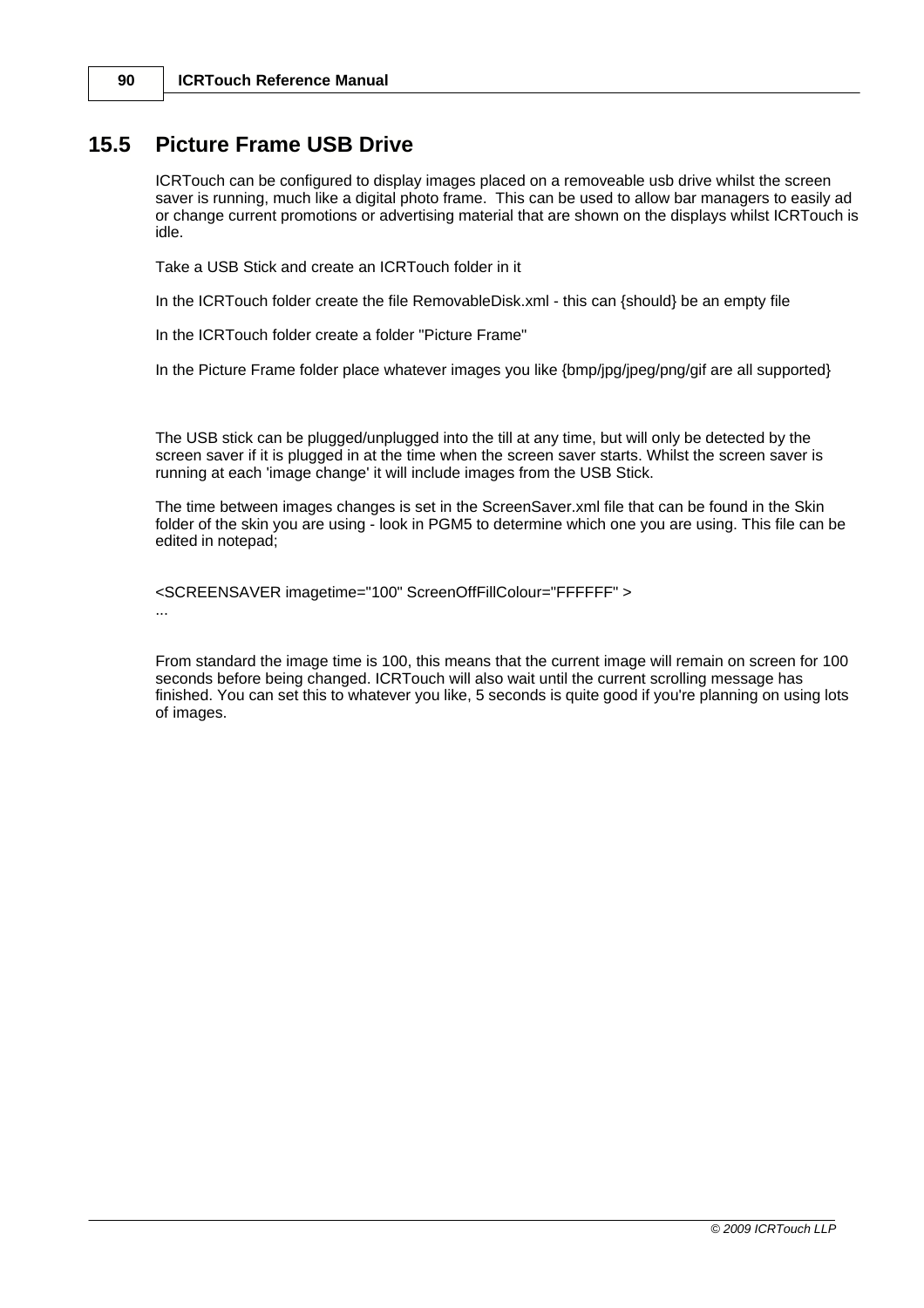## 15.5 Picture Frame USB Drive

ICRTouch can be configured to display images placed on a removeable usb drive whilst the screen saver is running, much like a digital photo frame.  This can be used to allow bar managers to easily ad or change current promotions or advertising material that are shown on the displays whilst ICRTouch is idle.

Take a USB Stick and create an ICRTouch folder in it

In the ICRTouch folder create the file RemovableDisk.xml - this can {should} be an empty file

In the ICRTouch folder create a folder "Picture Frame"

In the Picture Frame folder place whatever images you like {bmp/jpg/jpeg/png/gif are all supported}

The USB stick can be plugged/unplugged into the till at any time, but will only be detected by the screen saver if it is plugged in at the time when the screen saver starts. Whilst the screen saver is running at each 'image change' it will include images from the USB Stick.

The time between images changes is set in the ScreenSaver.xml file that can be found in the Skin folder of the skin you are using - look in PGM5 to determine which one you are using. This file can be edited in notepad;

```
<SCREENSAVER imagetime="100" ScreenOffFillColour="FFFFFF" >
...
```

From standard the image time is 100, this means that the current image will remain on screen for 100 seconds before being changed. ICRTouch will also wait until the current scrolling message has finished. You can set this to whatever you like, 5 seconds is quite good if you're planning on using lots of images.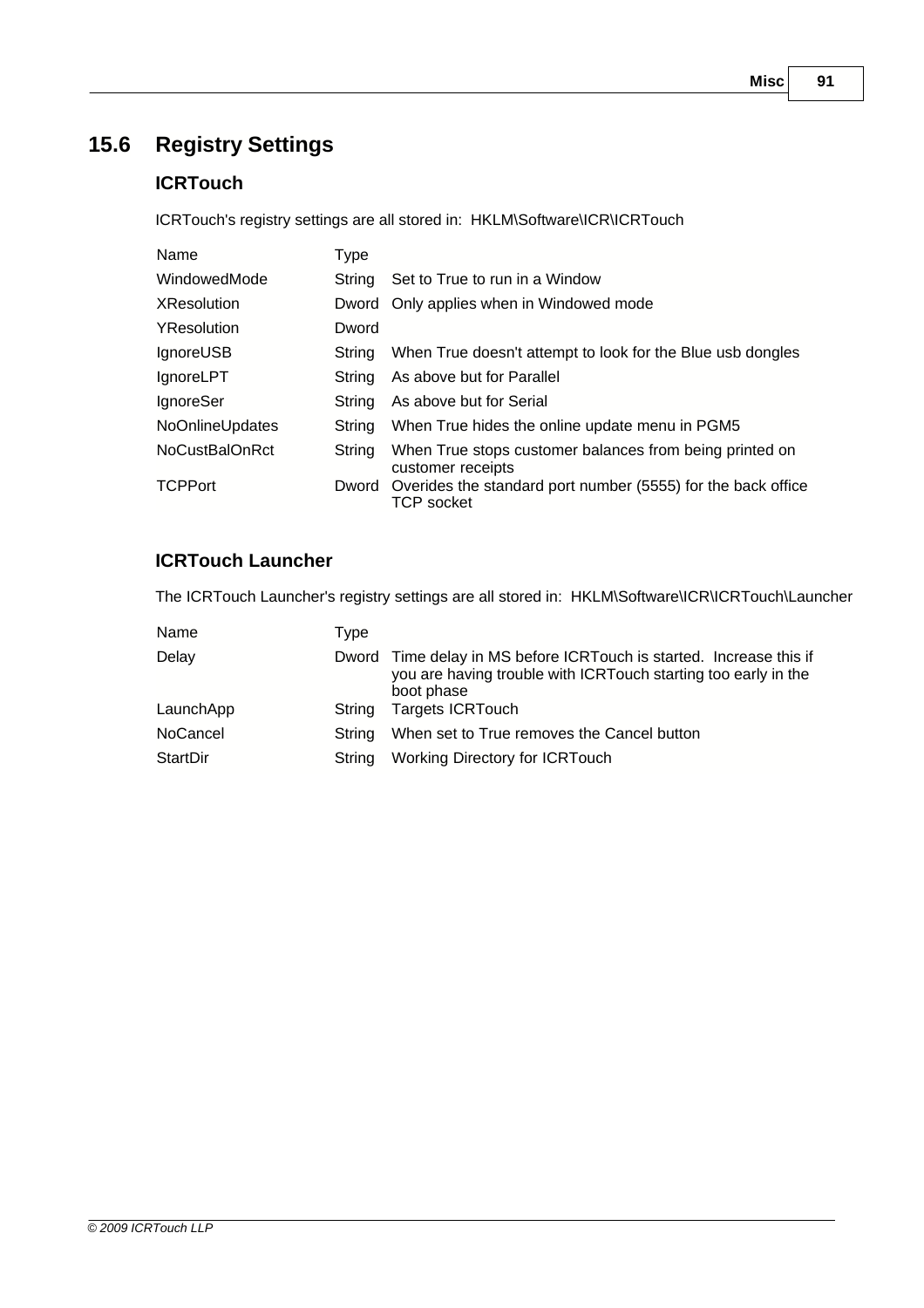## 15.6 Registry Settings

### ICRTouch

ICRTouch's registry settings are all stored in: HKLM\Software\ICR\ICRTouch

| Name | Type | |
|---|---|---|
| WindowedMode | String | Set to True to run in a Window |
| XResolution | Dword | Only applies when in Windowed mode |
| YResolution | Dword | |
| IgnoreUSB | String | When True doesn't attempt to look for the Blue usb dongles |
| IgnoreLPT | String | As above but for Parallel |
| IgnoreSer | String | As above but for Serial |
| NoOnlineUpdates | String | When True hides the online update menu in PGM5 |
| NoCustBalOnRct | String | When True stops customer balances from being printed on customer receipts |
| TCPPort | Dword | Overides the standard port number (5555) for the back office TCP socket |

### ICRTouch Launcher

The ICRTouch Launcher's registry settings are all stored in: HKLM\Software\ICR\ICRTouch\Launcher

| Name | Type | |
|---|---|---|
| Delay | Dword | Time delay in MS before ICRTouch is started. Increase this if you are having trouble with ICRTouch starting too early in the boot phase |
| LaunchApp | String | Targets ICRTouch |
| NoCancel | String | When set to True removes the Cancel button |
| StartDir | String | Working Directory for ICRTouch |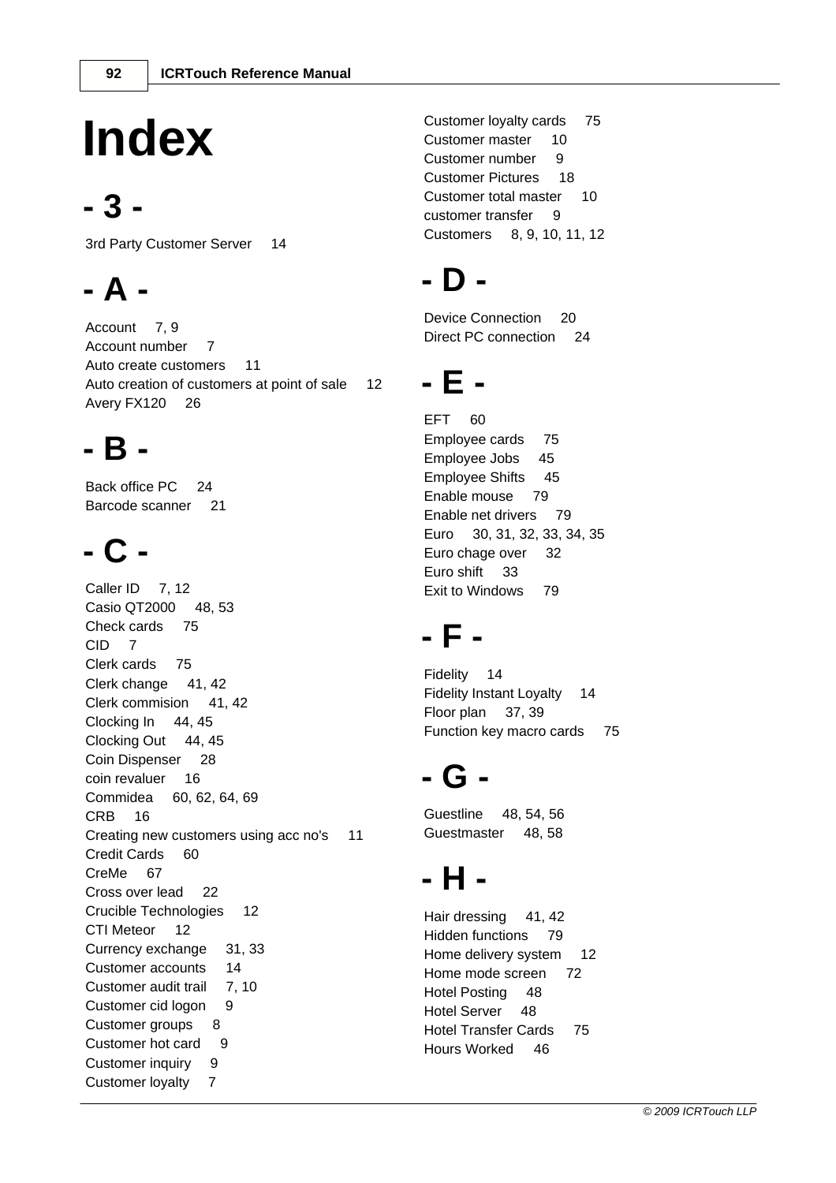# Index

## - 3 -

3rd Party Customer Server 14

## - A -

Account 7, 9
Account number 7
Auto create customers 11
Auto creation of customers at point of sale 12
Avery FX120 26

## - B -

Back office PC 24
Barcode scanner 21

## - C -

Caller ID 7, 12
Casio QT2000 48, 53
Check cards 75
CID 7
Clerk cards 75
Clerk change 41, 42
Clerk commision 41, 42
Clocking In 44, 45
Clocking Out 44, 45
Coin Dispenser 28
coin revaluer 16
Commidea 60, 62, 64, 69
CRB 16
Creating new customers using acc no's 11
Credit Cards 60
CreMe 67
Cross over lead 22
Crucible Technologies 12
CTI Meteor 12
Currency exchange 31, 33
Customer accounts 14
Customer audit trail 7, 10
Customer cid logon 9
Customer groups 8
Customer hot card 9
Customer inquiry 9
Customer loyalty 7
Customer loyalty cards 75
Customer master 10
Customer number 9
Customer Pictures 18
Customer total master 10
customer transfer 9
Customers 8, 9, 10, 11, 12

## - D -

Device Connection 20
Direct PC connection 24

## - E -

EFT 60
Employee cards 75
Employee Jobs 45
Employee Shifts 45
Enable mouse 79
Enable net drivers 79
Euro 30, 31, 32, 33, 34, 35
Euro chage over 32
Euro shift 33
Exit to Windows 79

## - F -

Fidelity 14
Fidelity Instant Loyalty 14
Floor plan 37, 39
Function key macro cards 75

## - G -

Guestline 48, 54, 56
Guestmaster 48, 58

## - H -

Hair dressing 41, 42
Hidden functions 79
Home delivery system 12
Home mode screen 72
Hotel Posting 48
Hotel Server 48
Hotel Transfer Cards 75
Hours Worked 46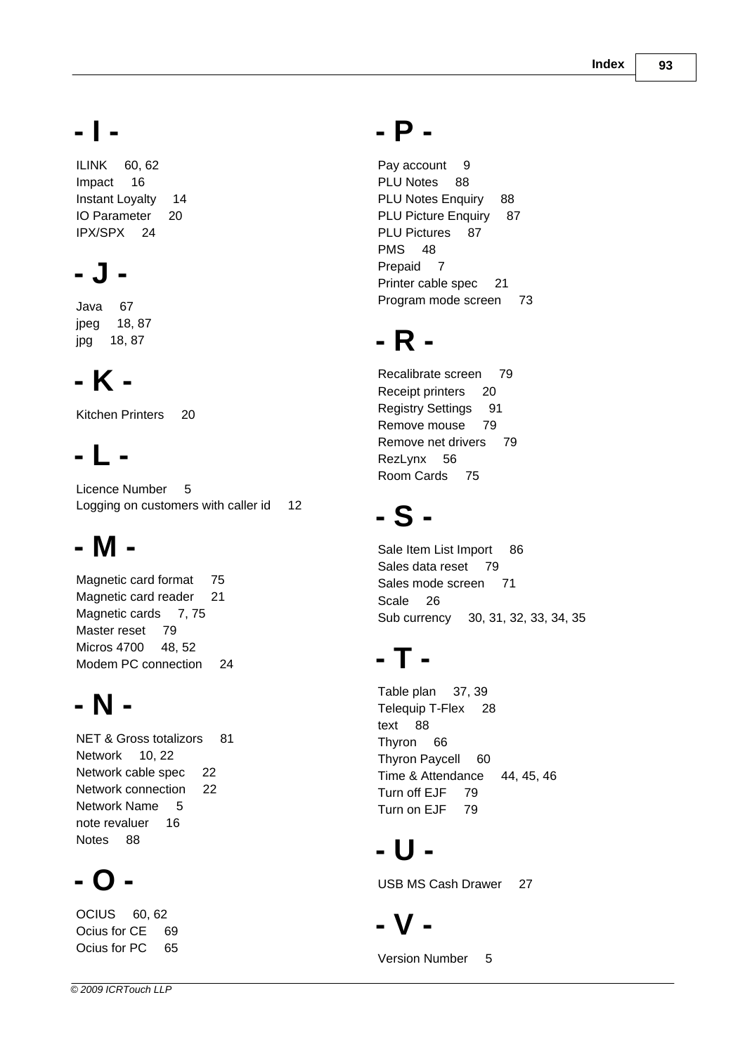# - I -

ILINK 60, 62
Impact 16
Instant Loyalty 14
IO Parameter 20
IPX/SPX 24

# - J -

Java 67
jpeg 18, 87
jpg 18, 87

# - K -

Kitchen Printers 20

# - L -

Licence Number 5
Logging on customers with caller id 12

# - M -

Magnetic card format 75
Magnetic card reader 21
Magnetic cards 7, 75
Master reset 79
Micros 4700 48, 52
Modem PC connection 24

# - N -

NET & Gross totalizors 81
Network 10, 22
Network cable spec 22
Network connection 22
Network Name 5
note revaluer 16
Notes 88

# - O -

OCIUS 60, 62
Ocius for CE 69
Ocius for PC 65

# - P -

Pay account 9
PLU Notes 88
PLU Notes Enquiry 88
PLU Picture Enquiry 87
PLU Pictures 87
PMS 48
Prepaid 7
Printer cable spec 21
Program mode screen 73

# - R -

Recalibrate screen 79
Receipt printers 20
Registry Settings 91
Remove mouse 79
Remove net drivers 79
RezLynx 56
Room Cards 75

# - S -

Sale Item List Import 86
Sales data reset 79
Sales mode screen 71
Scale 26
Sub currency 30, 31, 32, 33, 34, 35

# - T -

Table plan 37, 39
Telequip T-Flex 28
text 88
Thyron 66
Thyron Paycell 60
Time & Attendance 44, 45, 46
Turn off EJF 79
Turn on EJF 79

# - U -

USB MS Cash Drawer 27

# - V -

Version Number 5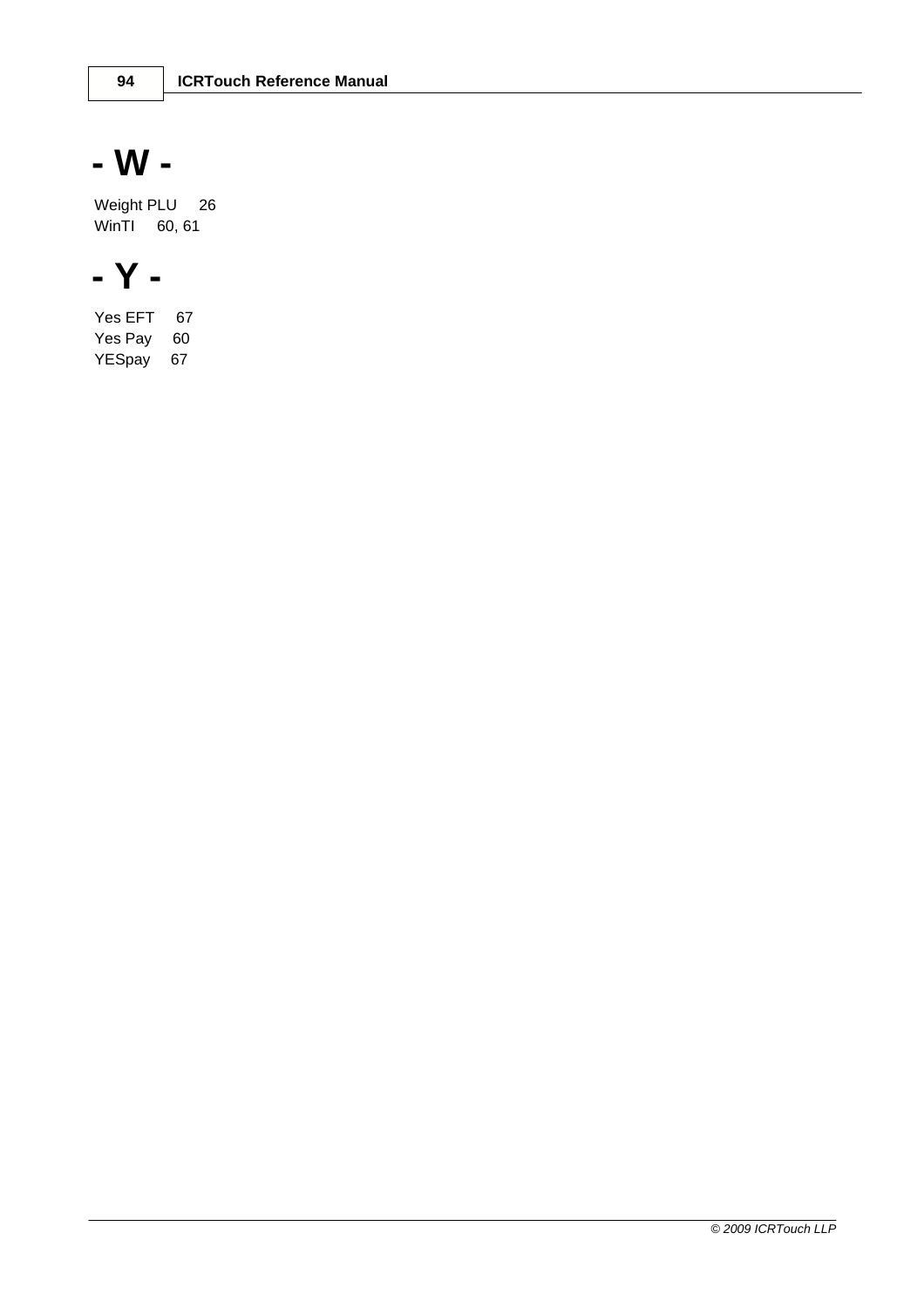# - W -

Weight PLU 26
WinTI 60, 61

# - Y -

Yes EFT 67
Yes Pay 60
YESpay 67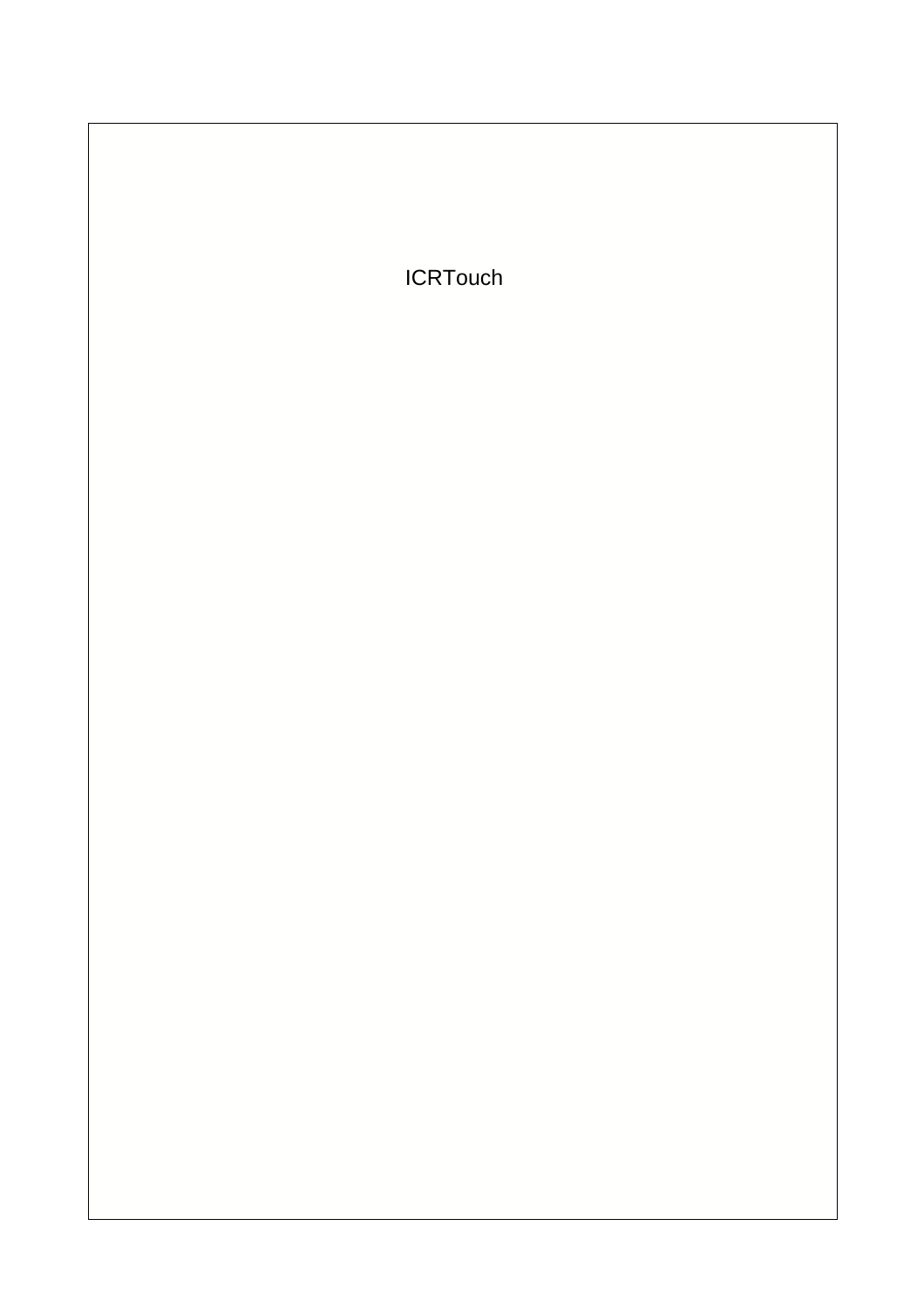ICRTouch